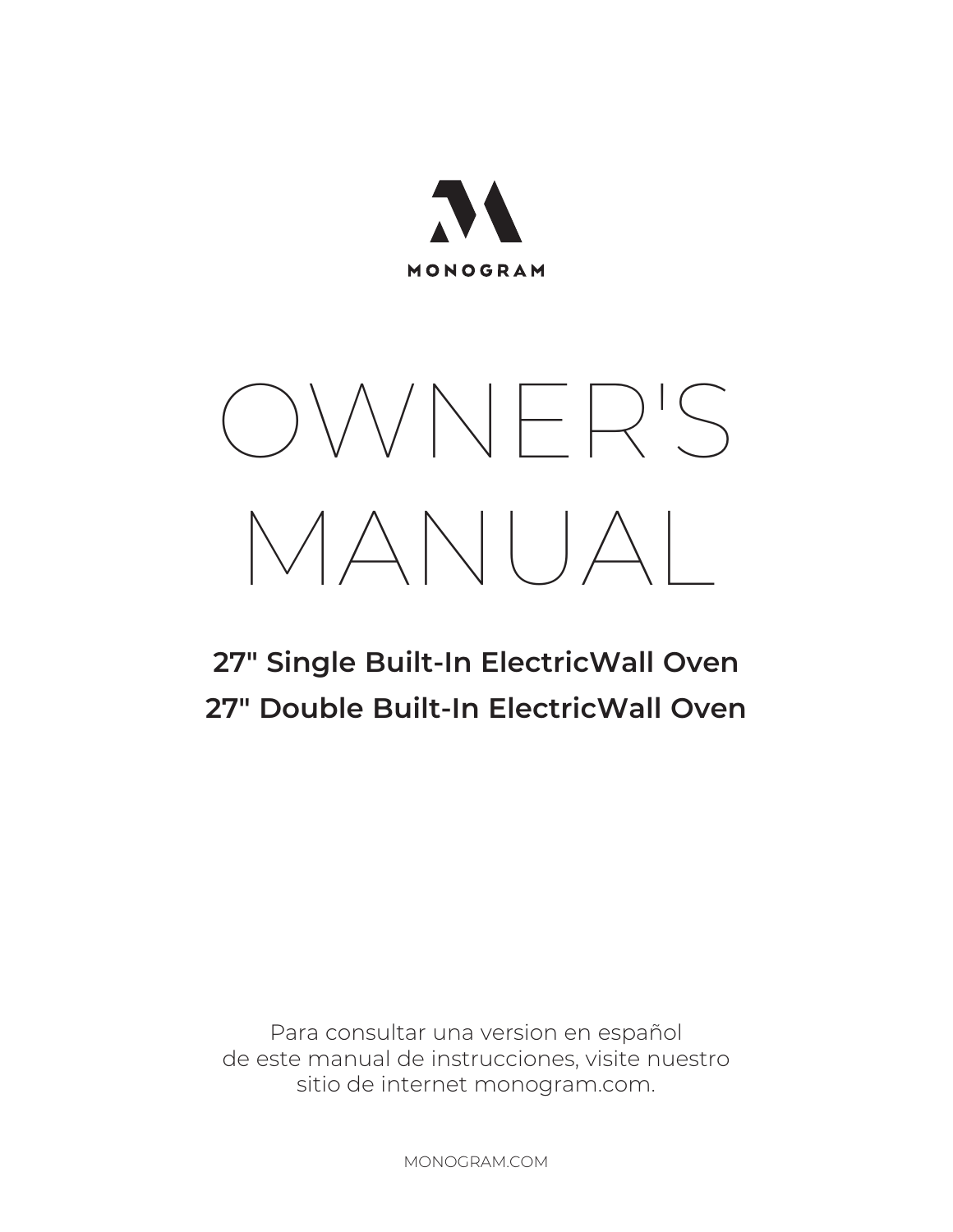MONOGRAM

# OWNER'S MANUAL

**27" Single Built-In ElectricWall Oven**

**27" Double Built-In ElectricWall Oven**

Para consultar una version en español
de este manual de instrucciones, visite nuestro
sitio de internet monogram.com.

MONOGRAM.COM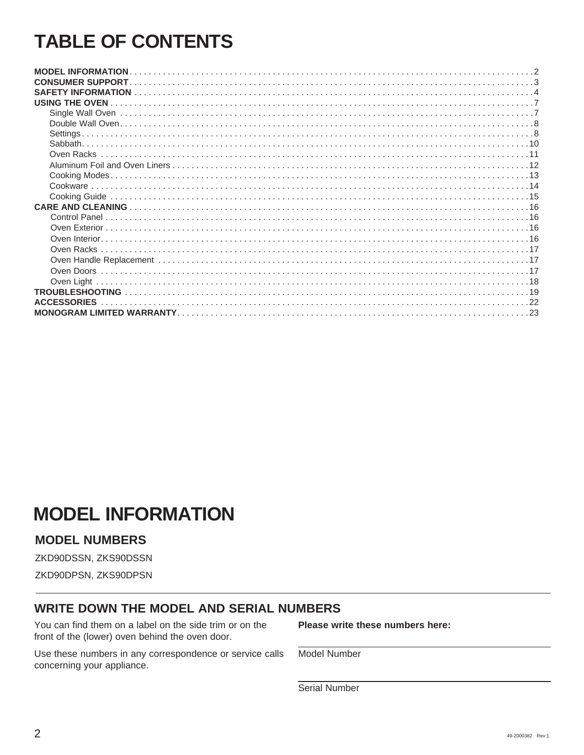# TABLE OF CONTENTS

**MODEL INFORMATION** . . . . . . . . . 2
**CONSUMER SUPPORT** . . . . . . . . . 3
**SAFETY INFORMATION** . . . . . . . . . 4
**USING THE OVEN** . . . . . . . . . 7
- Single Wall Oven . . . . . . . . . 7
- Double Wall Oven . . . . . . . . . 8
- Settings . . . . . . . . . 8
- Sabbath . . . . . . . . . 10
- Oven Racks . . . . . . . . . 11
- Aluminum Foil and Oven Liners . . . . . . . . . 12
- Cooking Modes . . . . . . . . . 13
- Cookware . . . . . . . . . 14
- Cooking Guide . . . . . . . . . 15

**CARE AND CLEANING** . . . . . . . . . 16
- Control Panel . . . . . . . . . 16
- Oven Exterior . . . . . . . . . 16
- Oven Interior . . . . . . . . . 16
- Oven Racks . . . . . . . . . 17
- Oven Handle Replacement . . . . . . . . . 17
- Oven Doors . . . . . . . . . 17
- Oven Light . . . . . . . . . 18

**TROUBLESHOOTING** . . . . . . . . . 19
**ACCESSORIES** . . . . . . . . . 22
**MONOGRAM LIMITED WARRANTY** . . . . . . . . . 23

# MODEL INFORMATION

## MODEL NUMBERS

ZKD90DSSN, ZKS90DSSN

ZKD90DPSN, ZKS90DPSN

## WRITE DOWN THE MODEL AND SERIAL NUMBERS

You can find them on a label on the side trim or on the front of the (lower) oven behind the oven door.

Use these numbers in any correspondence or service calls concerning your appliance.

**Please write these numbers here:**

Model Number

Serial Number

49-2000382 Rev.1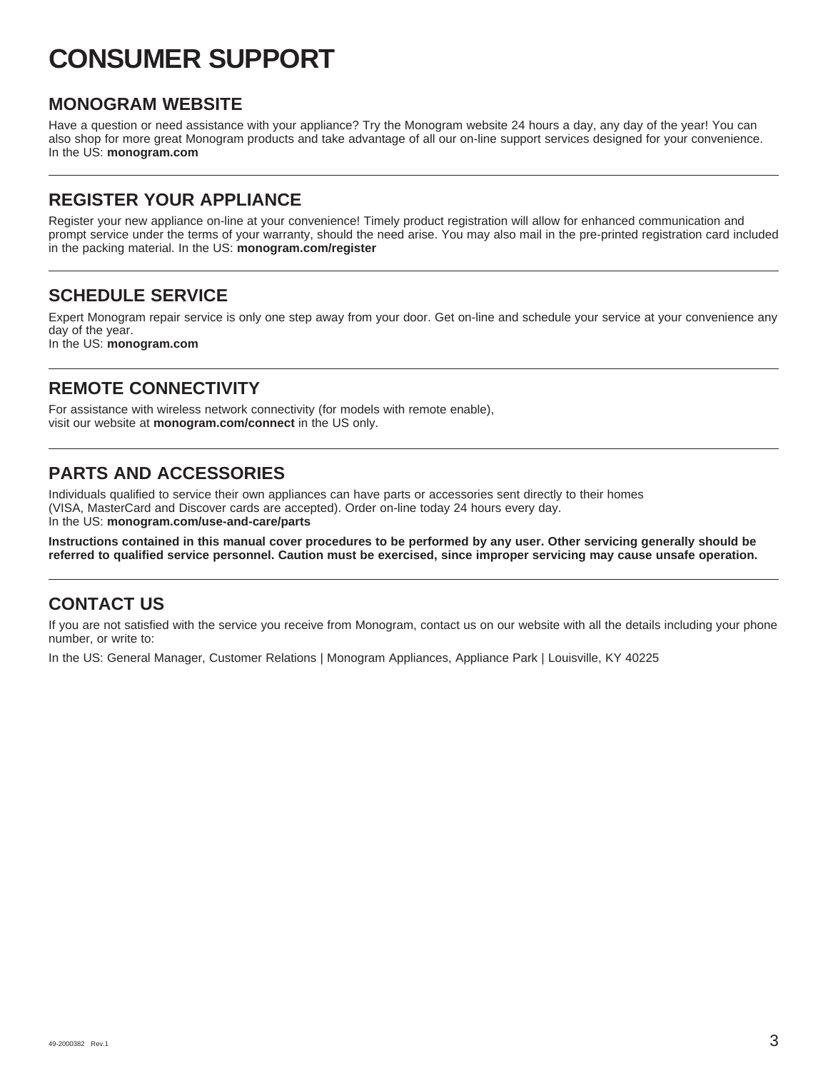# CONSUMER SUPPORT

## MONOGRAM WEBSITE

Have a question or need assistance with your appliance? Try the Monogram website 24 hours a day, any day of the year! You can also shop for more great Monogram products and take advantage of all our on-line support services designed for your convenience.
In the US: **monogram.com**

---

## REGISTER YOUR APPLIANCE

Register your new appliance on-line at your convenience! Timely product registration will allow for enhanced communication and prompt service under the terms of your warranty, should the need arise. You may also mail in the pre-printed registration card included in the packing material. In the US: **monogram.com/register**

---

## SCHEDULE SERVICE

Expert Monogram repair service is only one step away from your door. Get on-line and schedule your service at your convenience any day of the year.
In the US: **monogram.com**

---

## REMOTE CONNECTIVITY

For assistance with wireless network connectivity (for models with remote enable),
visit our website at **monogram.com/connect** in the US only.

---

## PARTS AND ACCESSORIES

Individuals qualified to service their own appliances can have parts or accessories sent directly to their homes
(VISA, MasterCard and Discover cards are accepted). Order on-line today 24 hours every day.
In the US: **monogram.com/use-and-care/parts**

**Instructions contained in this manual cover procedures to be performed by any user. Other servicing generally should be referred to qualified service personnel. Caution must be exercised, since improper servicing may cause unsafe operation.**

---

## CONTACT US

If you are not satisfied with the service you receive from Monogram, contact us on our website with all the details including your phone number, or write to:

In the US: General Manager, Customer Relations | Monogram Appliances, Appliance Park | Louisville, KY 40225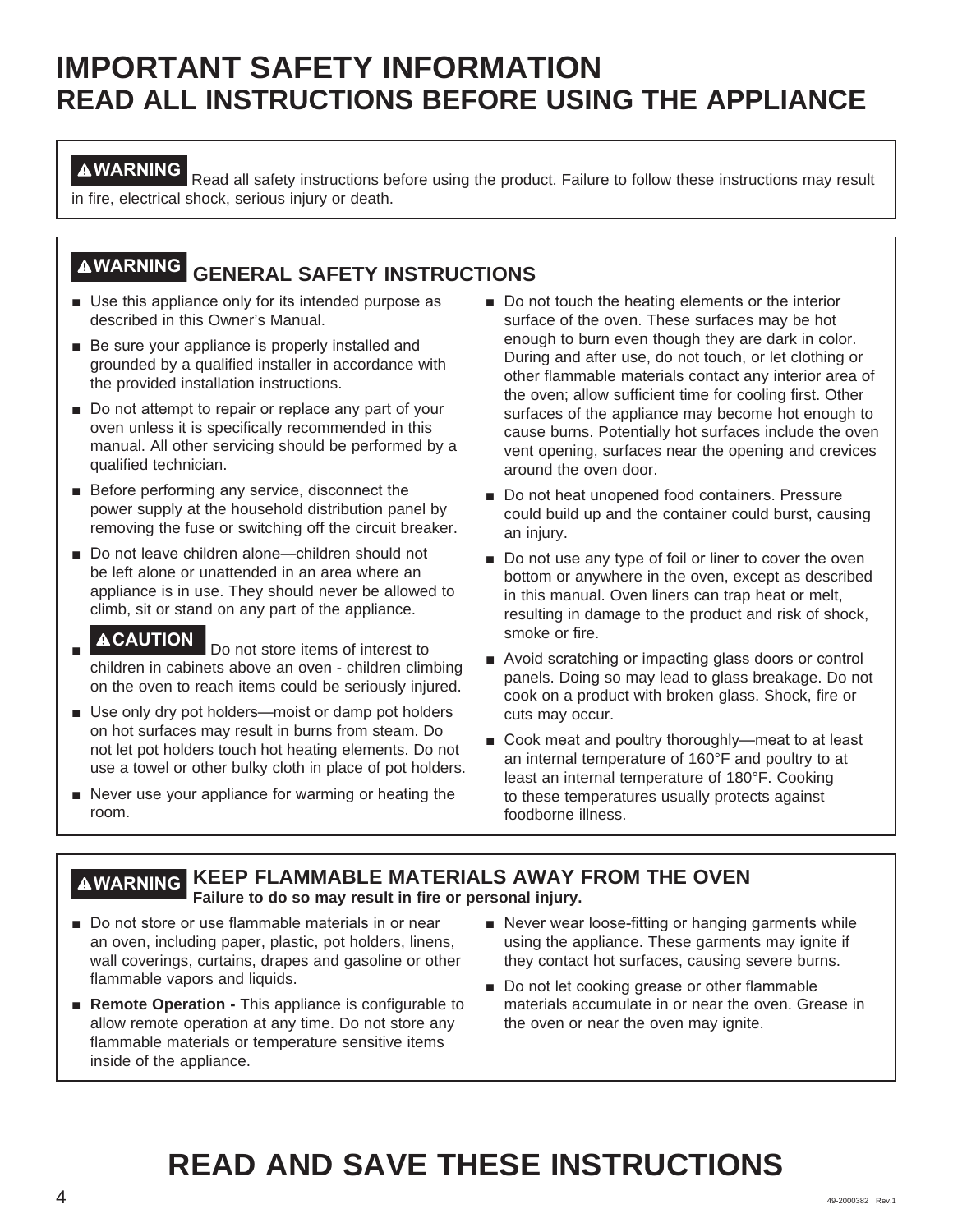# IMPORTANT SAFETY INFORMATION
## READ ALL INSTRUCTIONS BEFORE USING THE APPLIANCE

**⚠WARNING** Read all safety instructions before using the product. Failure to follow these instructions may result in fire, electrical shock, serious injury or death.

### ⚠WARNING GENERAL SAFETY INSTRUCTIONS

- Use this appliance only for its intended purpose as described in this Owner's Manual.
- Be sure your appliance is properly installed and grounded by a qualified installer in accordance with the provided installation instructions.
- Do not attempt to repair or replace any part of your oven unless it is specifically recommended in this manual. All other servicing should be performed by a qualified technician.
- Before performing any service, disconnect the power supply at the household distribution panel by removing the fuse or switching off the circuit breaker.
- Do not leave children alone—children should not be left alone or unattended in an area where an appliance is in use. They should never be allowed to climb, sit or stand on any part of the appliance.
- **⚠CAUTION** Do not store items of interest to children in cabinets above an oven - children climbing on the oven to reach items could be seriously injured.
- Use only dry pot holders—moist or damp pot holders on hot surfaces may result in burns from steam. Do not let pot holders touch hot heating elements. Do not use a towel or other bulky cloth in place of pot holders.
- Never use your appliance for warming or heating the room.
- Do not touch the heating elements or the interior surface of the oven. These surfaces may be hot enough to burn even though they are dark in color. During and after use, do not touch, or let clothing or other flammable materials contact any interior area of the oven; allow sufficient time for cooling first. Other surfaces of the appliance may become hot enough to cause burns. Potentially hot surfaces include the oven vent opening, surfaces near the opening and crevices around the oven door.
- Do not heat unopened food containers. Pressure could build up and the container could burst, causing an injury.
- Do not use any type of foil or liner to cover the oven bottom or anywhere in the oven, except as described in this manual. Oven liners can trap heat or melt, resulting in damage to the product and risk of shock, smoke or fire.
- Avoid scratching or impacting glass doors or control panels. Doing so may lead to glass breakage. Do not cook on a product with broken glass. Shock, fire or cuts may occur.
- Cook meat and poultry thoroughly—meat to at least an internal temperature of 160°F and poultry to at least an internal temperature of 180°F. Cooking to these temperatures usually protects against foodborne illness.

### ⚠WARNING KEEP FLAMMABLE MATERIALS AWAY FROM THE OVEN

**Failure to do so may result in fire or personal injury.**

- Do not store or use flammable materials in or near an oven, including paper, plastic, pot holders, linens, wall coverings, curtains, drapes and gasoline or other flammable vapors and liquids.
- **Remote Operation -** This appliance is configurable to allow remote operation at any time. Do not store any flammable materials or temperature sensitive items inside of the appliance.
- Never wear loose-fitting or hanging garments while using the appliance. These garments may ignite if they contact hot surfaces, causing severe burns.
- Do not let cooking grease or other flammable materials accumulate in or near the oven. Grease in the oven or near the oven may ignite.

# READ AND SAVE THESE INSTRUCTIONS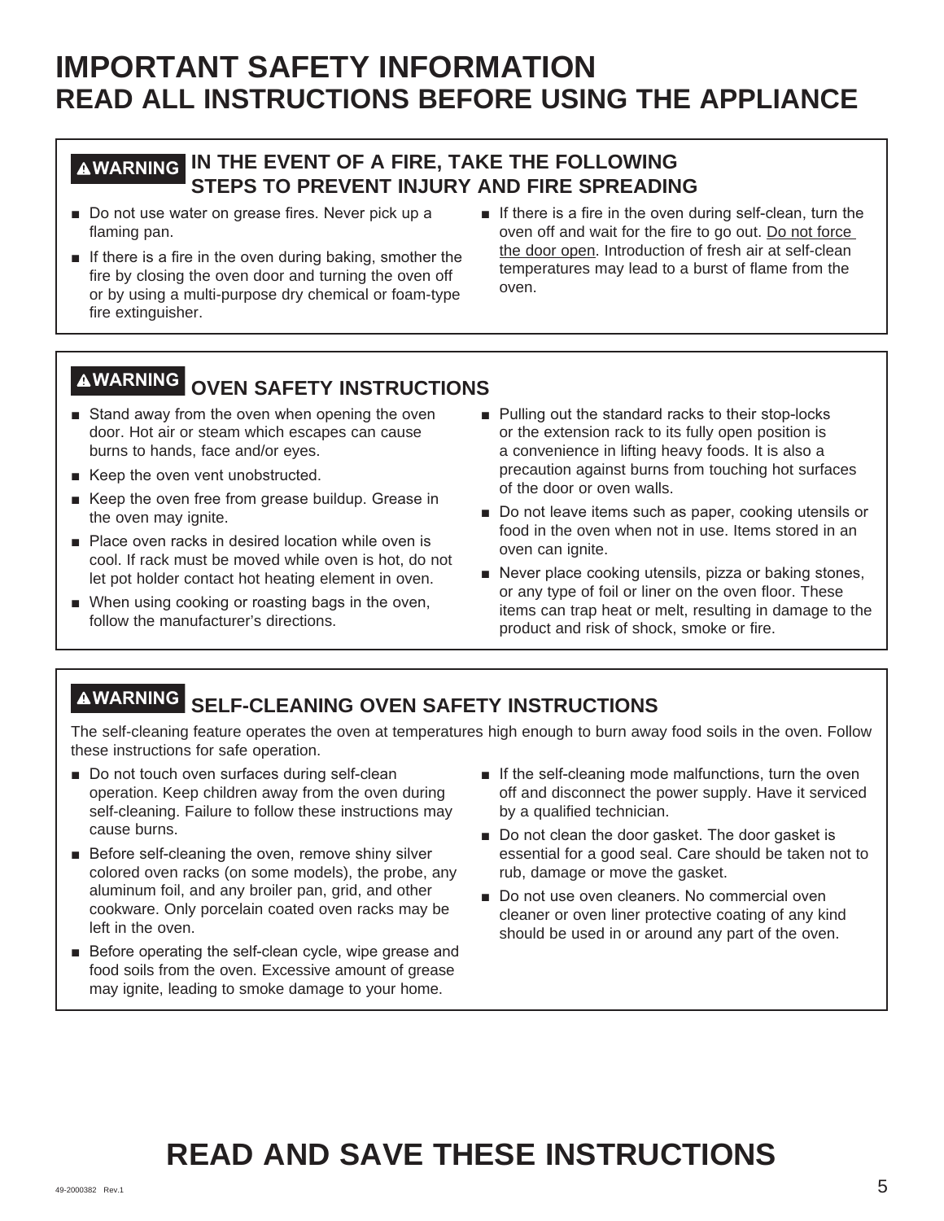# IMPORTANT SAFETY INFORMATION
## READ ALL INSTRUCTIONS BEFORE USING THE APPLIANCE

### ⚠WARNING IN THE EVENT OF A FIRE, TAKE THE FOLLOWING STEPS TO PREVENT INJURY AND FIRE SPREADING

- Do not use water on grease fires. Never pick up a flaming pan.
- If there is a fire in the oven during baking, smother the fire by closing the oven door and turning the oven off or by using a multi-purpose dry chemical or foam-type fire extinguisher.
- If there is a fire in the oven during self-clean, turn the oven off and wait for the fire to go out. Do not force the door open. Introduction of fresh air at self-clean temperatures may lead to a burst of flame from the oven.

### ⚠WARNING OVEN SAFETY INSTRUCTIONS

- Stand away from the oven when opening the oven door. Hot air or steam which escapes can cause burns to hands, face and/or eyes.
- Keep the oven vent unobstructed.
- Keep the oven free from grease buildup. Grease in the oven may ignite.
- Place oven racks in desired location while oven is cool. If rack must be moved while oven is hot, do not let pot holder contact hot heating element in oven.
- When using cooking or roasting bags in the oven, follow the manufacturer's directions.
- Pulling out the standard racks to their stop-locks or the extension rack to its fully open position is a convenience in lifting heavy foods. It is also a precaution against burns from touching hot surfaces of the door or oven walls.
- Do not leave items such as paper, cooking utensils or food in the oven when not in use. Items stored in an oven can ignite.
- Never place cooking utensils, pizza or baking stones, or any type of foil or liner on the oven floor. These items can trap heat or melt, resulting in damage to the product and risk of shock, smoke or fire.

### ⚠WARNING SELF-CLEANING OVEN SAFETY INSTRUCTIONS

The self-cleaning feature operates the oven at temperatures high enough to burn away food soils in the oven. Follow these instructions for safe operation.

- Do not touch oven surfaces during self-clean operation. Keep children away from the oven during self-cleaning. Failure to follow these instructions may cause burns.
- Before self-cleaning the oven, remove shiny silver colored oven racks (on some models), the probe, any aluminum foil, and any broiler pan, grid, and other cookware. Only porcelain coated oven racks may be left in the oven.
- Before operating the self-clean cycle, wipe grease and food soils from the oven. Excessive amount of grease may ignite, leading to smoke damage to your home.
- If the self-cleaning mode malfunctions, turn the oven off and disconnect the power supply. Have it serviced by a qualified technician.
- Do not clean the door gasket. The door gasket is essential for a good seal. Care should be taken not to rub, damage or move the gasket.
- Do not use oven cleaners. No commercial oven cleaner or oven liner protective coating of any kind should be used in or around any part of the oven.

## READ AND SAVE THESE INSTRUCTIONS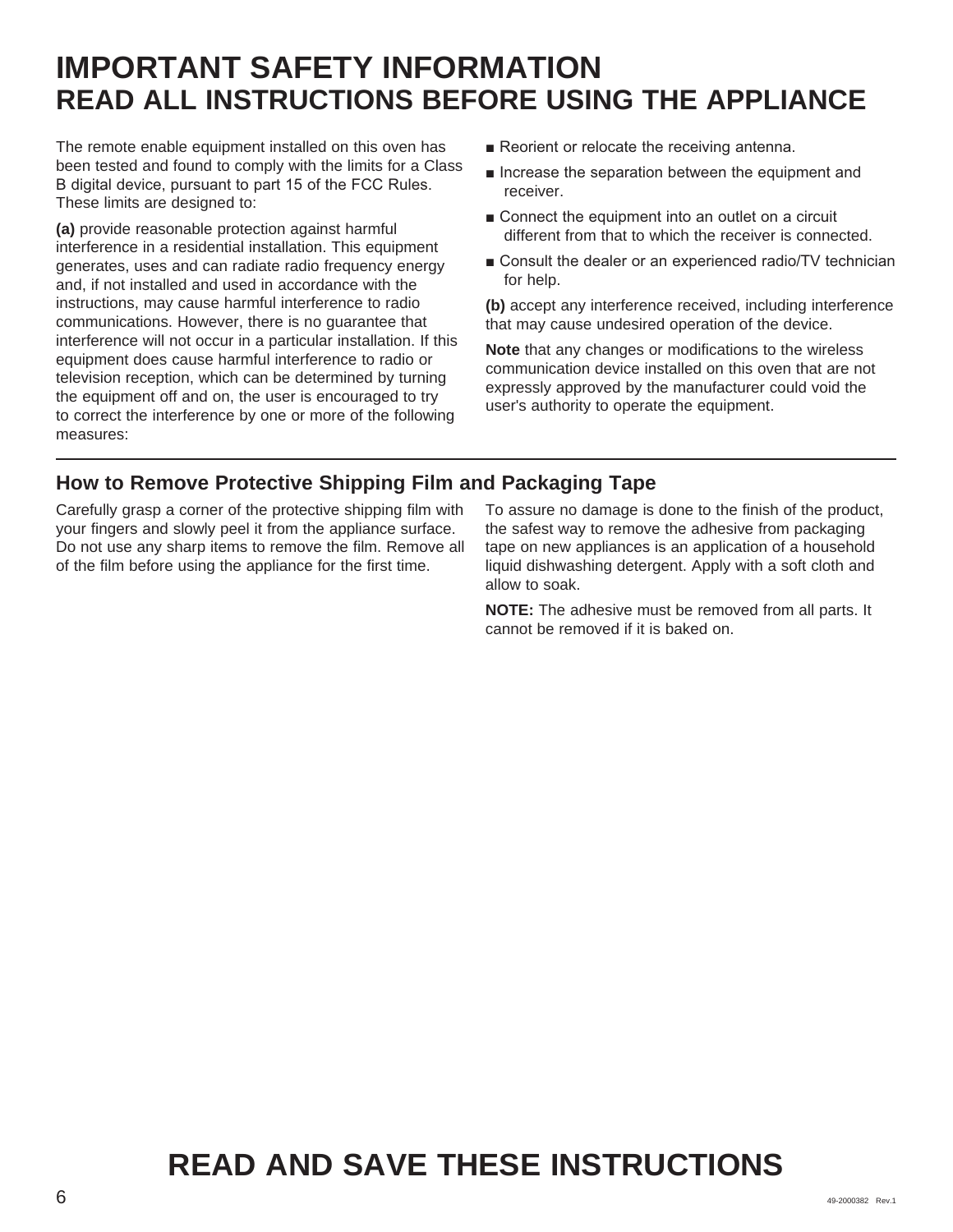# IMPORTANT SAFETY INFORMATION
## READ ALL INSTRUCTIONS BEFORE USING THE APPLIANCE

The remote enable equipment installed on this oven has been tested and found to comply with the limits for a Class B digital device, pursuant to part 15 of the FCC Rules. These limits are designed to:

**(a)** provide reasonable protection against harmful interference in a residential installation. This equipment generates, uses and can radiate radio frequency energy and, if not installed and used in accordance with the instructions, may cause harmful interference to radio communications. However, there is no guarantee that interference will not occur in a particular installation. If this equipment does cause harmful interference to radio or television reception, which can be determined by turning the equipment off and on, the user is encouraged to try to correct the interference by one or more of the following measures:

- Reorient or relocate the receiving antenna.
- Increase the separation between the equipment and receiver.
- Connect the equipment into an outlet on a circuit different from that to which the receiver is connected.
- Consult the dealer or an experienced radio/TV technician for help.

**(b)** accept any interference received, including interference that may cause undesired operation of the device.

**Note** that any changes or modifications to the wireless communication device installed on this oven that are not expressly approved by the manufacturer could void the user's authority to operate the equipment.

### How to Remove Protective Shipping Film and Packaging Tape

Carefully grasp a corner of the protective shipping film with your fingers and slowly peel it from the appliance surface. Do not use any sharp items to remove the film. Remove all of the film before using the appliance for the first time.

To assure no damage is done to the finish of the product, the safest way to remove the adhesive from packaging tape on new appliances is an application of a household liquid dishwashing detergent. Apply with a soft cloth and allow to soak.

**NOTE:** The adhesive must be removed from all parts. It cannot be removed if it is baked on.

## READ AND SAVE THESE INSTRUCTIONS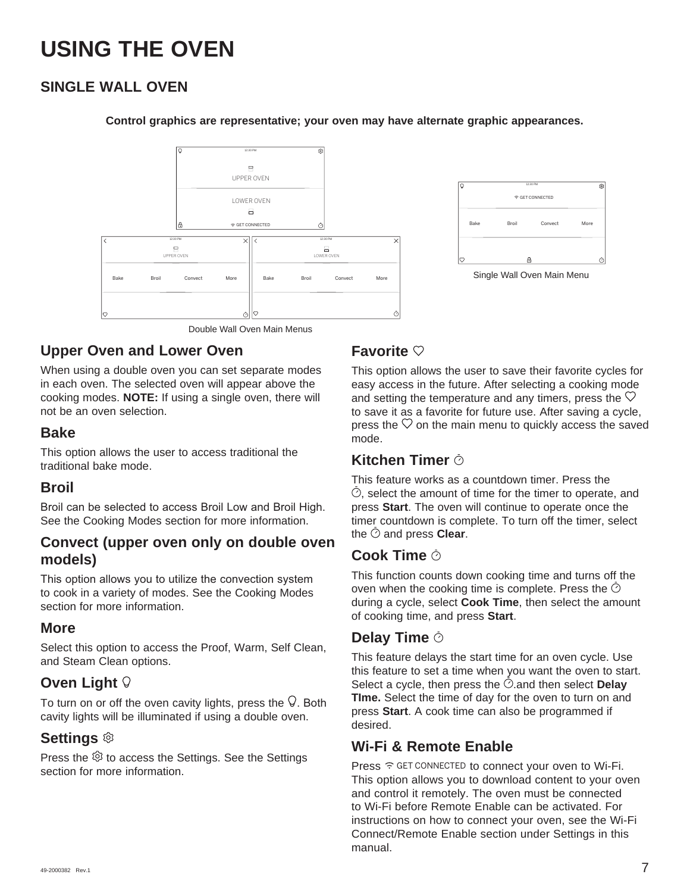# USING THE OVEN

## SINGLE WALL OVEN

**Control graphics are representative; your oven may have alternate graphic appearances.**

Double Wall Oven Main Menus

Single Wall Oven Main Menu

### Upper Oven and Lower Oven

When using a double oven you can set separate modes in each oven. The selected oven will appear above the cooking modes. **NOTE:** If using a single oven, there will not be an oven selection.

### Bake

This option allows the user to access traditional the traditional bake mode.

### Broil

Broil can be selected to access Broil Low and Broil High. See the Cooking Modes section for more information.

### Convect (upper oven only on double oven models)

This option allows you to utilize the convection system to cook in a variety of modes. See the Cooking Modes section for more information.

### More

Select this option to access the Proof, Warm, Self Clean, and Steam Clean options.

### Oven Light

To turn on or off the oven cavity lights, press the . Both cavity lights will be illuminated if using a double oven.

### Settings

Press the  to access the Settings. See the Settings section for more information.

### Favorite

This option allows the user to save their favorite cycles for easy access in the future. After selecting a cooking mode and setting the temperature and any timers, press the  to save it as a favorite for future use. After saving a cycle, press the  on the main menu to quickly access the saved mode.

### Kitchen Timer

This feature works as a countdown timer. Press the , select the amount of time for the timer to operate, and press **Start**. The oven will continue to operate once the timer countdown is complete. To turn off the timer, select the  and press **Clear**.

### Cook Time

This function counts down cooking time and turns off the oven when the cooking time is complete. Press the  during a cycle, select **Cook Time**, then select the amount of cooking time, and press **Start**.

### Delay Time

This feature delays the start time for an oven cycle. Use this feature to set a time when you want the oven to start. Select a cycle, then press the .and then select **Delay TIme.** Select the time of day for the oven to turn on and press **Start**. A cook time can also be programmed if desired.

### Wi-Fi & Remote Enable

Press GET CONNECTED to connect your oven to Wi-Fi. This option allows you to download content to your oven and control it remotely. The oven must be connected to Wi-Fi before Remote Enable can be activated. For instructions on how to connect your oven, see the Wi-Fi Connect/Remote Enable section under Settings in this manual.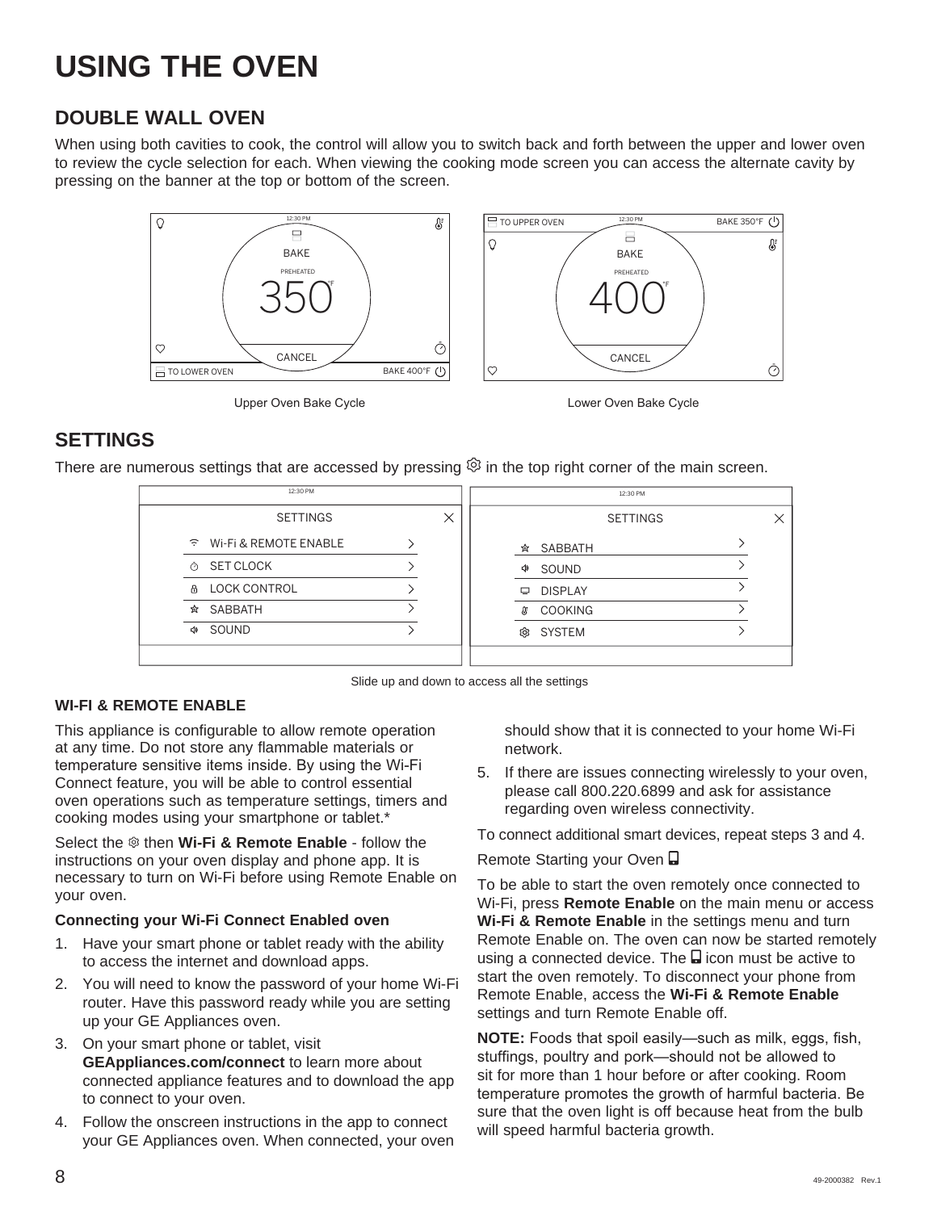# USING THE OVEN

## DOUBLE WALL OVEN

When using both cavities to cook, the control will allow you to switch back and forth between the upper and lower oven to review the cycle selection for each. When viewing the cooking mode screen you can access the alternate cavity by pressing on the banner at the top or bottom of the screen.

Upper Oven Bake Cycle

Lower Oven Bake Cycle

## SETTINGS

There are numerous settings that are accessed by pressing ⚙ in the top right corner of the main screen.

Slide up and down to access all the settings

### WI-FI & REMOTE ENABLE

This appliance is configurable to allow remote operation at any time. Do not store any flammable materials or temperature sensitive items inside. By using the Wi-Fi Connect feature, you will be able to control essential oven operations such as temperature settings, timers and cooking modes using your smartphone or tablet.*

Select the ⚙ then **Wi-Fi & Remote Enable** - follow the instructions on your oven display and phone app. It is necessary to turn on Wi-Fi before using Remote Enable on your oven.

**Connecting your Wi-Fi Connect Enabled oven**

1. Have your smart phone or tablet ready with the ability to access the internet and download apps.
2. You will need to know the password of your home Wi-Fi router. Have this password ready while you are setting up your GE Appliances oven.
3. On your smart phone or tablet, visit **GEAppliances.com/connect** to learn more about connected appliance features and to download the app to connect to your oven.
4. Follow the onscreen instructions in the app to connect your GE Appliances oven. When connected, your oven should show that it is connected to your home Wi-Fi network.
5. If there are issues connecting wirelessly to your oven, please call 800.220.6899 and ask for assistance regarding oven wireless connectivity.

To connect additional smart devices, repeat steps 3 and 4.

Remote Starting your Oven

To be able to start the oven remotely once connected to Wi-Fi, press **Remote Enable** on the main menu or access **Wi-Fi & Remote Enable** in the settings menu and turn Remote Enable on. The oven can now be started remotely using a connected device. The icon must be active to start the oven remotely. To disconnect your phone from Remote Enable, access the **Wi-Fi & Remote Enable** settings and turn Remote Enable off.

**NOTE:** Foods that spoil easily—such as milk, eggs, fish, stuffings, poultry and pork—should not be allowed to sit for more than 1 hour before or after cooking. Room temperature promotes the growth of harmful bacteria. Be sure that the oven light is off because heat from the bulb will speed harmful bacteria growth.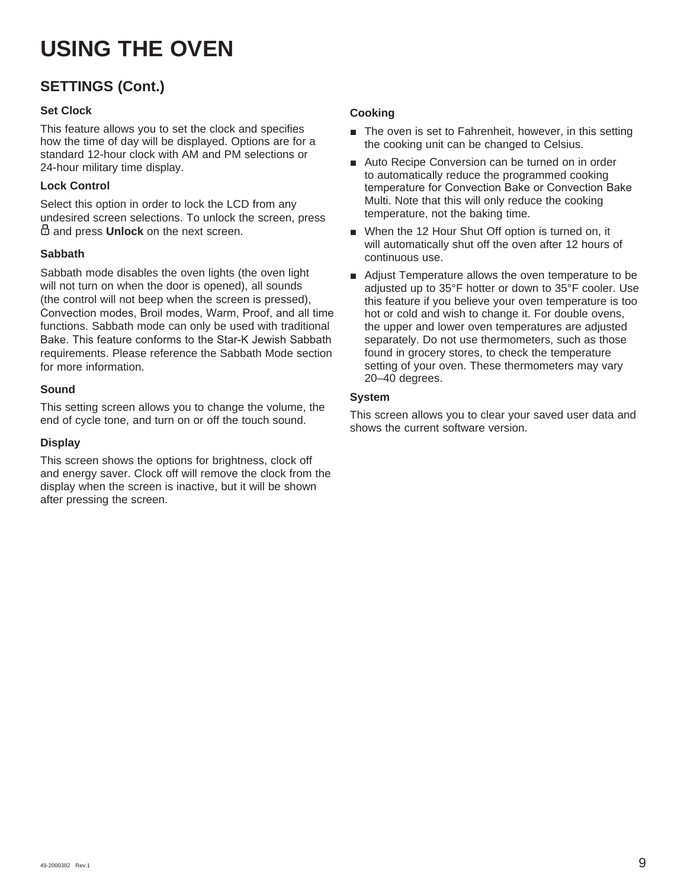# USING THE OVEN

## SETTINGS (Cont.)

**Set Clock**

This feature allows you to set the clock and specifies how the time of day will be displayed. Options are for a standard 12-hour clock with AM and PM selections or 24-hour military time display.

**Lock Control**

Select this option in order to lock the LCD from any undesired screen selections. To unlock the screen, press 🔓 and press **Unlock** on the next screen.

**Sabbath**

Sabbath mode disables the oven lights (the oven light will not turn on when the door is opened), all sounds (the control will not beep when the screen is pressed), Convection modes, Broil modes, Warm, Proof, and all time functions. Sabbath mode can only be used with traditional Bake. This feature conforms to the Star-K Jewish Sabbath requirements. Please reference the Sabbath Mode section for more information.

**Sound**

This setting screen allows you to change the volume, the end of cycle tone, and turn on or off the touch sound.

**Display**

This screen shows the options for brightness, clock off and energy saver. Clock off will remove the clock from the display when the screen is inactive, but it will be shown after pressing the screen.

**Cooking**

- The oven is set to Fahrenheit, however, in this setting the cooking unit can be changed to Celsius.
- Auto Recipe Conversion can be turned on in order to automatically reduce the programmed cooking temperature for Convection Bake or Convection Bake Multi. Note that this will only reduce the cooking temperature, not the baking time.
- When the 12 Hour Shut Off option is turned on, it will automatically shut off the oven after 12 hours of continuous use.
- Adjust Temperature allows the oven temperature to be adjusted up to 35°F hotter or down to 35°F cooler. Use this feature if you believe your oven temperature is too hot or cold and wish to change it. For double ovens, the upper and lower oven temperatures are adjusted separately. Do not use thermometers, such as those found in grocery stores, to check the temperature setting of your oven. These thermometers may vary 20–40 degrees.

**System**

This screen allows you to clear your saved user data and shows the current software version.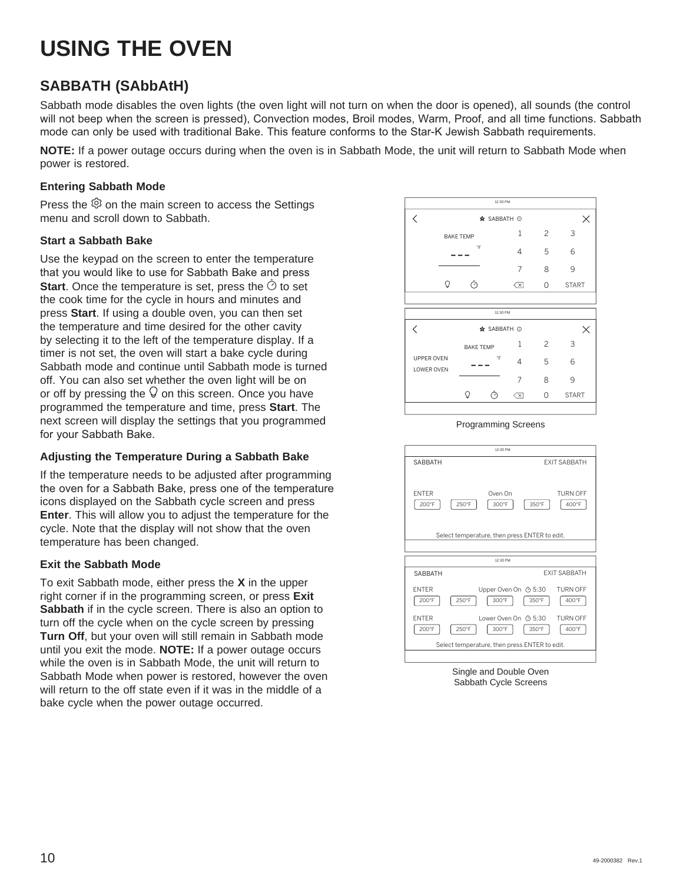# USING THE OVEN

## SABBATH (SAbbAtH)

Sabbath mode disables the oven lights (the oven light will not turn on when the door is opened), all sounds (the control will not beep when the screen is pressed), Convection modes, Broil modes, Warm, Proof, and all time functions. Sabbath mode can only be used with traditional Bake. This feature conforms to the Star-K Jewish Sabbath requirements.

**NOTE:** If a power outage occurs during when the oven is in Sabbath Mode, the unit will return to Sabbath Mode when power is restored.

### Entering Sabbath Mode

Press the ⚙ on the main screen to access the Settings menu and scroll down to Sabbath.

### Start a Sabbath Bake

Use the keypad on the screen to enter the temperature that you would like to use for Sabbath Bake and press **Start**. Once the temperature is set, press the ⏱ to set the cook time for the cycle in hours and minutes and press **Start**. If using a double oven, you can then set the temperature and time desired for the other cavity by selecting it to the left of the temperature display. If a timer is not set, the oven will start a bake cycle during Sabbath mode and continue until Sabbath mode is turned off. You can also set whether the oven light will be on or off by pressing the 💡 on this screen. Once you have programmed the temperature and time, press **Start**. The next screen will display the settings that you programmed for your Sabbath Bake.

Programming Screens

### Adjusting the Temperature During a Sabbath Bake

If the temperature needs to be adjusted after programming the oven for a Sabbath Bake, press one of the temperature icons displayed on the Sabbath cycle screen and press **Enter**. This will allow you to adjust the temperature for the cycle. Note that the display will not show that the oven temperature has been changed.

### Exit the Sabbath Mode

To exit Sabbath mode, either press the **X** in the upper right corner if in the programming screen, or press **Exit Sabbath** if in the cycle screen. There is also an option to turn off the cycle when on the cycle screen by pressing **Turn Off**, but your oven will still remain in Sabbath mode until you exit the mode. **NOTE:** If a power outage occurs while the oven is in Sabbath Mode, the unit will return to Sabbath Mode when power is restored, however the oven will return to the off state even if it was in the middle of a bake cycle when the power outage occurred.

Single and Double Oven Sabbath Cycle Screens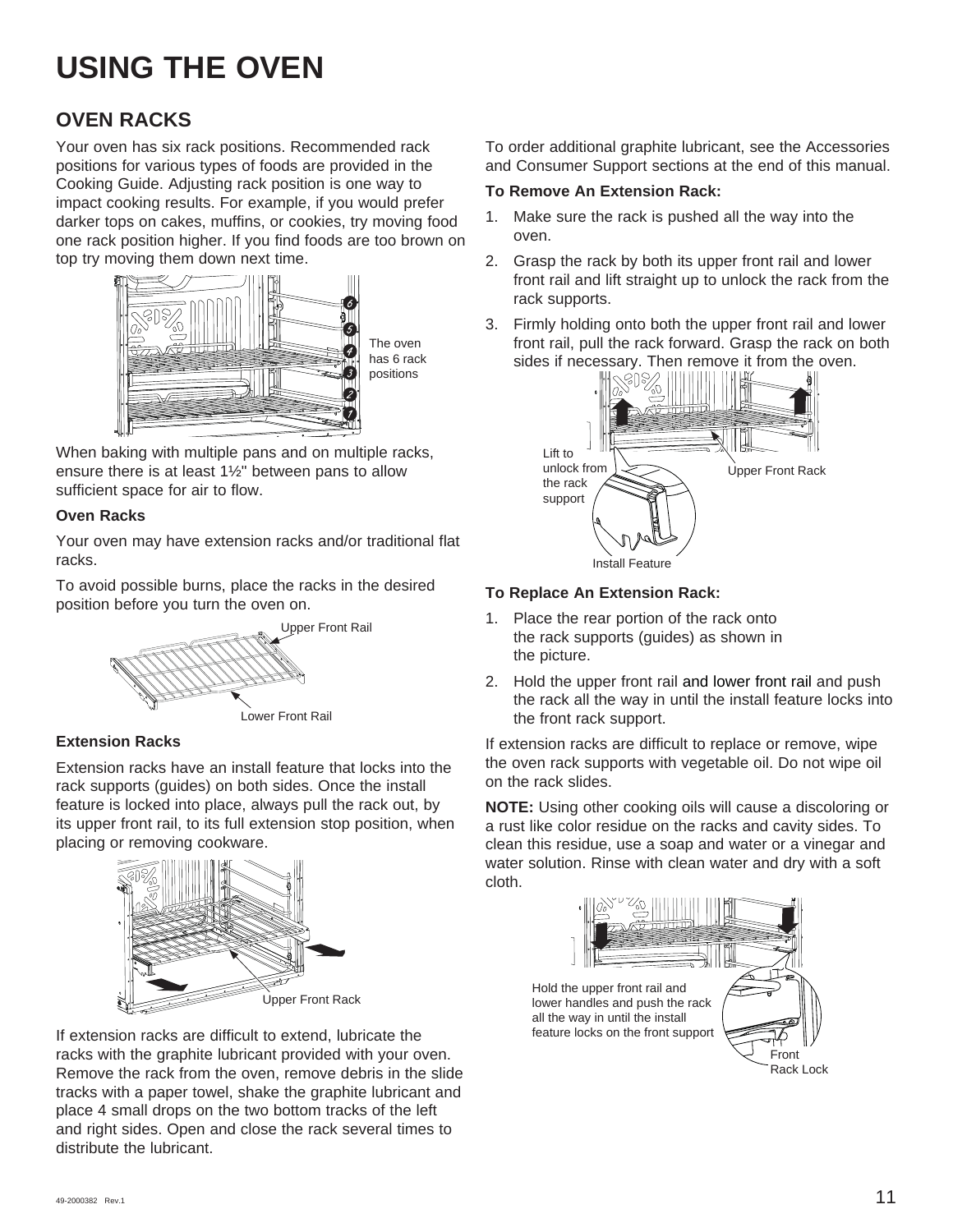# USING THE OVEN

## OVEN RACKS

Your oven has six rack positions. Recommended rack positions for various types of foods are provided in the Cooking Guide. Adjusting rack position is one way to impact cooking results. For example, if you would prefer darker tops on cakes, muffins, or cookies, try moving food one rack position higher. If you find foods are too brown on top try moving them down next time.

The oven has 6 rack positions

When baking with multiple pans and on multiple racks, ensure there is at least 1½" between pans to allow sufficient space for air to flow.

### Oven Racks

Your oven may have extension racks and/or traditional flat racks.

To avoid possible burns, place the racks in the desired position before you turn the oven on.

Upper Front Rail

Lower Front Rail

### Extension Racks

Extension racks have an install feature that locks into the rack supports (guides) on both sides. Once the install feature is locked into place, always pull the rack out, by its upper front rail, to its full extension stop position, when placing or removing cookware.

Upper Front Rack

If extension racks are difficult to extend, lubricate the racks with the graphite lubricant provided with your oven. Remove the rack from the oven, remove debris in the slide tracks with a paper towel, shake the graphite lubricant and place 4 small drops on the two bottom tracks of the left and right sides. Open and close the rack several times to distribute the lubricant.

To order additional graphite lubricant, see the Accessories and Consumer Support sections at the end of this manual.

**To Remove An Extension Rack:**

1. Make sure the rack is pushed all the way into the oven.
2. Grasp the rack by both its upper front rail and lower front rail and lift straight up to unlock the rack from the rack supports.
3. Firmly holding onto both the upper front rail and lower front rail, pull the rack forward. Grasp the rack on both sides if necessary. Then remove it from the oven.

Lift to unlock from the rack support

Upper Front Rack

Install Feature

**To Replace An Extension Rack:**

1. Place the rear portion of the rack onto the rack supports (guides) as shown in the picture.
2. Hold the upper front rail and lower front rail and push the rack all the way in until the install feature locks into the front rack support.

If extension racks are difficult to replace or remove, wipe the oven rack supports with vegetable oil. Do not wipe oil on the rack slides.

**NOTE:** Using other cooking oils will cause a discoloring or a rust like color residue on the racks and cavity sides. To clean this residue, use a soap and water or a vinegar and water solution. Rinse with clean water and dry with a soft cloth.

Hold the upper front rail and lower handles and push the rack all the way in until the install feature locks on the front support

Front Rack Lock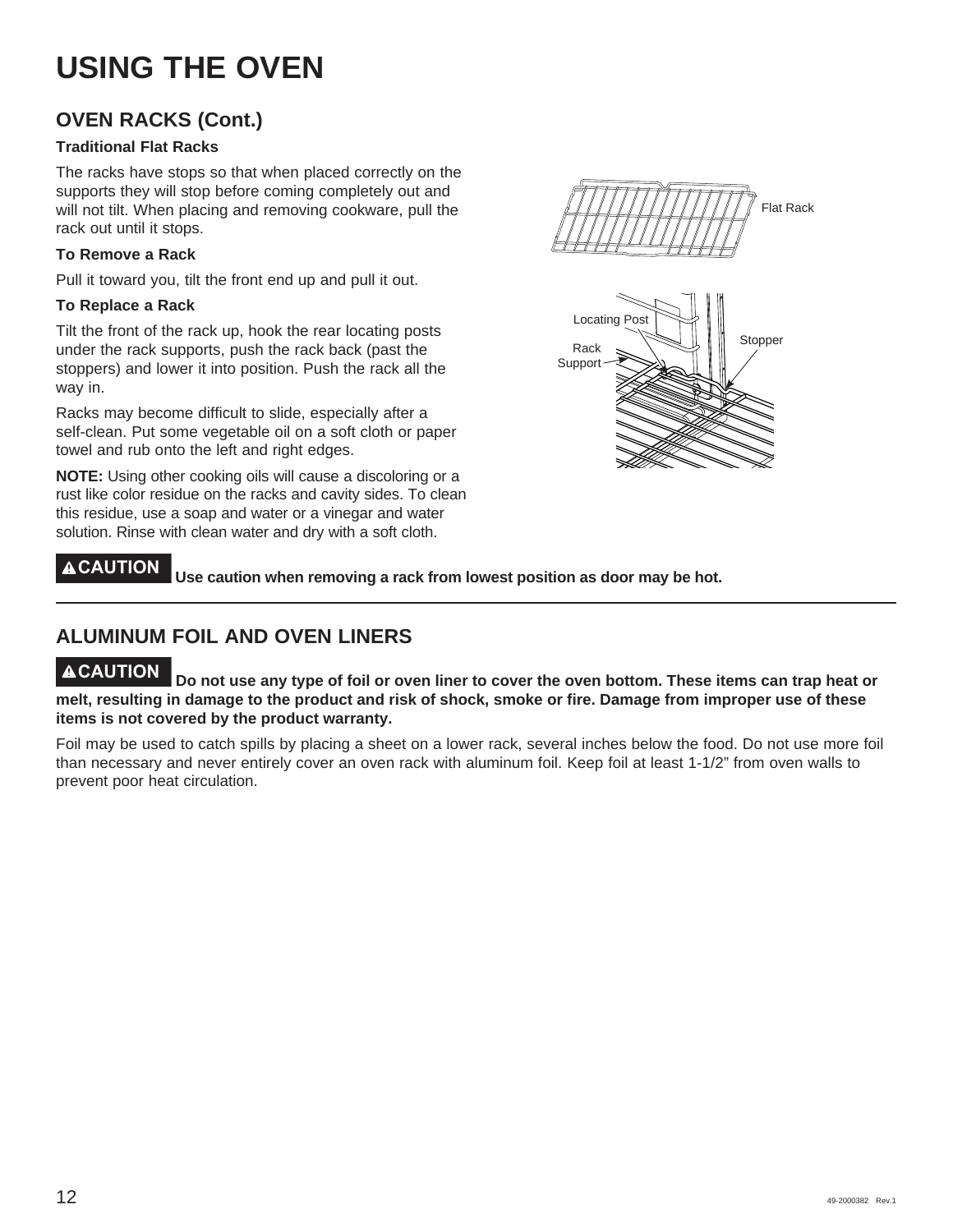# USING THE OVEN

## OVEN RACKS (Cont.)

### Traditional Flat Racks

The racks have stops so that when placed correctly on the supports they will stop before coming completely out and will not tilt. When placing and removing cookware, pull the rack out until it stops.

### To Remove a Rack

Pull it toward you, tilt the front end up and pull it out.

### To Replace a Rack

Tilt the front of the rack up, hook the rear locating posts under the rack supports, push the rack back (past the stoppers) and lower it into position. Push the rack all the way in.

Racks may become difficult to slide, especially after a self-clean. Put some vegetable oil on a soft cloth or paper towel and rub onto the left and right edges.

**NOTE:** Using other cooking oils will cause a discoloring or a rust like color residue on the racks and cavity sides. To clean this residue, use a soap and water or a vinegar and water solution. Rinse with clean water and dry with a soft cloth.

Flat Rack

Locating Post

Rack Support

Stopper

**⚠CAUTION Use caution when removing a rack from lowest position as door may be hot.**

## ALUMINUM FOIL AND OVEN LINERS

**⚠CAUTION Do not use any type of foil or oven liner to cover the oven bottom. These items can trap heat or melt, resulting in damage to the product and risk of shock, smoke or fire. Damage from improper use of these items is not covered by the product warranty.**

Foil may be used to catch spills by placing a sheet on a lower rack, several inches below the food. Do not use more foil than necessary and never entirely cover an oven rack with aluminum foil. Keep foil at least 1-1/2" from oven walls to prevent poor heat circulation.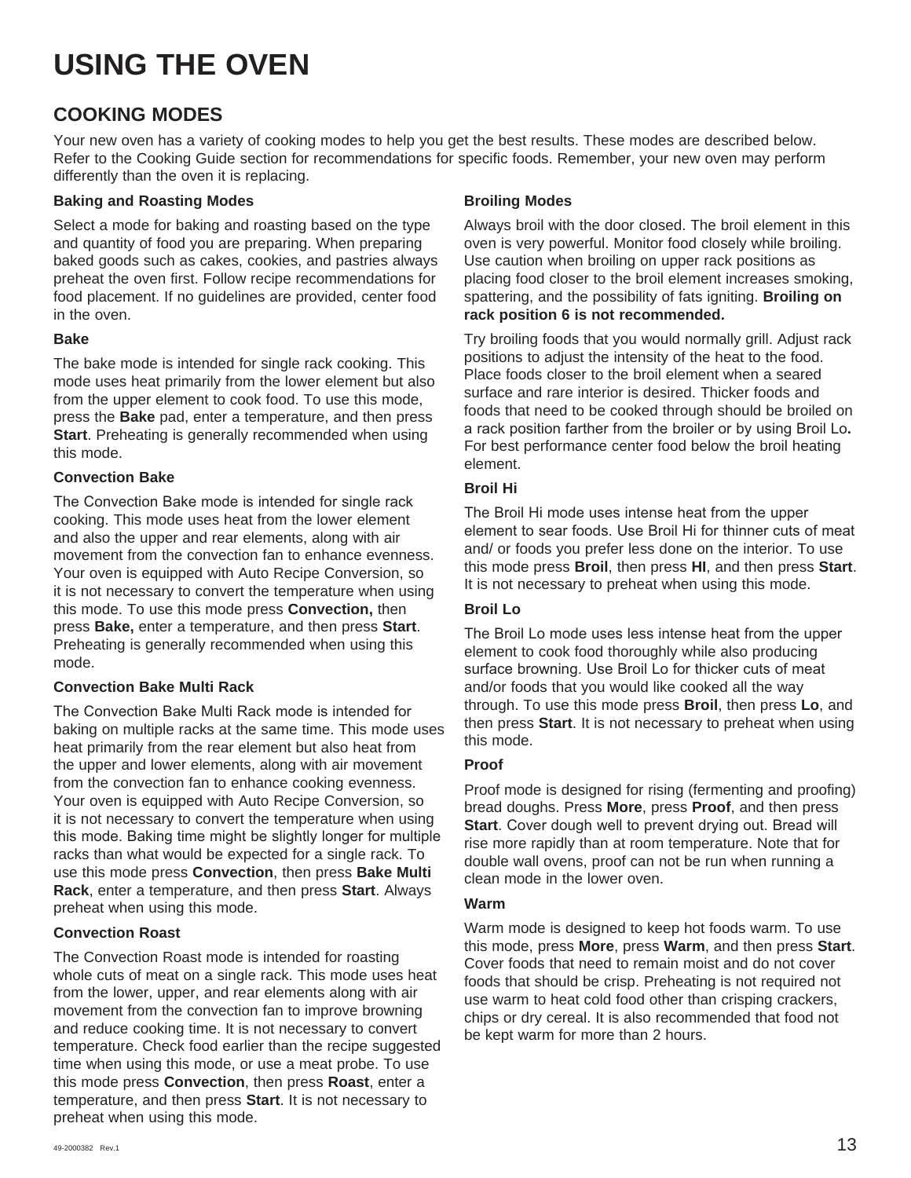# USING THE OVEN

## COOKING MODES

Your new oven has a variety of cooking modes to help you get the best results. These modes are described below. Refer to the Cooking Guide section for recommendations for specific foods. Remember, your new oven may perform differently than the oven it is replacing.

### Baking and Roasting Modes

Select a mode for baking and roasting based on the type and quantity of food you are preparing. When preparing baked goods such as cakes, cookies, and pastries always preheat the oven first. Follow recipe recommendations for food placement. If no guidelines are provided, center food in the oven.

#### Bake

The bake mode is intended for single rack cooking. This mode uses heat primarily from the lower element but also from the upper element to cook food. To use this mode, press the **Bake** pad, enter a temperature, and then press **Start**. Preheating is generally recommended when using this mode.

#### Convection Bake

The Convection Bake mode is intended for single rack cooking. This mode uses heat from the lower element and also the upper and rear elements, along with air movement from the convection fan to enhance evenness. Your oven is equipped with Auto Recipe Conversion, so it is not necessary to convert the temperature when using this mode. To use this mode press **Convection,** then press **Bake,** enter a temperature, and then press **Start**. Preheating is generally recommended when using this mode.

#### Convection Bake Multi Rack

The Convection Bake Multi Rack mode is intended for baking on multiple racks at the same time. This mode uses heat primarily from the rear element but also heat from the upper and lower elements, along with air movement from the convection fan to enhance cooking evenness. Your oven is equipped with Auto Recipe Conversion, so it is not necessary to convert the temperature when using this mode. Baking time might be slightly longer for multiple racks than what would be expected for a single rack. To use this mode press **Convection**, then press **Bake Multi Rack**, enter a temperature, and then press **Start**. Always preheat when using this mode.

#### Convection Roast

The Convection Roast mode is intended for roasting whole cuts of meat on a single rack. This mode uses heat from the lower, upper, and rear elements along with air movement from the convection fan to improve browning and reduce cooking time. It is not necessary to convert temperature. Check food earlier than the recipe suggested time when using this mode, or use a meat probe. To use this mode press **Convection**, then press **Roast**, enter a temperature, and then press **Start**. It is not necessary to preheat when using this mode.

### Broiling Modes

Always broil with the door closed. The broil element in this oven is very powerful. Monitor food closely while broiling. Use caution when broiling on upper rack positions as placing food closer to the broil element increases smoking, spattering, and the possibility of fats igniting. **Broiling on rack position 6 is not recommended.**

Try broiling foods that you would normally grill. Adjust rack positions to adjust the intensity of the heat to the food. Place foods closer to the broil element when a seared surface and rare interior is desired. Thicker foods and foods that need to be cooked through should be broiled on a rack position farther from the broiler or by using Broil Lo**.** For best performance center food below the broil heating element.

#### Broil Hi

The Broil Hi mode uses intense heat from the upper element to sear foods. Use Broil Hi for thinner cuts of meat and/ or foods you prefer less done on the interior. To use this mode press **Broil**, then press **HI**, and then press **Start**. It is not necessary to preheat when using this mode.

#### Broil Lo

The Broil Lo mode uses less intense heat from the upper element to cook food thoroughly while also producing surface browning. Use Broil Lo for thicker cuts of meat and/or foods that you would like cooked all the way through. To use this mode press **Broil**, then press **Lo**, and then press **Start**. It is not necessary to preheat when using this mode.

#### Proof

Proof mode is designed for rising (fermenting and proofing) bread doughs. Press **More**, press **Proof**, and then press **Start**. Cover dough well to prevent drying out. Bread will rise more rapidly than at room temperature. Note that for double wall ovens, proof can not be run when running a clean mode in the lower oven.

#### Warm

Warm mode is designed to keep hot foods warm. To use this mode, press **More**, press **Warm**, and then press **Start**. Cover foods that need to remain moist and do not cover foods that should be crisp. Preheating is not required not use warm to heat cold food other than crisping crackers, chips or dry cereal. It is also recommended that food not be kept warm for more than 2 hours.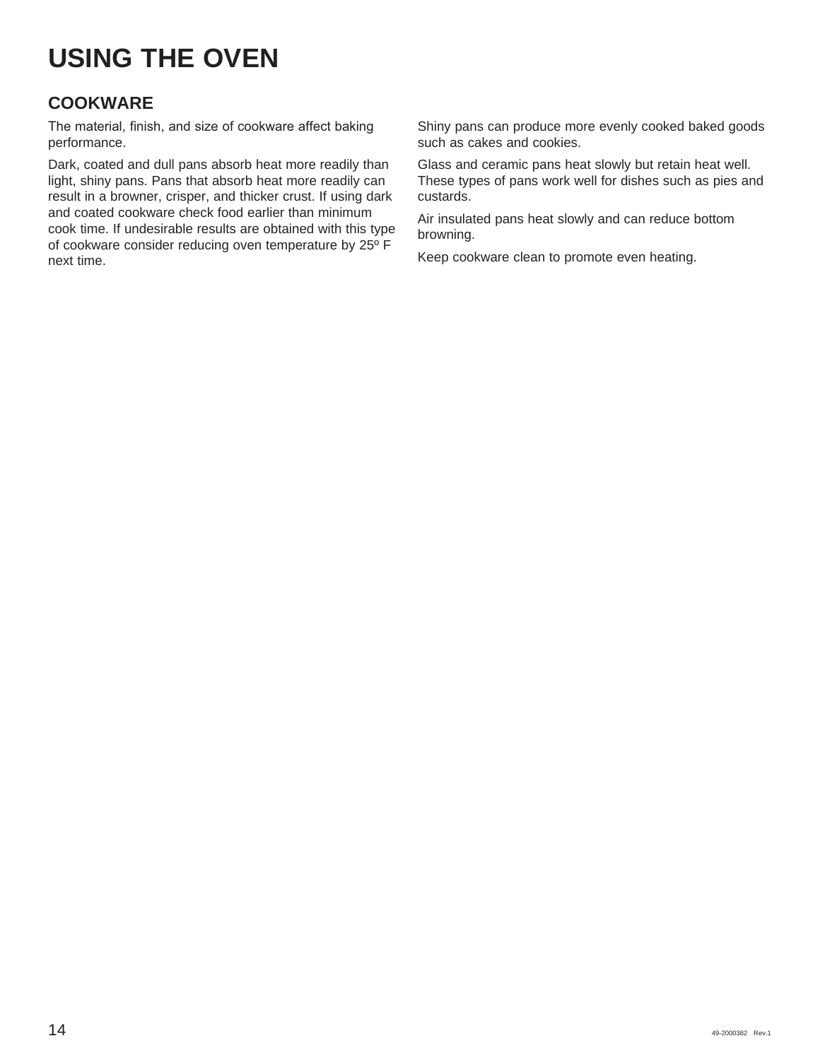# USING THE OVEN

## COOKWARE

The material, finish, and size of cookware affect baking performance.

Dark, coated and dull pans absorb heat more readily than light, shiny pans. Pans that absorb heat more readily can result in a browner, crisper, and thicker crust. If using dark and coated cookware check food earlier than minimum cook time. If undesirable results are obtained with this type of cookware consider reducing oven temperature by 25º F next time.

Shiny pans can produce more evenly cooked baked goods such as cakes and cookies.

Glass and ceramic pans heat slowly but retain heat well. These types of pans work well for dishes such as pies and custards.

Air insulated pans heat slowly and can reduce bottom browning.

Keep cookware clean to promote even heating.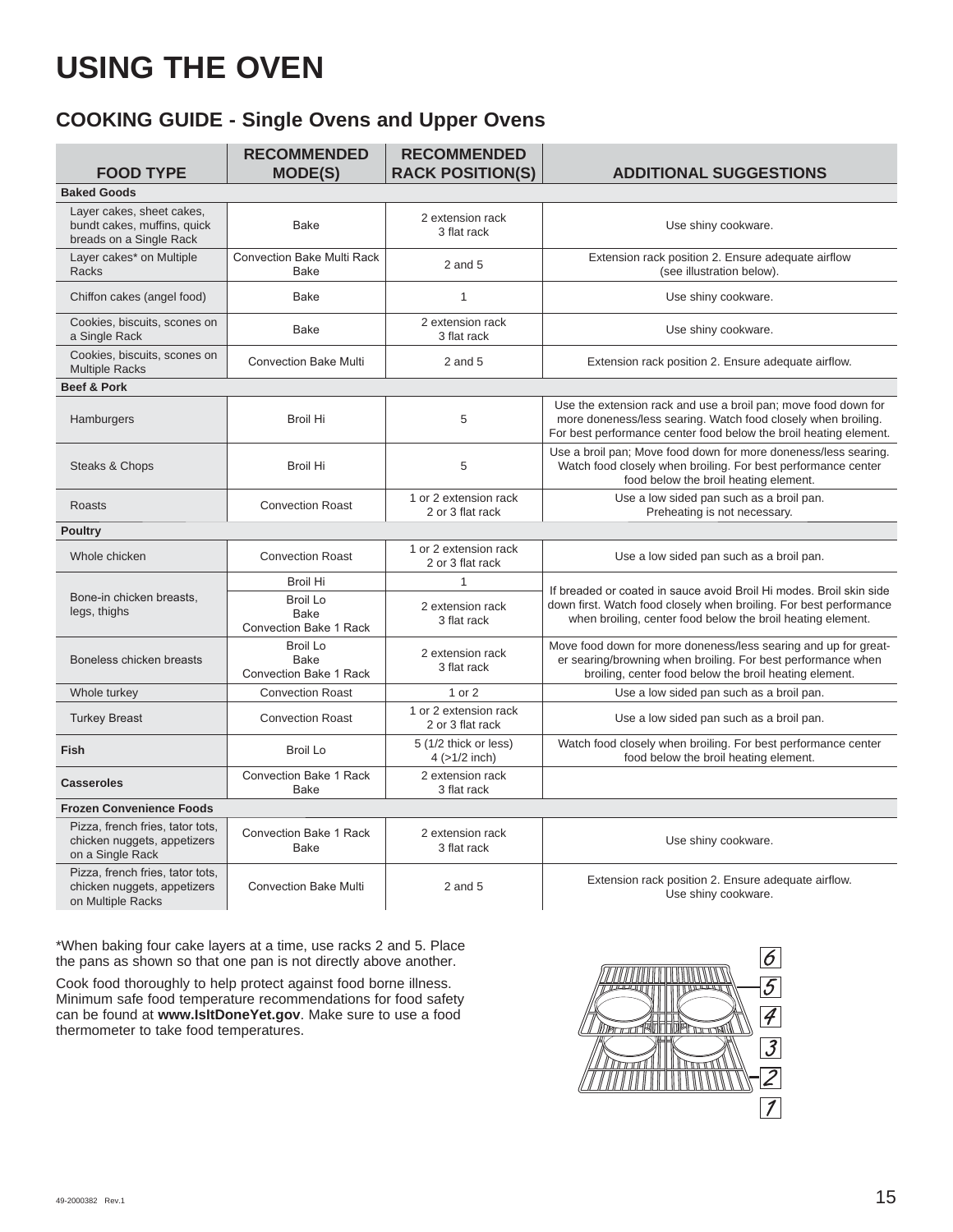# USING THE OVEN

## COOKING GUIDE - Single Ovens and Upper Ovens

| FOOD TYPE | RECOMMENDED MODE(S) | RECOMMENDED RACK POSITION(S) | ADDITIONAL SUGGESTIONS |
|---|---|---|---|
| **Baked Goods** | | | |
| Layer cakes, sheet cakes, bundt cakes, muffins, quick breads on a Single Rack | Bake | 2 extension rack<br>3 flat rack | Use shiny cookware. |
| Layer cakes* on Multiple Racks | Convection Bake Multi Rack Bake | 2 and 5 | Extension rack position 2. Ensure adequate airflow (see illustration below). |
| Chiffon cakes (angel food) | Bake | 1 | Use shiny cookware. |
| Cookies, biscuits, scones on a Single Rack | Bake | 2 extension rack<br>3 flat rack | Use shiny cookware. |
| Cookies, biscuits, scones on Multiple Racks | Convection Bake Multi | 2 and 5 | Extension rack position 2. Ensure adequate airflow. |
| **Beef & Pork** | | | |
| Hamburgers | Broil Hi | 5 | Use the extension rack and use a broil pan; move food down for more doneness/less searing. Watch food closely when broiling. For best performance center food below the broil heating element. |
| Steaks & Chops | Broil Hi | 5 | Use a broil pan; Move food down for more doneness/less searing. Watch food closely when broiling. For best performance center food below the broil heating element. |
| Roasts | Convection Roast | 1 or 2 extension rack<br>2 or 3 flat rack | Use a low sided pan such as a broil pan. Preheating is not necessary. |
| **Poultry** | | | |
| Whole chicken | Convection Roast | 1 or 2 extension rack<br>2 or 3 flat rack | Use a low sided pan such as a broil pan. |
| Bone-in chicken breasts, legs, thighs | Broil Hi | 1 | If breaded or coated in sauce avoid Broil Hi modes. Broil skin side down first. Watch food closely when broiling. For best performance when broiling, center food below the broil heating element. |
| | Broil Lo<br>Bake<br>Convection Bake 1 Rack | 2 extension rack<br>3 flat rack | |
| Boneless chicken breasts | Broil Lo<br>Bake<br>Convection Bake 1 Rack | 2 extension rack<br>3 flat rack | Move food down for more doneness/less searing and up for greater searing/browning when broiling. For best performance when broiling, center food below the broil heating element. |
| Whole turkey | Convection Roast | 1 or 2 | Use a low sided pan such as a broil pan. |
| Turkey Breast | Convection Roast | 1 or 2 extension rack<br>2 or 3 flat rack | Use a low sided pan such as a broil pan. |
| **Fish** | Broil Lo | 5 (1/2 thick or less)<br>4 (>1/2 inch) | Watch food closely when broiling. For best performance center food below the broil heating element. |
| **Casseroles** | Convection Bake 1 Rack<br>Bake | 2 extension rack<br>3 flat rack | |
| **Frozen Convenience Foods** | | | |
| Pizza, french fries, tator tots, chicken nuggets, appetizers on a Single Rack | Convection Bake 1 Rack<br>Bake | 2 extension rack<br>3 flat rack | Use shiny cookware. |
| Pizza, french fries, tator tots, chicken nuggets, appetizers on Multiple Racks | Convection Bake Multi | 2 and 5 | Extension rack position 2. Ensure adequate airflow. Use shiny cookware. |

*When baking four cake layers at a time, use racks 2 and 5. Place the pans as shown so that one pan is not directly above another.

Cook food thoroughly to help protect against food borne illness. Minimum safe food temperature recommendations for food safety can be found at **www.IsItDoneYet.gov**. Make sure to use a food thermometer to take food temperatures.

49-2000382 Rev.1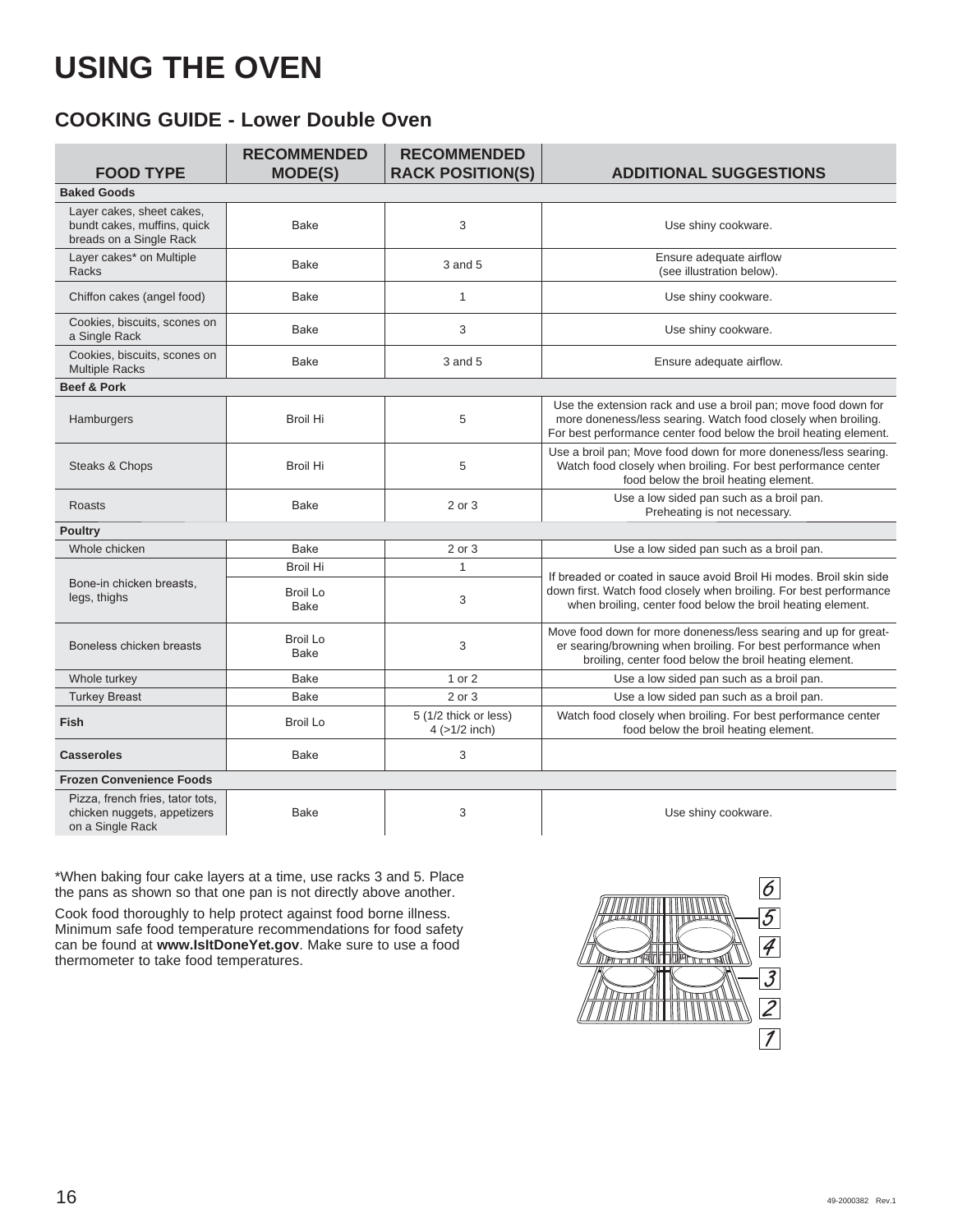# USING THE OVEN

## COOKING GUIDE - Lower Double Oven

| FOOD TYPE | RECOMMENDED MODE(S) | RECOMMENDED RACK POSITION(S) | ADDITIONAL SUGGESTIONS |
|---|---|---|---|
| **Baked Goods** | | | |
| Layer cakes, sheet cakes, bundt cakes, muffins, quick breads on a Single Rack | Bake | 3 | Use shiny cookware. |
| Layer cakes* on Multiple Racks | Bake | 3 and 5 | Ensure adequate airflow (see illustration below). |
| Chiffon cakes (angel food) | Bake | 1 | Use shiny cookware. |
| Cookies, biscuits, scones on a Single Rack | Bake | 3 | Use shiny cookware. |
| Cookies, biscuits, scones on Multiple Racks | Bake | 3 and 5 | Ensure adequate airflow. |
| **Beef & Pork** | | | |
| Hamburgers | Broil Hi | 5 | Use the extension rack and use a broil pan; move food down for more doneness/less searing. Watch food closely when broiling. For best performance center food below the broil heating element. |
| Steaks & Chops | Broil Hi | 5 | Use a broil pan; Move food down for more doneness/less searing. Watch food closely when broiling. For best performance center food below the broil heating element. |
| Roasts | Bake | 2 or 3 | Use a low sided pan such as a broil pan. Preheating is not necessary. |
| **Poultry** | | | |
| Whole chicken | Bake | 2 or 3 | Use a low sided pan such as a broil pan. |
| Bone-in chicken breasts, legs, thighs | Broil Hi | 1 | If breaded or coated in sauce avoid Broil Hi modes. Broil skin side down first. Watch food closely when broiling. For best performance when broiling, center food below the broil heating element. |
| | Broil Lo Bake | 3 | |
| Boneless chicken breasts | Broil Lo Bake | 3 | Move food down for more doneness/less searing and up for greater searing/browning when broiling. For best performance when broiling, center food below the broil heating element. |
| Whole turkey | Bake | 1 or 2 | Use a low sided pan such as a broil pan. |
| Turkey Breast | Bake | 2 or 3 | Use a low sided pan such as a broil pan. |
| **Fish** | Broil Lo | 5 (1/2 thick or less) 4 (>1/2 inch) | Watch food closely when broiling. For best performance center food below the broil heating element. |
| **Casseroles** | Bake | 3 | |
| **Frozen Convenience Foods** | | | |
| Pizza, french fries, tator tots, chicken nuggets, appetizers on a Single Rack | Bake | 3 | Use shiny cookware. |

*When baking four cake layers at a time, use racks 3 and 5. Place the pans as shown so that one pan is not directly above another.

Cook food thoroughly to help protect against food borne illness. Minimum safe food temperature recommendations for food safety can be found at **www.IsItDoneYet.gov**. Make sure to use a food thermometer to take food temperatures.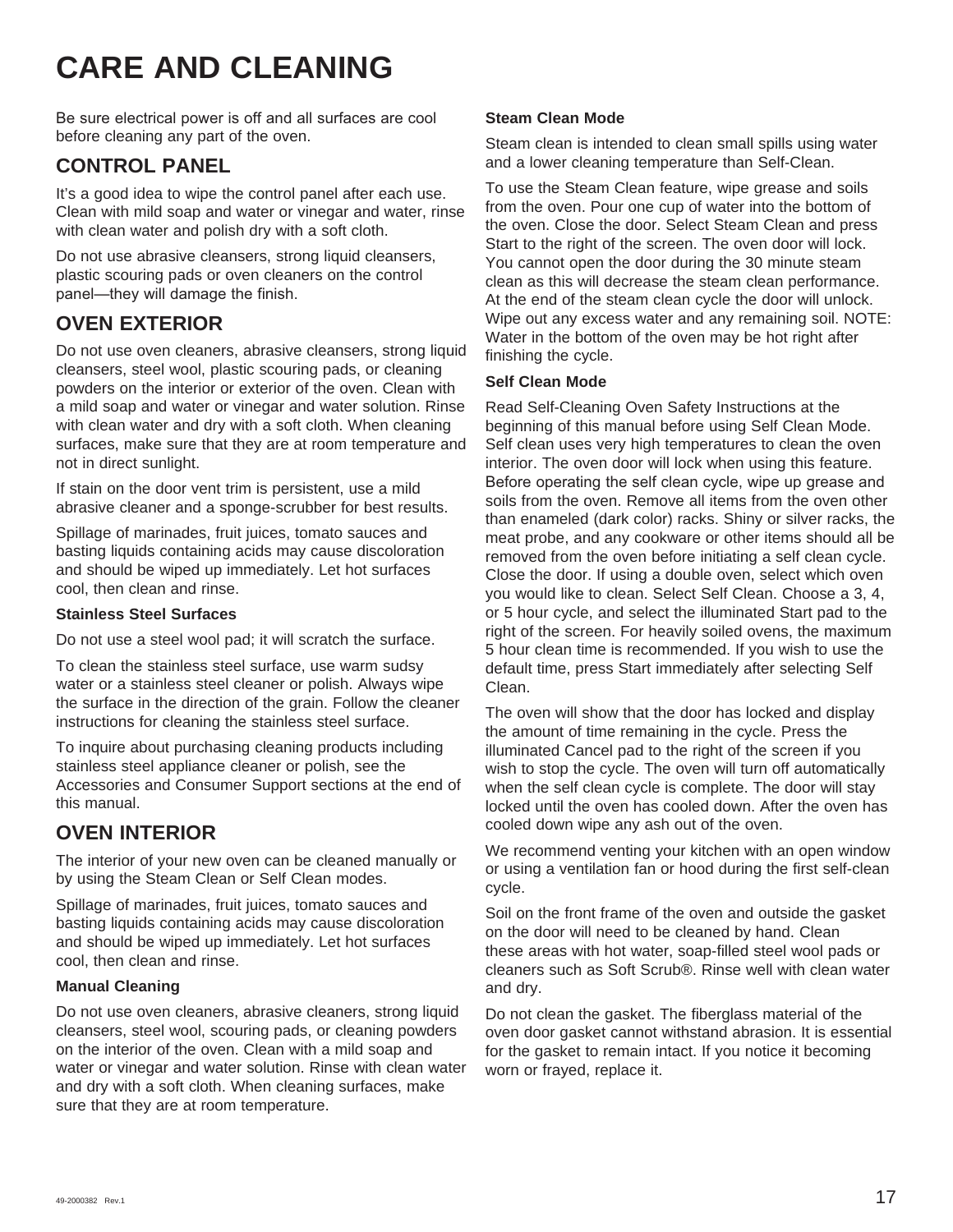# CARE AND CLEANING

Be sure electrical power is off and all surfaces are cool before cleaning any part of the oven.

## CONTROL PANEL

It's a good idea to wipe the control panel after each use. Clean with mild soap and water or vinegar and water, rinse with clean water and polish dry with a soft cloth.

Do not use abrasive cleansers, strong liquid cleansers, plastic scouring pads or oven cleaners on the control panel—they will damage the finish.

## OVEN EXTERIOR

Do not use oven cleaners, abrasive cleansers, strong liquid cleansers, steel wool, plastic scouring pads, or cleaning powders on the interior or exterior of the oven. Clean with a mild soap and water or vinegar and water solution. Rinse with clean water and dry with a soft cloth. When cleaning surfaces, make sure that they are at room temperature and not in direct sunlight.

If stain on the door vent trim is persistent, use a mild abrasive cleaner and a sponge-scrubber for best results.

Spillage of marinades, fruit juices, tomato sauces and basting liquids containing acids may cause discoloration and should be wiped up immediately. Let hot surfaces cool, then clean and rinse.

### Stainless Steel Surfaces

Do not use a steel wool pad; it will scratch the surface.

To clean the stainless steel surface, use warm sudsy water or a stainless steel cleaner or polish. Always wipe the surface in the direction of the grain. Follow the cleaner instructions for cleaning the stainless steel surface.

To inquire about purchasing cleaning products including stainless steel appliance cleaner or polish, see the Accessories and Consumer Support sections at the end of this manual.

## OVEN INTERIOR

The interior of your new oven can be cleaned manually or by using the Steam Clean or Self Clean modes.

Spillage of marinades, fruit juices, tomato sauces and basting liquids containing acids may cause discoloration and should be wiped up immediately. Let hot surfaces cool, then clean and rinse.

### Manual Cleaning

Do not use oven cleaners, abrasive cleaners, strong liquid cleansers, steel wool, scouring pads, or cleaning powders on the interior of the oven. Clean with a mild soap and water or vinegar and water solution. Rinse with clean water and dry with a soft cloth. When cleaning surfaces, make sure that they are at room temperature.

### Steam Clean Mode

Steam clean is intended to clean small spills using water and a lower cleaning temperature than Self-Clean.

To use the Steam Clean feature, wipe grease and soils from the oven. Pour one cup of water into the bottom of the oven. Close the door. Select Steam Clean and press Start to the right of the screen. The oven door will lock. You cannot open the door during the 30 minute steam clean as this will decrease the steam clean performance. At the end of the steam clean cycle the door will unlock. Wipe out any excess water and any remaining soil. NOTE: Water in the bottom of the oven may be hot right after finishing the cycle.

### Self Clean Mode

Read Self-Cleaning Oven Safety Instructions at the beginning of this manual before using Self Clean Mode. Self clean uses very high temperatures to clean the oven interior. The oven door will lock when using this feature. Before operating the self clean cycle, wipe up grease and soils from the oven. Remove all items from the oven other than enameled (dark color) racks. Shiny or silver racks, the meat probe, and any cookware or other items should all be removed from the oven before initiating a self clean cycle. Close the door. If using a double oven, select which oven you would like to clean. Select Self Clean. Choose a 3, 4, or 5 hour cycle, and select the illuminated Start pad to the right of the screen. For heavily soiled ovens, the maximum 5 hour clean time is recommended. If you wish to use the default time, press Start immediately after selecting Self Clean.

The oven will show that the door has locked and display the amount of time remaining in the cycle. Press the illuminated Cancel pad to the right of the screen if you wish to stop the cycle. The oven will turn off automatically when the self clean cycle is complete. The door will stay locked until the oven has cooled down. After the oven has cooled down wipe any ash out of the oven.

We recommend venting your kitchen with an open window or using a ventilation fan or hood during the first self-clean cycle.

Soil on the front frame of the oven and outside the gasket on the door will need to be cleaned by hand. Clean these areas with hot water, soap-filled steel wool pads or cleaners such as Soft Scrub®. Rinse well with clean water and dry.

Do not clean the gasket. The fiberglass material of the oven door gasket cannot withstand abrasion. It is essential for the gasket to remain intact. If you notice it becoming worn or frayed, replace it.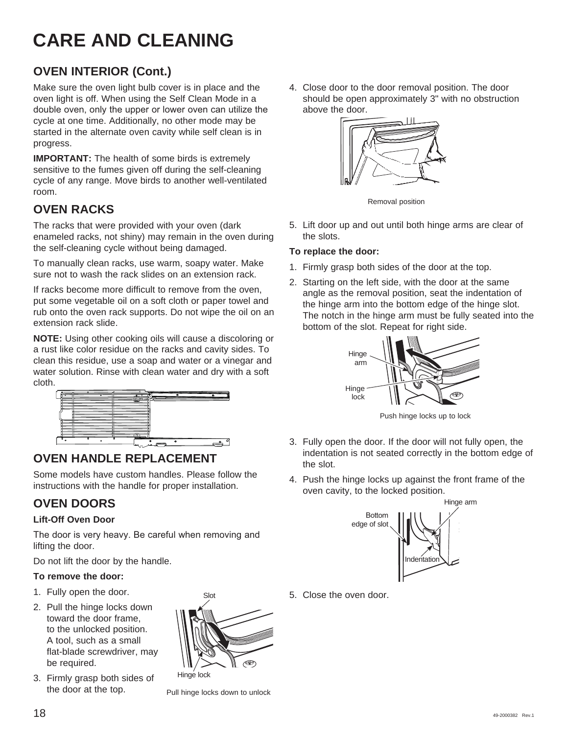# CARE AND CLEANING

## OVEN INTERIOR (Cont.)

Make sure the oven light bulb cover is in place and the oven light is off. When using the Self Clean Mode in a double oven, only the upper or lower oven can utilize the cycle at one time. Additionally, no other mode may be started in the alternate oven cavity while self clean is in progress.

**IMPORTANT:** The health of some birds is extremely sensitive to the fumes given off during the self-cleaning cycle of any range. Move birds to another well-ventilated room.

## OVEN RACKS

The racks that were provided with your oven (dark enameled racks, not shiny) may remain in the oven during the self-cleaning cycle without being damaged.

To manually clean racks, use warm, soapy water. Make sure not to wash the rack slides on an extension rack.

If racks become more difficult to remove from the oven, put some vegetable oil on a soft cloth or paper towel and rub onto the oven rack supports. Do not wipe the oil on an extension rack slide.

**NOTE:** Using other cooking oils will cause a discoloring or a rust like color residue on the racks and cavity sides. To clean this residue, use a soap and water or a vinegar and water solution. Rinse with clean water and dry with a soft cloth.

## OVEN HANDLE REPLACEMENT

Some models have custom handles. Please follow the instructions with the handle for proper installation.

## OVEN DOORS

**Lift-Off Oven Door**

The door is very heavy. Be careful when removing and lifting the door.

Do not lift the door by the handle.

**To remove the door:**

1. Fully open the door.
2. Pull the hinge locks down toward the door frame, to the unlocked position. A tool, such as a small flat-blade screwdriver, may be required.
3. Firmly grasp both sides of the door at the top.

Slot

Hinge lock

Pull hinge locks down to unlock

4. Close door to the door removal position. The door should be open approximately 3" with no obstruction above the door.

Removal position

5. Lift door up and out until both hinge arms are clear of the slots.

**To replace the door:**

1. Firmly grasp both sides of the door at the top.
2. Starting on the left side, with the door at the same angle as the removal position, seat the indentation of the hinge arm into the bottom edge of the hinge slot. The notch in the hinge arm must be fully seated into the bottom of the slot. Repeat for right side.

Hinge arm

Hinge lock

Push hinge locks up to lock

3. Fully open the door. If the door will not fully open, the indentation is not seated correctly in the bottom edge of the slot.
4. Push the hinge locks up against the front frame of the oven cavity, to the locked position.

Hinge arm

Bottom edge of slot

Indentation

5. Close the oven door.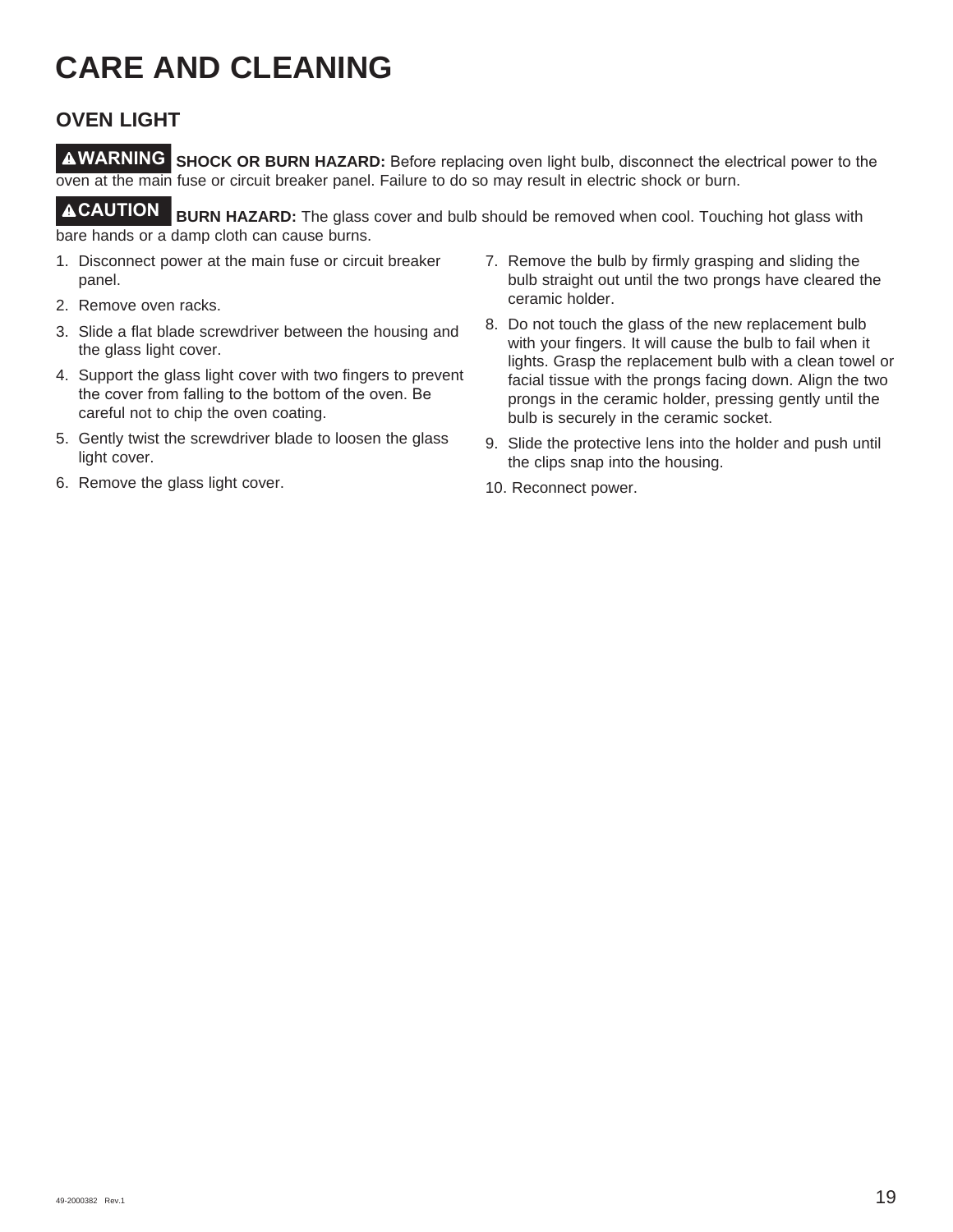# CARE AND CLEANING

## OVEN LIGHT

**⚠WARNING** **SHOCK OR BURN HAZARD:** Before replacing oven light bulb, disconnect the electrical power to the oven at the main fuse or circuit breaker panel. Failure to do so may result in electric shock or burn.

**⚠CAUTION** **BURN HAZARD:** The glass cover and bulb should be removed when cool. Touching hot glass with bare hands or a damp cloth can cause burns.

1. Disconnect power at the main fuse or circuit breaker panel.
2. Remove oven racks.
3. Slide a flat blade screwdriver between the housing and the glass light cover.
4. Support the glass light cover with two fingers to prevent the cover from falling to the bottom of the oven. Be careful not to chip the oven coating.
5. Gently twist the screwdriver blade to loosen the glass light cover.
6. Remove the glass light cover.
7. Remove the bulb by firmly grasping and sliding the bulb straight out until the two prongs have cleared the ceramic holder.
8. Do not touch the glass of the new replacement bulb with your fingers. It will cause the bulb to fail when it lights. Grasp the replacement bulb with a clean towel or facial tissue with the prongs facing down. Align the two prongs in the ceramic holder, pressing gently until the bulb is securely in the ceramic socket.
9. Slide the protective lens into the holder and push until the clips snap into the housing.
10. Reconnect power.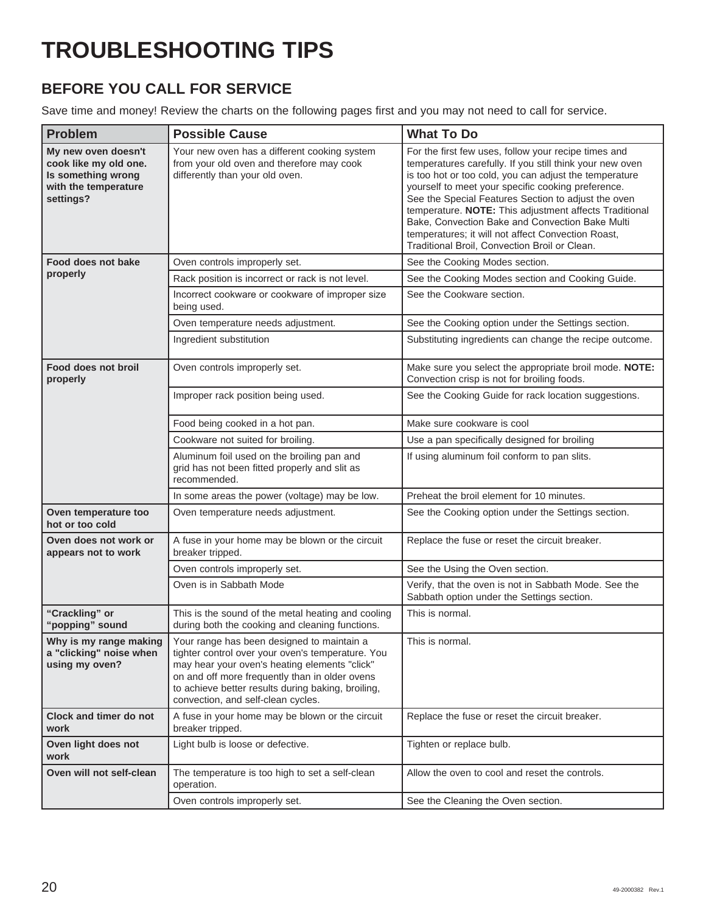# TROUBLESHOOTING TIPS

## BEFORE YOU CALL FOR SERVICE

Save time and money! Review the charts on the following pages first and you may not need to call for service.

| Problem | Possible Cause | What To Do |
|---|---|---|
| **My new oven doesn't cook like my old one. Is something wrong with the temperature settings?** | Your new oven has a different cooking system from your old oven and therefore may cook differently than your old oven. | For the first few uses, follow your recipe times and temperatures carefully. If you still think your new oven is too hot or too cold, you can adjust the temperature yourself to meet your specific cooking preference. See the Special Features Section to adjust the oven temperature. **NOTE:** This adjustment affects Traditional Bake, Convection Bake and Convection Bake Multi temperatures; it will not affect Convection Roast, Traditional Broil, Convection Broil or Clean. |
| **Food does not bake properly** | Oven controls improperly set. | See the Cooking Modes section. |
| | Rack position is incorrect or rack is not level. | See the Cooking Modes section and Cooking Guide. |
| | Incorrect cookware or cookware of improper size being used. | See the Cookware section. |
| | Oven temperature needs adjustment. | See the Cooking option under the Settings section. |
| | Ingredient substitution | Substituting ingredients can change the recipe outcome. |
| **Food does not broil properly** | Oven controls improperly set. | Make sure you select the appropriate broil mode. **NOTE:** Convection crisp is not for broiling foods. |
| | Improper rack position being used. | See the Cooking Guide for rack location suggestions. |
| | Food being cooked in a hot pan. | Make sure cookware is cool |
| | Cookware not suited for broiling. | Use a pan specifically designed for broiling |
| | Aluminum foil used on the broiling pan and grid has not been fitted properly and slit as recommended. | If using aluminum foil conform to pan slits. |
| | In some areas the power (voltage) may be low. | Preheat the broil element for 10 minutes. |
| **Oven temperature too hot or too cold** | Oven temperature needs adjustment. | See the Cooking option under the Settings section. |
| **Oven does not work or appears not to work** | A fuse in your home may be blown or the circuit breaker tripped. | Replace the fuse or reset the circuit breaker. |
| | Oven controls improperly set. | See the Using the Oven section. |
| | Oven is in Sabbath Mode | Verify, that the oven is not in Sabbath Mode. See the Sabbath option under the Settings section. |
| **"Crackling" or "popping" sound** | This is the sound of the metal heating and cooling during both the cooking and cleaning functions. | This is normal. |
| **Why is my range making a "clicking" noise when using my oven?** | Your range has been designed to maintain a tighter control over your oven's temperature. You may hear your oven's heating elements "click" on and off more frequently than in older ovens to achieve better results during baking, broiling, convection, and self-clean cycles. | This is normal. |
| **Clock and timer do not work** | A fuse in your home may be blown or the circuit breaker tripped. | Replace the fuse or reset the circuit breaker. |
| **Oven light does not work** | Light bulb is loose or defective. | Tighten or replace bulb. |
| **Oven will not self-clean** | The temperature is too high to set a self-clean operation. | Allow the oven to cool and reset the controls. |
| | Oven controls improperly set. | See the Cleaning the Oven section. |

49-2000382 Rev.1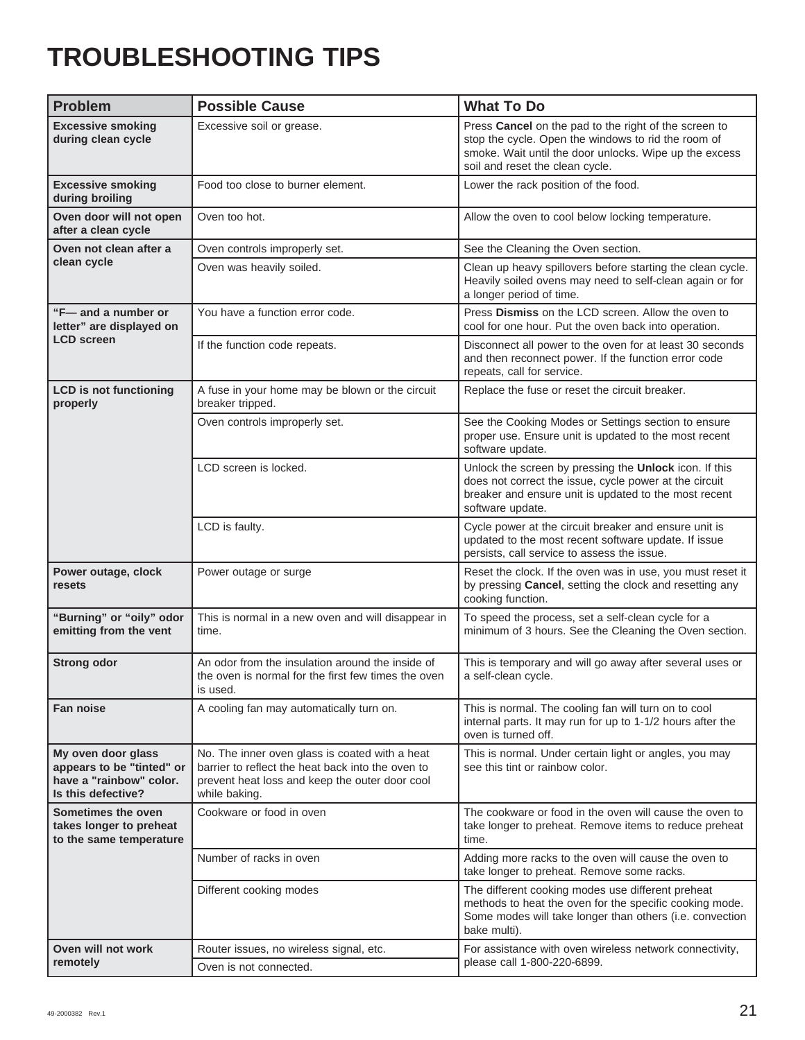# TROUBLESHOOTING TIPS

| Problem | Possible Cause | What To Do |
|---|---|---|
| **Excessive smoking during clean cycle** | Excessive soil or grease. | Press **Cancel** on the pad to the right of the screen to stop the cycle. Open the windows to rid the room of smoke. Wait until the door unlocks. Wipe up the excess soil and reset the clean cycle. |
| **Excessive smoking during broiling** | Food too close to burner element. | Lower the rack position of the food. |
| **Oven door will not open after a clean cycle** | Oven too hot. | Allow the oven to cool below locking temperature. |
| **Oven not clean after a clean cycle** | Oven controls improperly set. | See the Cleaning the Oven section. |
| | Oven was heavily soiled. | Clean up heavy spillovers before starting the clean cycle. Heavily soiled ovens may need to self-clean again or for a longer period of time. |
| **"F— and a number or letter" are displayed on LCD screen** | You have a function error code. | Press **Dismiss** on the LCD screen. Allow the oven to cool for one hour. Put the oven back into operation. |
| | If the function code repeats. | Disconnect all power to the oven for at least 30 seconds and then reconnect power. If the function error code repeats, call for service. |
| **LCD is not functioning properly** | A fuse in your home may be blown or the circuit breaker tripped. | Replace the fuse or reset the circuit breaker. |
| | Oven controls improperly set. | See the Cooking Modes or Settings section to ensure proper use. Ensure unit is updated to the most recent software update. |
| | LCD screen is locked. | Unlock the screen by pressing the **Unlock** icon. If this does not correct the issue, cycle power at the circuit breaker and ensure unit is updated to the most recent software update. |
| | LCD is faulty. | Cycle power at the circuit breaker and ensure unit is updated to the most recent software update. If issue persists, call service to assess the issue. |
| **Power outage, clock resets** | Power outage or surge | Reset the clock. If the oven was in use, you must reset it by pressing **Cancel**, setting the clock and resetting any cooking function. |
| **"Burning" or "oily" odor emitting from the vent** | This is normal in a new oven and will disappear in time. | To speed the process, set a self-clean cycle for a minimum of 3 hours. See the Cleaning the Oven section. |
| **Strong odor** | An odor from the insulation around the inside of the oven is normal for the first few times the oven is used. | This is temporary and will go away after several uses or a self-clean cycle. |
| **Fan noise** | A cooling fan may automatically turn on. | This is normal. The cooling fan will turn on to cool internal parts. It may run for up to 1-1/2 hours after the oven is turned off. |
| **My oven door glass appears to be "tinted" or have a "rainbow" color. Is this defective?** | No. The inner oven glass is coated with a heat barrier to reflect the heat back into the oven to prevent heat loss and keep the outer door cool while baking. | This is normal. Under certain light or angles, you may see this tint or rainbow color. |
| **Sometimes the oven takes longer to preheat to the same temperature** | Cookware or food in oven | The cookware or food in the oven will cause the oven to take longer to preheat. Remove items to reduce preheat time. |
| | Number of racks in oven | Adding more racks to the oven will cause the oven to take longer to preheat. Remove some racks. |
| | Different cooking modes | The different cooking modes use different preheat methods to heat the oven for the specific cooking mode. Some modes will take longer than others (i.e. convection bake multi). |
| **Oven will not work remotely** | Router issues, no wireless signal, etc. | For assistance with oven wireless network connectivity, please call 1-800-220-6899. |
| | Oven is not connected. | |

49-2000382 Rev.1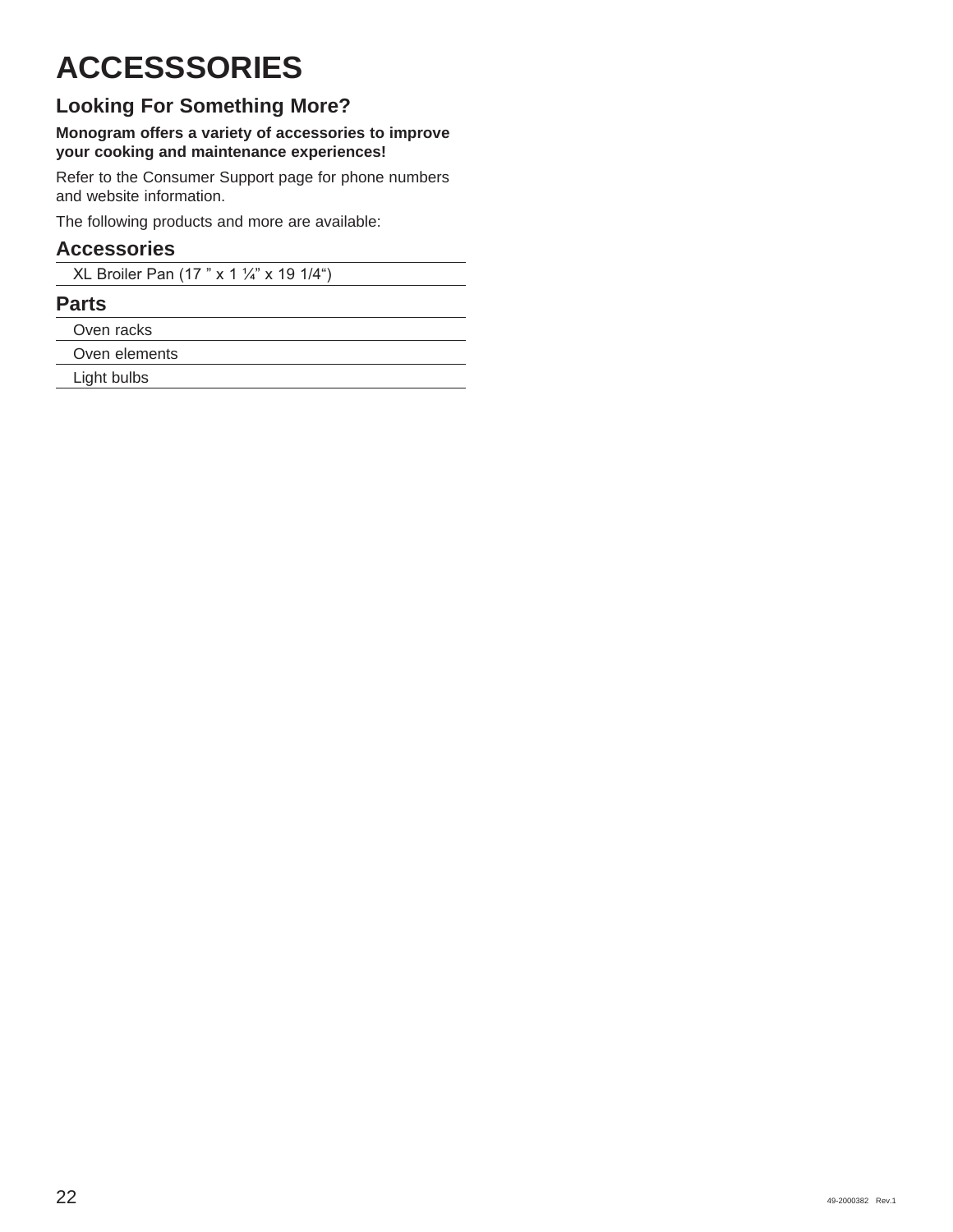# ACCESSSORIES

## Looking For Something More?

**Monogram offers a variety of accessories to improve your cooking and maintenance experiences!**

Refer to the Consumer Support page for phone numbers and website information.

The following products and more are available:

### Accessories

- XL Broiler Pan (17 ” x 1 ¼” x 19 1/4“)

### Parts

- Oven racks
- Oven elements
- Light bulbs

49-2000382 Rev.1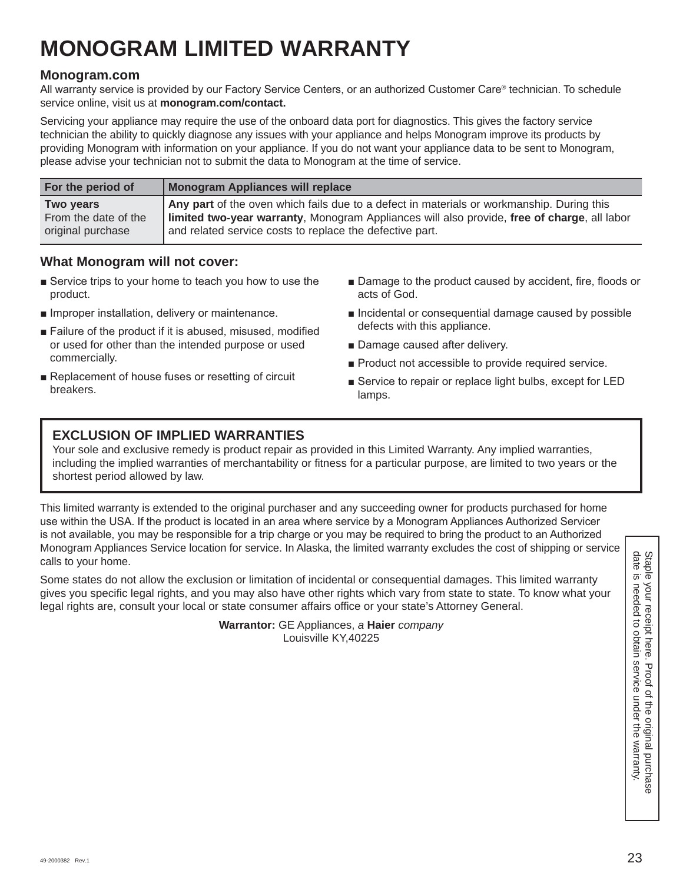# MONOGRAM LIMITED WARRANTY

## Monogram.com

All warranty service is provided by our Factory Service Centers, or an authorized Customer Care® technician. To schedule service online, visit us at **monogram.com/contact.**

Servicing your appliance may require the use of the onboard data port for diagnostics. This gives the factory service technician the ability to quickly diagnose any issues with your appliance and helps Monogram improve its products by providing Monogram with information on your appliance. If you do not want your appliance data to be sent to Monogram, please advise your technician not to submit the data to Monogram at the time of service.

| For the period of | Monogram Appliances will replace |
|---|---|
| **Two years** From the date of the original purchase | **Any part** of the oven which fails due to a defect in materials or workmanship. During this **limited two-year warranty**, Monogram Appliances will also provide, **free of charge**, all labor and related service costs to replace the defective part. |

## What Monogram will not cover:

- Service trips to your home to teach you how to use the product.
- Improper installation, delivery or maintenance.
- Failure of the product if it is abused, misused, modified or used for other than the intended purpose or used commercially.
- Replacement of house fuses or resetting of circuit breakers.
- Damage to the product caused by accident, fire, floods or acts of God.
- Incidental or consequential damage caused by possible defects with this appliance.
- Damage caused after delivery.
- Product not accessible to provide required service.
- Service to repair or replace light bulbs, except for LED lamps.

### EXCLUSION OF IMPLIED WARRANTIES

Your sole and exclusive remedy is product repair as provided in this Limited Warranty. Any implied warranties, including the implied warranties of merchantability or fitness for a particular purpose, are limited to two years or the shortest period allowed by law.

This limited warranty is extended to the original purchaser and any succeeding owner for products purchased for home use within the USA. If the product is located in an area where service by a Monogram Appliances Authorized Servicer is not available, you may be responsible for a trip charge or you may be required to bring the product to an Authorized Monogram Appliances Service location for service. In Alaska, the limited warranty excludes the cost of shipping or service calls to your home.

Some states do not allow the exclusion or limitation of incidental or consequential damages. This limited warranty gives you specific legal rights, and you may also have other rights which vary from state to state. To know what your legal rights are, consult your local or state consumer affairs office or your state's Attorney General.

**Warrantor:** GE Appliances, *a* **Haier** *company*
Louisville KY,40225

Staple your receipt here. Proof of the original purchase date is needed to obtain service under the warranty.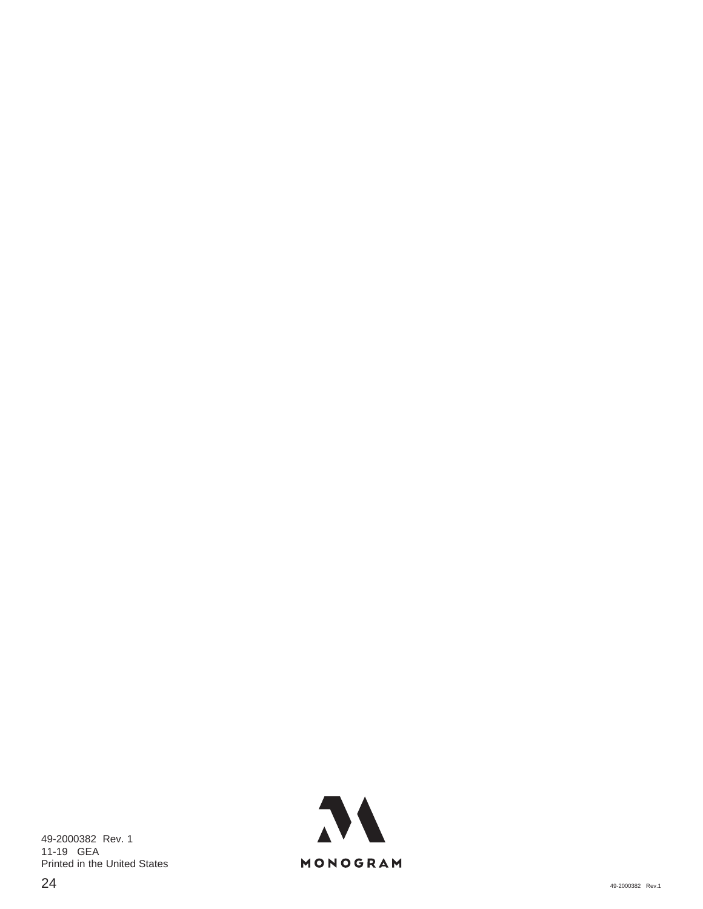49-2000382 Rev. 1
11-19 GEA
Printed in the United States

MONOGRAM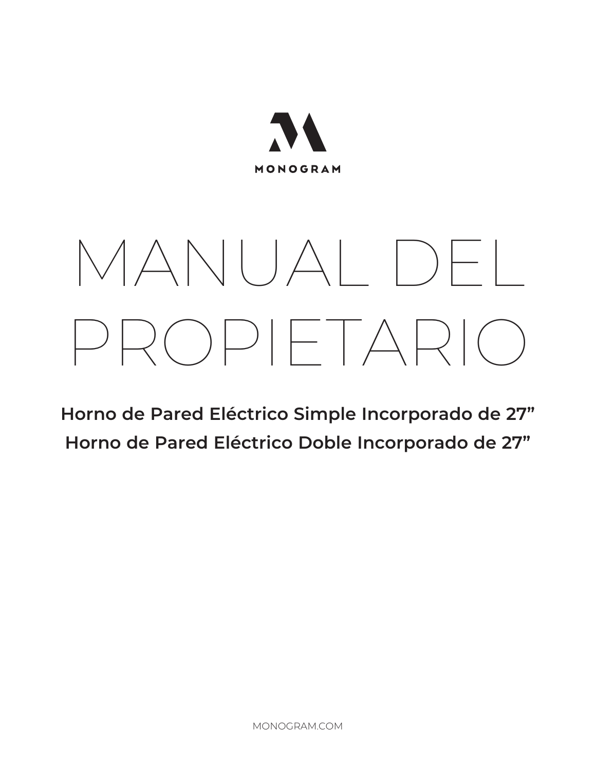MONOGRAM

# MANUAL DEL PROPIETARIO

**Horno de Pared Eléctrico Simple Incorporado de 27”**

**Horno de Pared Eléctrico Doble Incorporado de 27”**

MONOGRAM.COM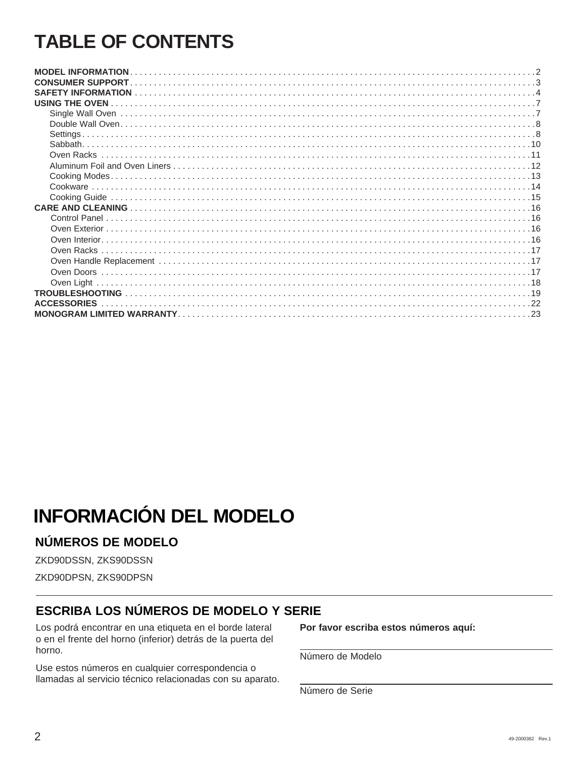# TABLE OF CONTENTS

| | |
|---|---|
| **MODEL INFORMATION** | 2 |
| **CONSUMER SUPPORT** | 3 |
| **SAFETY INFORMATION** | 4 |
| **USING THE OVEN** | 7 |
| Single Wall Oven | 7 |
| Double Wall Oven | 8 |
| Settings | 8 |
| Sabbath | 10 |
| Oven Racks | 11 |
| Aluminum Foil and Oven Liners | 12 |
| Cooking Modes | 13 |
| Cookware | 14 |
| Cooking Guide | 15 |
| **CARE AND CLEANING** | 16 |
| Control Panel | 16 |
| Oven Exterior | 16 |
| Oven Interior | 16 |
| Oven Racks | 17 |
| Oven Handle Replacement | 17 |
| Oven Doors | 17 |
| Oven Light | 18 |
| **TROUBLESHOOTING** | 19 |
| **ACCESSORIES** | 22 |
| **MONOGRAM LIMITED WARRANTY** | 23 |

# INFORMACIÓN DEL MODELO

## NÚMEROS DE MODELO

ZKD90DSSN, ZKS90DSSN

ZKD90DPSN, ZKS90DPSN

## ESCRIBA LOS NÚMEROS DE MODELO Y SERIE

Los podrá encontrar en una etiqueta en el borde lateral o en el frente del horno (inferior) detrás de la puerta del horno.

Use estos números en cualquier correspondencia o llamadas al servicio técnico relacionadas con su aparato.

**Por favor escriba estos números aquí:**

Número de Modelo

Número de Serie

49-2000382 Rev.1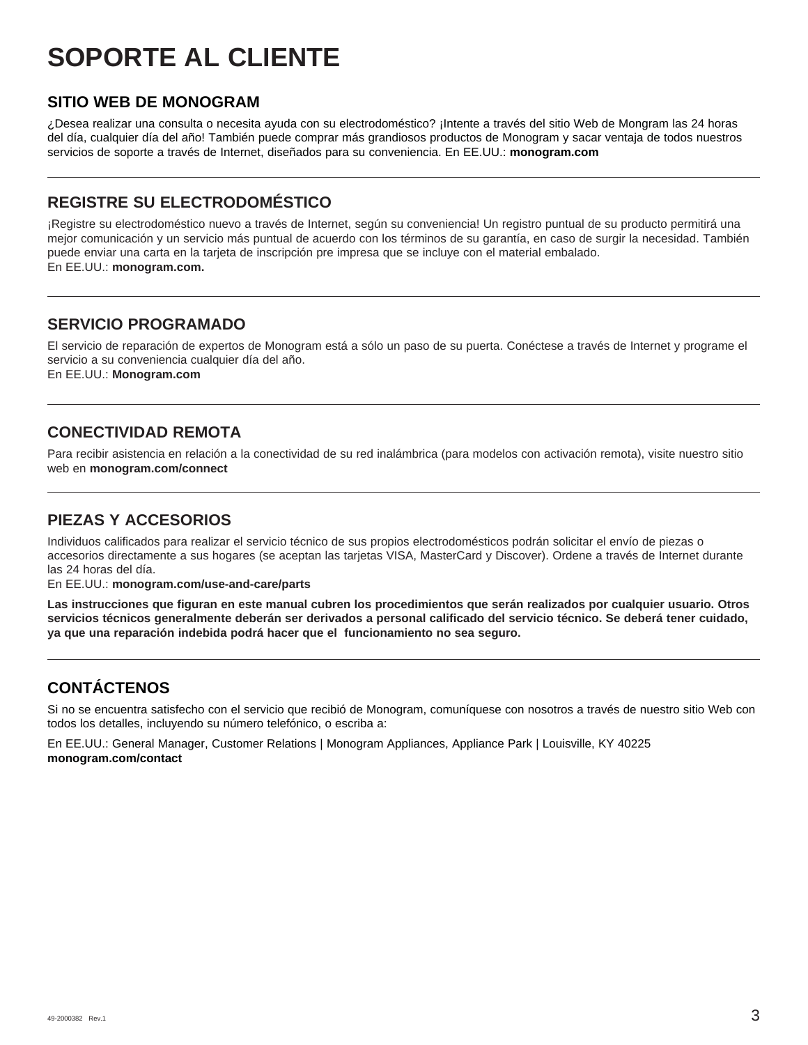# SOPORTE AL CLIENTE

## SITIO WEB DE MONOGRAM

¿Desea realizar una consulta o necesita ayuda con su electrodoméstico? ¡Intente a través del sitio Web de Mongram las 24 horas del día, cualquier día del año! También puede comprar más grandiosos productos de Monogram y sacar ventaja de todos nuestros servicios de soporte a través de Internet, diseñados para su conveniencia. En EE.UU.: **monogram.com**

---

## REGISTRE SU ELECTRODOMÉSTICO

¡Registre su electrodoméstico nuevo a través de Internet, según su conveniencia! Un registro puntual de su producto permitirá una mejor comunicación y un servicio más puntual de acuerdo con los términos de su garantía, en caso de surgir la necesidad. También puede enviar una carta en la tarjeta de inscripción pre impresa que se incluye con el material embalado.
En EE.UU.: **monogram.com.**

---

## SERVICIO PROGRAMADO

El servicio de reparación de expertos de Monogram está a sólo un paso de su puerta. Conéctese a través de Internet y programe el servicio a su conveniencia cualquier día del año.
En EE.UU.: **Monogram.com**

---

## CONECTIVIDAD REMOTA

Para recibir asistencia en relación a la conectividad de su red inalámbrica (para modelos con activación remota), visite nuestro sitio web en **monogram.com/connect**

---

## PIEZAS Y ACCESORIOS

Individuos calificados para realizar el servicio técnico de sus propios electrodomésticos podrán solicitar el envío de piezas o accesorios directamente a sus hogares (se aceptan las tarjetas VISA, MasterCard y Discover). Ordene a través de Internet durante las 24 horas del día.
En EE.UU.: **monogram.com/use-and-care/parts**

**Las instrucciones que figuran en este manual cubren los procedimientos que serán realizados por cualquier usuario. Otros servicios técnicos generalmente deberán ser derivados a personal calificado del servicio técnico. Se deberá tener cuidado, ya que una reparación indebida podrá hacer que el funcionamiento no sea seguro.**

---

## CONTÁCTENOS

Si no se encuentra satisfecho con el servicio que recibió de Monogram, comuníquese con nosotros a través de nuestro sitio Web con todos los detalles, incluyendo su número telefónico, o escriba a:

En EE.UU.: General Manager, Customer Relations | Monogram Appliances, Appliance Park | Louisville, KY 40225
**monogram.com/contact**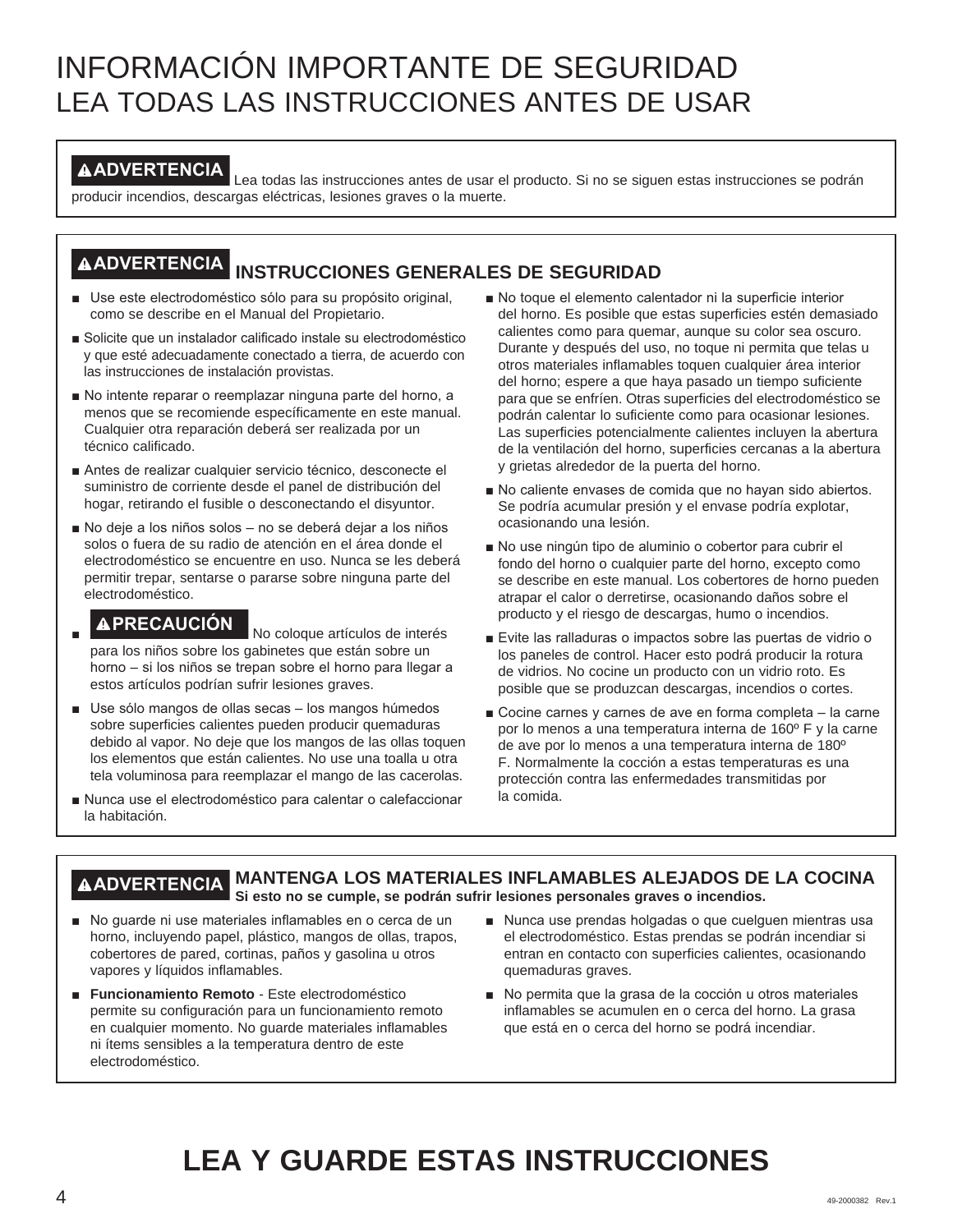# INFORMACIÓN IMPORTANTE DE SEGURIDAD
## LEA TODAS LAS INSTRUCCIONES ANTES DE USAR

**⚠ADVERTENCIA** Lea todas las instrucciones antes de usar el producto. Si no se siguen estas instrucciones se podrán producir incendios, descargas eléctricas, lesiones graves o la muerte.

### ⚠ADVERTENCIA INSTRUCCIONES GENERALES DE SEGURIDAD

- Use este electrodoméstico sólo para su propósito original, como se describe en el Manual del Propietario.
- Solicite que un instalador calificado instale su electrodoméstico y que esté adecuadamente conectado a tierra, de acuerdo con las instrucciones de instalación provistas.
- No intente reparar o reemplazar ninguna parte del horno, a menos que se recomiende específicamente en este manual. Cualquier otra reparación deberá ser realizada por un técnico calificado.
- Antes de realizar cualquier servicio técnico, desconecte el suministro de corriente desde el panel de distribución del hogar, retirando el fusible o desconectando el disyuntor.
- No deje a los niños solos – no se deberá dejar a los niños solos o fuera de su radio de atención en el área donde el electrodoméstico se encuentre en uso. Nunca se les deberá permitir trepar, sentarse o pararse sobre ninguna parte del electrodoméstico.
- **⚠PRECAUCIÓN** No coloque artículos de interés para los niños sobre los gabinetes que están sobre un horno – si los niños se trepan sobre el horno para llegar a estos artículos podrían sufrir lesiones graves.
- Use sólo mangos de ollas secas – los mangos húmedos sobre superficies calientes pueden producir quemaduras debido al vapor. No deje que los mangos de las ollas toquen los elementos que están calientes. No use una toalla u otra tela voluminosa para reemplazar el mango de las cacerolas.
- Nunca use el electrodoméstico para calentar o calefaccionar la habitación.
- No toque el elemento calentador ni la superficie interior del horno. Es posible que estas superficies estén demasiado calientes como para quemar, aunque su color sea oscuro. Durante y después del uso, no toque ni permita que telas u otros materiales inflamables toquen cualquier área interior del horno; espere a que haya pasado un tiempo suficiente para que se enfríen. Otras superficies del electrodoméstico se podrán calentar lo suficiente como para ocasionar lesiones. Las superficies potencialmente calientes incluyen la abertura de la ventilación del horno, superficies cercanas a la abertura y grietas alrededor de la puerta del horno.
- No caliente envases de comida que no hayan sido abiertos. Se podría acumular presión y el envase podría explotar, ocasionando una lesión.
- No use ningún tipo de aluminio o cobertor para cubrir el fondo del horno o cualquier parte del horno, excepto como se describe en este manual. Los cobertores de horno pueden atrapar el calor o derretirse, ocasionando daños sobre el producto y el riesgo de descargas, humo o incendios.
- Evite las ralladuras o impactos sobre las puertas de vidrio o los paneles de control. Hacer esto podrá producir la rotura de vidrios. No cocine un producto con un vidrio roto. Es posible que se produzcan descargas, incendios o cortes.
- Cocine carnes y carnes de ave en forma completa – la carne por lo menos a una temperatura interna de 160º F y la carne de ave por lo menos a una temperatura interna de 180º F. Normalmente la cocción a estas temperaturas es una protección contra las enfermedades transmitidas por la comida.

### ⚠ADVERTENCIA MANTENGA LOS MATERIALES INFLAMABLES ALEJADOS DE LA COCINA

**Si esto no se cumple, se podrán sufrir lesiones personales graves o incendios.**

- No guarde ni use materiales inflamables en o cerca de un horno, incluyendo papel, plástico, mangos de ollas, trapos, cobertores de pared, cortinas, paños y gasolina u otros vapores y líquidos inflamables.
- **Funcionamiento Remoto** - Este electrodoméstico permite su configuración para un funcionamiento remoto en cualquier momento. No guarde materiales inflamables ni ítems sensibles a la temperatura dentro de este electrodoméstico.
- Nunca use prendas holgadas o que cuelguen mientras usa el electrodoméstico. Estas prendas se podrán incendiar si entran en contacto con superficies calientes, ocasionando quemaduras graves.
- No permita que la grasa de la cocción u otros materiales inflamables se acumulen en o cerca del horno. La grasa que está en o cerca del horno se podrá incendiar.

# LEA Y GUARDE ESTAS INSTRUCCIONES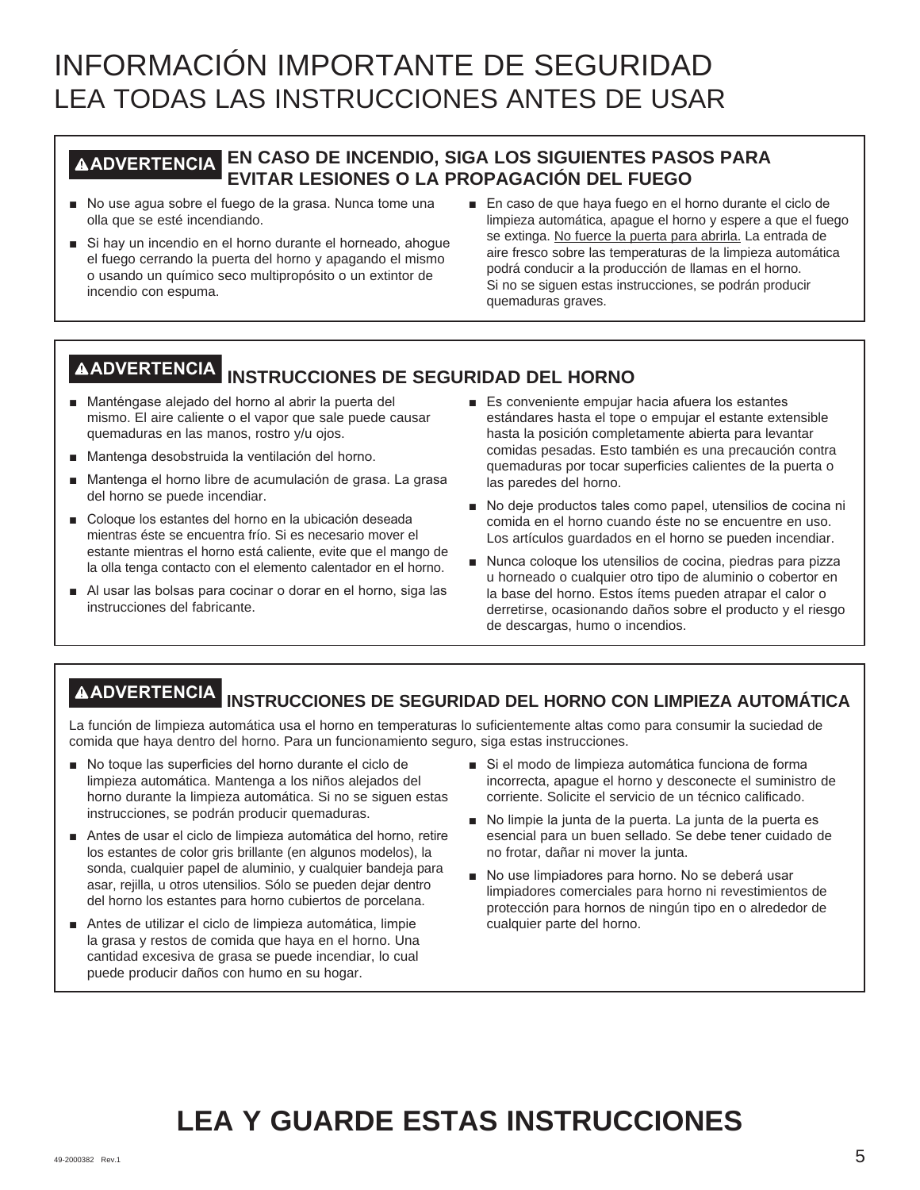# INFORMACIÓN IMPORTANTE DE SEGURIDAD
## LEA TODAS LAS INSTRUCCIONES ANTES DE USAR

### ⚠ADVERTENCIA EN CASO DE INCENDIO, SIGA LOS SIGUIENTES PASOS PARA EVITAR LESIONES O LA PROPAGACIÓN DEL FUEGO

- No use agua sobre el fuego de la grasa. Nunca tome una olla que se esté incendiando.
- Si hay un incendio en el horno durante el horneado, ahogue el fuego cerrando la puerta del horno y apagando el mismo o usando un químico seco multipropósito o un extintor de incendio con espuma.
- En caso de que haya fuego en el horno durante el ciclo de limpieza automática, apague el horno y espere a que el fuego se extinga. No fuerce la puerta para abrirla. La entrada de aire fresco sobre las temperaturas de la limpieza automática podrá conducir a la producción de llamas en el horno. Si no se siguen estas instrucciones, se podrán producir quemaduras graves.

### ⚠ADVERTENCIA INSTRUCCIONES DE SEGURIDAD DEL HORNO

- Manténgase alejado del horno al abrir la puerta del mismo. El aire caliente o el vapor que sale puede causar quemaduras en las manos, rostro y/u ojos.
- Mantenga desobstruida la ventilación del horno.
- Mantenga el horno libre de acumulación de grasa. La grasa del horno se puede incendiar.
- Coloque los estantes del horno en la ubicación deseada mientras éste se encuentra frío. Si es necesario mover el estante mientras el horno está caliente, evite que el mango de la olla tenga contacto con el elemento calentador en el horno.
- Al usar las bolsas para cocinar o dorar en el horno, siga las instrucciones del fabricante.
- Es conveniente empujar hacia afuera los estantes estándares hasta el tope o empujar el estante extensible hasta la posición completamente abierta para levantar comidas pesadas. Esto también es una precaución contra quemaduras por tocar superficies calientes de la puerta o las paredes del horno.
- No deje productos tales como papel, utensilios de cocina ni comida en el horno cuando éste no se encuentre en uso. Los artículos guardados en el horno se pueden incendiar.
- Nunca coloque los utensilios de cocina, piedras para pizza u horneado o cualquier otro tipo de aluminio o cobertor en la base del horno. Estos ítems pueden atrapar el calor o derretirse, ocasionando daños sobre el producto y el riesgo de descargas, humo o incendios.

### ⚠ADVERTENCIA INSTRUCCIONES DE SEGURIDAD DEL HORNO CON LIMPIEZA AUTOMÁTICA

La función de limpieza automática usa el horno en temperaturas lo suficientemente altas como para consumir la suciedad de comida que haya dentro del horno. Para un funcionamiento seguro, siga estas instrucciones.

- No toque las superficies del horno durante el ciclo de limpieza automática. Mantenga a los niños alejados del horno durante la limpieza automática. Si no se siguen estas instrucciones, se podrán producir quemaduras.
- Antes de usar el ciclo de limpieza automática del horno, retire los estantes de color gris brillante (en algunos modelos), la sonda, cualquier papel de aluminio, y cualquier bandeja para asar, rejilla, u otros utensilios. Sólo se pueden dejar dentro del horno los estantes para horno cubiertos de porcelana.
- Antes de utilizar el ciclo de limpieza automática, limpie la grasa y restos de comida que haya en el horno. Una cantidad excesiva de grasa se puede incendiar, lo cual puede producir daños con humo en su hogar.
- Si el modo de limpieza automática funciona de forma incorrecta, apague el horno y desconecte el suministro de corriente. Solicite el servicio de un técnico calificado.
- No limpie la junta de la puerta. La junta de la puerta es esencial para un buen sellado. Se debe tener cuidado de no frotar, dañar ni mover la junta.
- No use limpiadores para horno. No se deberá usar limpiadores comerciales para horno ni revestimientos de protección para hornos de ningún tipo en o alrededor de cualquier parte del horno.

# LEA Y GUARDE ESTAS INSTRUCCIONES

49-2000382 Rev.1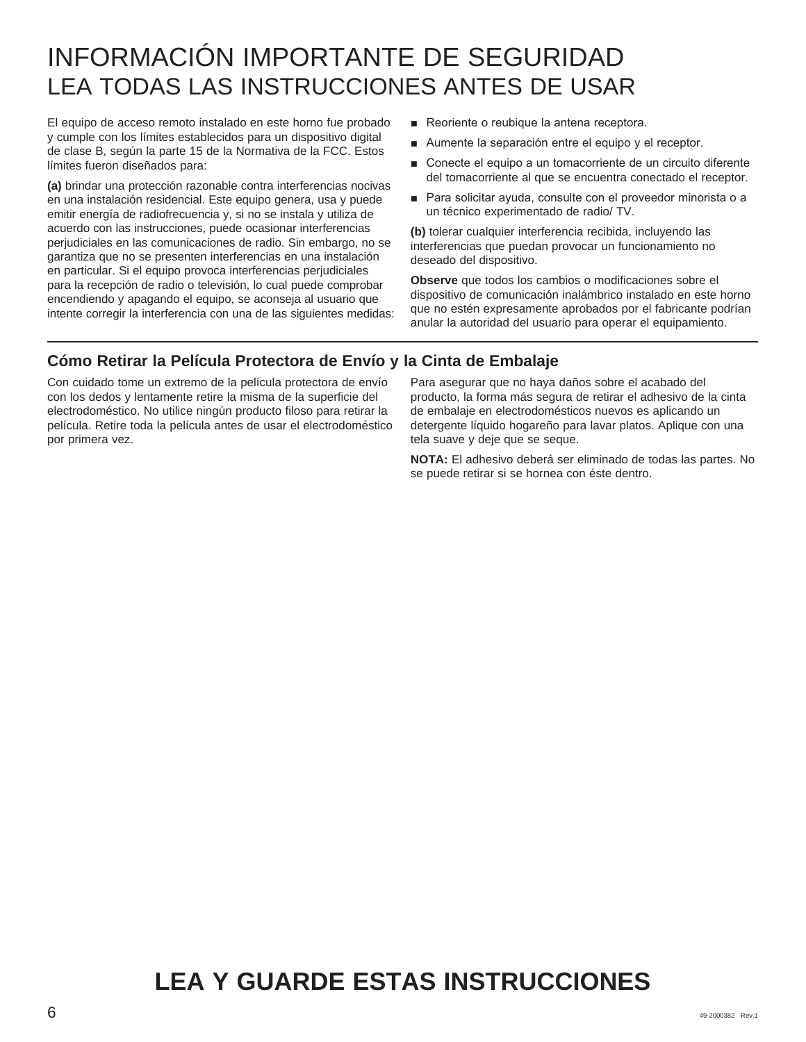# INFORMACIÓN IMPORTANTE DE SEGURIDAD
## LEA TODAS LAS INSTRUCCIONES ANTES DE USAR

El equipo de acceso remoto instalado en este horno fue probado y cumple con los límites establecidos para un dispositivo digital de clase B, según la parte 15 de la Normativa de la FCC. Estos límites fueron diseñados para:

**(a)** brindar una protección razonable contra interferencias nocivas en una instalación residencial. Este equipo genera, usa y puede emitir energía de radiofrecuencia y, si no se instala y utiliza de acuerdo con las instrucciones, puede ocasionar interferencias perjudiciales en las comunicaciones de radio. Sin embargo, no se garantiza que no se presenten interferencias en una instalación en particular. Si el equipo provoca interferencias perjudiciales para la recepción de radio o televisión, lo cual puede comprobar encendiendo y apagando el equipo, se aconseja al usuario que intente corregir la interferencia con una de las siguientes medidas:

- Reoriente o reubique la antena receptora.
- Aumente la separación entre el equipo y el receptor.
- Conecte el equipo a un tomacorriente de un circuito diferente del tomacorriente al que se encuentra conectado el receptor.
- Para solicitar ayuda, consulte con el proveedor minorista o a un técnico experimentado de radio/ TV.

**(b)** tolerar cualquier interferencia recibida, incluyendo las interferencias que puedan provocar un funcionamiento no deseado del dispositivo.

**Observe** que todos los cambios o modificaciones sobre el dispositivo de comunicación inalámbrico instalado en este horno que no estén expresamente aprobados por el fabricante podrían anular la autoridad del usuario para operar el equipamiento.

### Cómo Retirar la Película Protectora de Envío y la Cinta de Embalaje

Con cuidado tome un extremo de la película protectora de envío con los dedos y lentamente retire la misma de la superficie del electrodoméstico. No utilice ningún producto filoso para retirar la película. Retire toda la película antes de usar el electrodoméstico por primera vez.

Para asegurar que no haya daños sobre el acabado del producto, la forma más segura de retirar el adhesivo de la cinta de embalaje en electrodomésticos nuevos es aplicando un detergente líquido hogareño para lavar platos. Aplique con una tela suave y deje que se seque.

**NOTA:** El adhesivo deberá ser eliminado de todas las partes. No se puede retirar si se hornea con éste dentro.

## LEA Y GUARDE ESTAS INSTRUCCIONES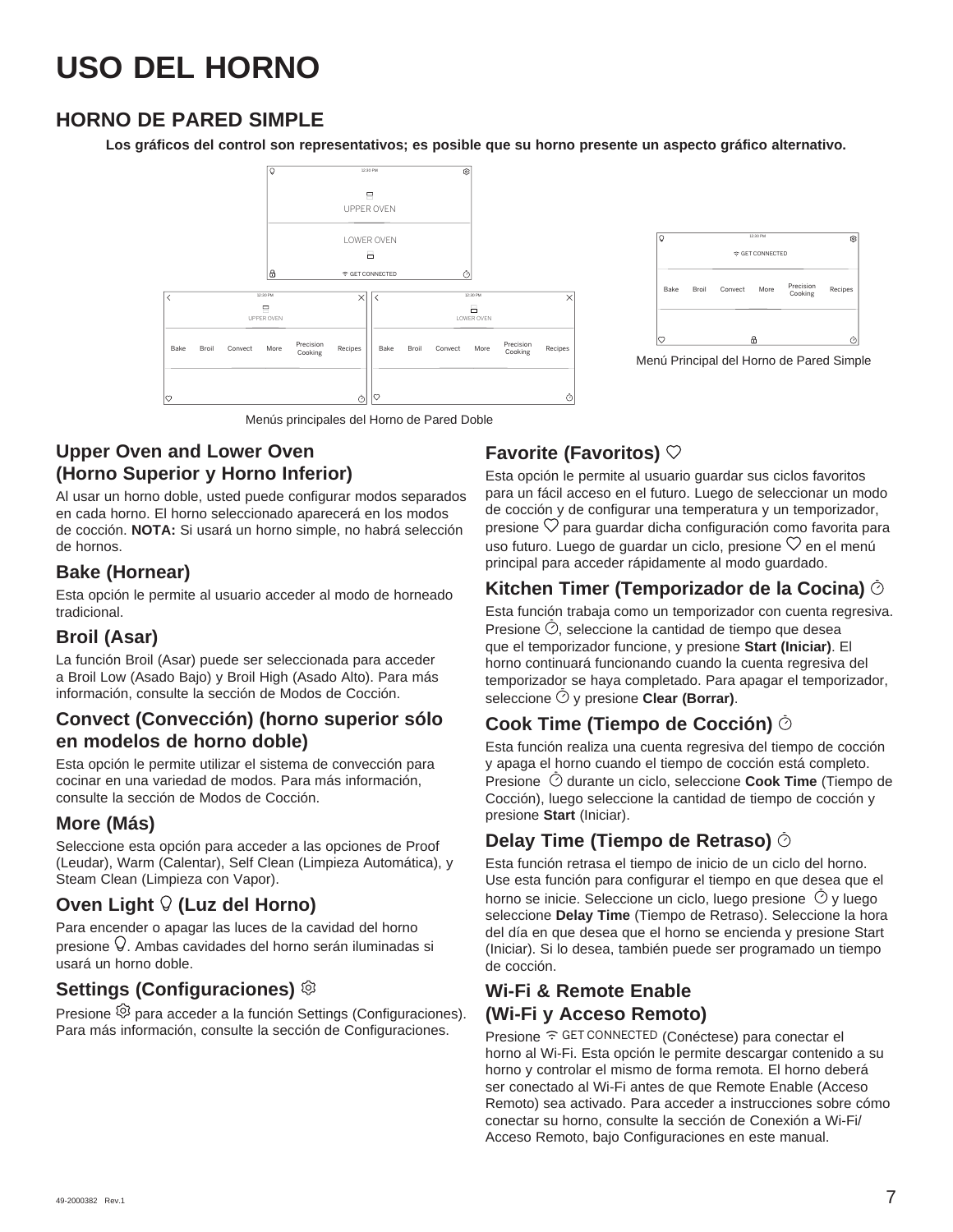# USO DEL HORNO

## HORNO DE PARED SIMPLE

**Los gráficos del control son representativos; es posible que su horno presente un aspecto gráfico alternativo.**

Menús principales del Horno de Pared Doble

Menú Principal del Horno de Pared Simple

### Upper Oven and Lower Oven (Horno Superior y Horno Inferior)

Al usar un horno doble, usted puede configurar modos separados en cada horno. El horno seleccionado aparecerá en los modos de cocción. **NOTA:** Si usará un horno simple, no habrá selección de hornos.

### Bake (Hornear)

Esta opción le permite al usuario acceder al modo de horneado tradicional.

### Broil (Asar)

La función Broil (Asar) puede ser seleccionada para acceder a Broil Low (Asado Bajo) y Broil High (Asado Alto). Para más información, consulte la sección de Modos de Cocción.

### Convect (Convección) (horno superior sólo en modelos de horno doble)

Esta opción le permite utilizar el sistema de convección para cocinar en una variedad de modos. Para más información, consulte la sección de Modos de Cocción.

### More (Más)

Seleccione esta opción para acceder a las opciones de Proof (Leudar), Warm (Calentar), Self Clean (Limpieza Automática), y Steam Clean (Limpieza con Vapor).

### Oven Light (Luz del Horno)

Para encender o apagar las luces de la cavidad del horno presione. Ambas cavidades del horno serán iluminadas si usará un horno doble.

### Settings (Configuraciones)

Presione para acceder a la función Settings (Configuraciones). Para más información, consulte la sección de Configuraciones.

### Favorite (Favoritos)

Esta opción le permite al usuario guardar sus ciclos favoritos para un fácil acceso en el futuro. Luego de seleccionar un modo de cocción y de configurar una temperatura y un temporizador, presione para guardar dicha configuración como favorita para uso futuro. Luego de guardar un ciclo, presione en el menú principal para acceder rápidamente al modo guardado.

### Kitchen Timer (Temporizador de la Cocina)

Esta función trabaja como un temporizador con cuenta regresiva. Presione, seleccione la cantidad de tiempo que desea que el temporizador funcione, y presione **Start (Iniciar)**. El horno continuará funcionando cuando la cuenta regresiva del temporizador se haya completado. Para apagar el temporizador, seleccione y presione **Clear (Borrar)**.

### Cook Time (Tiempo de Cocción)

Esta función realiza una cuenta regresiva del tiempo de cocción y apaga el horno cuando el tiempo de cocción está completo. Presione durante un ciclo, seleccione **Cook Time** (Tiempo de Cocción), luego seleccione la cantidad de tiempo de cocción y presione **Start** (Iniciar).

### Delay Time (Tiempo de Retraso)

Esta función retrasa el tiempo de inicio de un ciclo del horno. Use esta función para configurar el tiempo en que desea que el horno se inicie. Seleccione un ciclo, luego presione y luego seleccione **Delay Time** (Tiempo de Retraso). Seleccione la hora del día en que desea que el horno se encienda y presione Start (Iniciar). Si lo desea, también puede ser programado un tiempo de cocción.

### Wi-Fi & Remote Enable (Wi-Fi y Acceso Remoto)

Presione GET CONNECTED (Conéctese) para conectar el horno al Wi-Fi. Esta opción le permite descargar contenido a su horno y controlar el mismo de forma remota. El horno deberá ser conectado al Wi-Fi antes de que Remote Enable (Acceso Remoto) sea activado. Para acceder a instrucciones sobre cómo conectar su horno, consulte la sección de Conexión a Wi-Fi/ Acceso Remoto, bajo Configuraciones en este manual.

49-2000382 Rev.1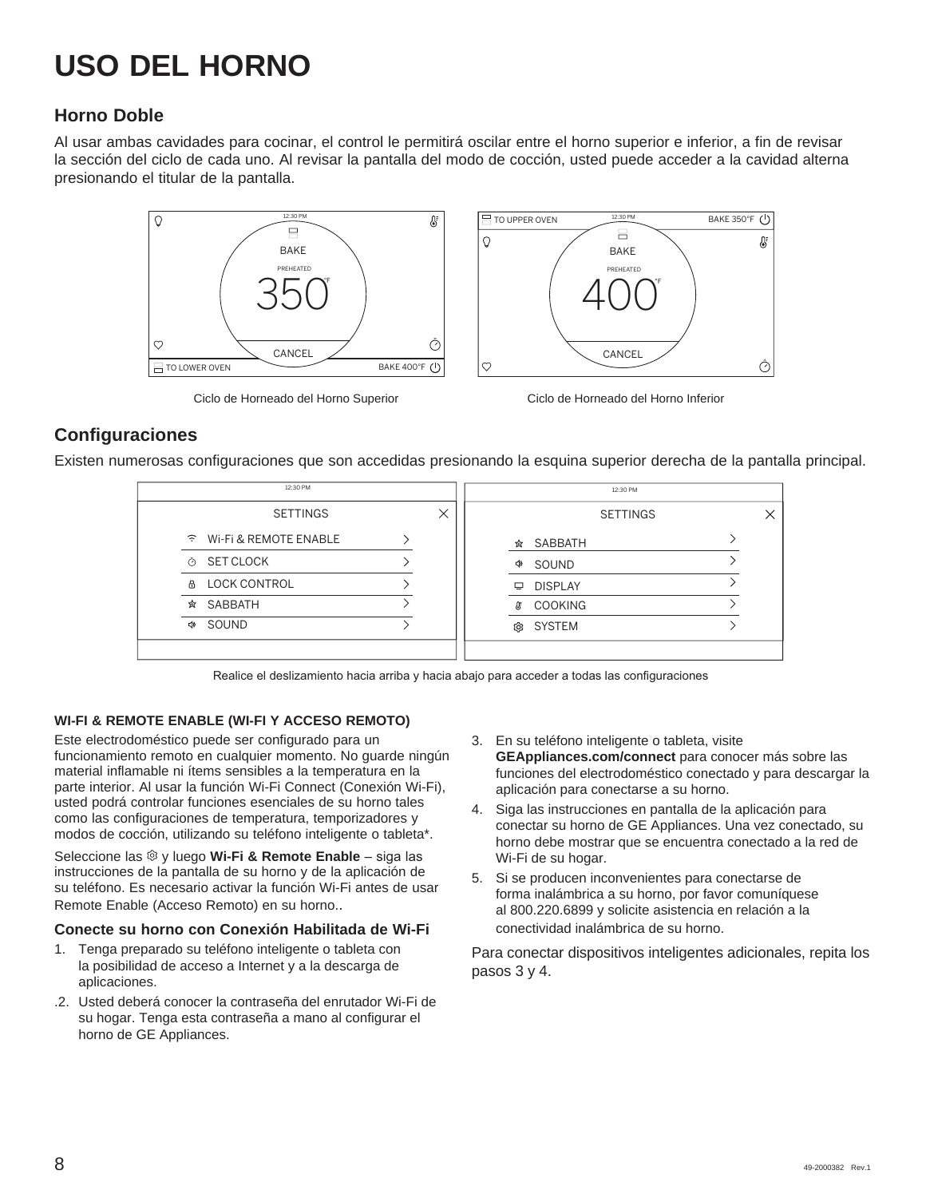# USO DEL HORNO

## Horno Doble

Al usar ambas cavidades para cocinar, el control le permitirá oscilar entre el horno superior e inferior, a fin de revisar la sección del ciclo de cada uno. Al revisar la pantalla del modo de cocción, usted puede acceder a la cavidad alterna presionando el titular de la pantalla.

Ciclo de Horneado del Horno Superior

Ciclo de Horneado del Horno Inferior

## Configuraciones

Existen numerosas configuraciones que son accedidas presionando la esquina superior derecha de la pantalla principal.

Realice el deslizamiento hacia arriba y hacia abajo para acceder a todas las configuraciones

### WI-FI & REMOTE ENABLE (WI-FI Y ACCESO REMOTO)

Este electrodoméstico puede ser configurado para un funcionamiento remoto en cualquier momento. No guarde ningún material inflamable ni ítems sensibles a la temperatura en la parte interior. Al usar la función Wi-Fi Connect (Conexión Wi-Fi), usted podrá controlar funciones esenciales de su horno tales como las configuraciones de temperatura, temporizadores y modos de cocción, utilizando su teléfono inteligente o tableta*.

Seleccione las ⚙ y luego **Wi-Fi & Remote Enable** – siga las instrucciones de la pantalla de su horno y de la aplicación de su teléfono. Es necesario activar la función Wi-Fi antes de usar Remote Enable (Acceso Remoto) en su horno..

### Conecte su horno con Conexión Habilitada de Wi-Fi

1. Tenga preparado su teléfono inteligente o tableta con la posibilidad de acceso a Internet y a la descarga de aplicaciones.
2. Usted deberá conocer la contraseña del enrutador Wi-Fi de su hogar. Tenga esta contraseña a mano al configurar el horno de GE Appliances.
3. En su teléfono inteligente o tableta, visite **GEAppliances.com/connect** para conocer más sobre las funciones del electrodoméstico conectado y para descargar la aplicación para conectarse a su horno.
4. Siga las instrucciones en pantalla de la aplicación para conectar su horno de GE Appliances. Una vez conectado, su horno debe mostrar que se encuentra conectado a la red de Wi-Fi de su hogar.
5. Si se producen inconvenientes para conectarse de forma inalámbrica a su horno, por favor comuníquese al 800.220.6899 y solicite asistencia en relación a la conectividad inalámbrica de su horno.

Para conectar dispositivos inteligentes adicionales, repita los pasos 3 y 4.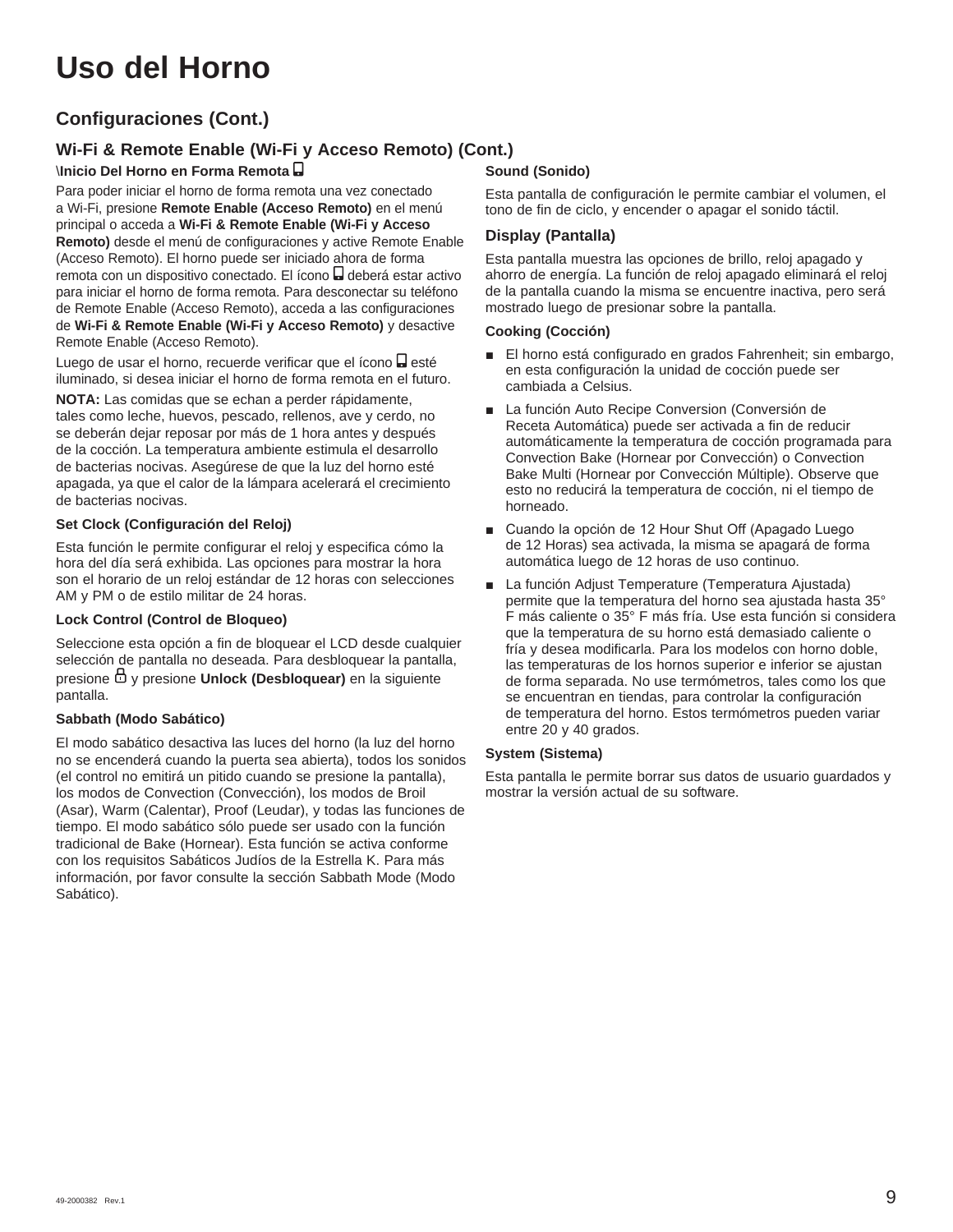# Uso del Horno

## Configuraciones (Cont.)

### Wi-Fi & Remote Enable (Wi-Fi y Acceso Remoto) (Cont.)

**\Inicio Del Horno en Forma Remota**

Para poder iniciar el horno de forma remota una vez conectado a Wi-Fi, presione **Remote Enable (Acceso Remoto)** en el menú principal o acceda a **Wi-Fi & Remote Enable (Wi-Fi y Acceso Remoto)** desde el menú de configuraciones y active Remote Enable (Acceso Remoto). El horno puede ser iniciado ahora de forma remota con un dispositivo conectado. El ícono deberá estar activo para iniciar el horno de forma remota. Para desconectar su teléfono de Remote Enable (Acceso Remoto), acceda a las configuraciones de **Wi-Fi & Remote Enable (Wi-Fi y Acceso Remoto)** y desactive Remote Enable (Acceso Remoto).

Luego de usar el horno, recuerde verificar que el ícono esté iluminado, si desea iniciar el horno de forma remota en el futuro.

**NOTA:** Las comidas que se echan a perder rápidamente, tales como leche, huevos, pescado, rellenos, ave y cerdo, no se deberán dejar reposar por más de 1 hora antes y después de la cocción. La temperatura ambiente estimula el desarrollo de bacterias nocivas. Asegúrese de que la luz del horno esté apagada, ya que el calor de la lámpara acelerará el crecimiento de bacterias nocivas.

**Set Clock (Configuración del Reloj)**

Esta función le permite configurar el reloj y especifica cómo la hora del día será exhibida. Las opciones para mostrar la hora son el horario de un reloj estándar de 12 horas con selecciones AM y PM o de estilo militar de 24 horas.

**Lock Control (Control de Bloqueo)**

Seleccione esta opción a fin de bloquear el LCD desde cualquier selección de pantalla no deseada. Para desbloquear la pantalla, presione y presione **Unlock (Desbloquear)** en la siguiente pantalla.

**Sabbath (Modo Sabático)**

El modo sabático desactiva las luces del horno (la luz del horno no se encenderá cuando la puerta sea abierta), todos los sonidos (el control no emitirá un pitido cuando se presione la pantalla), los modos de Convection (Convección), los modos de Broil (Asar), Warm (Calentar), Proof (Leudar), y todas las funciones de tiempo. El modo sabático sólo puede ser usado con la función tradicional de Bake (Hornear). Esta función se activa conforme con los requisitos Sabáticos Judíos de la Estrella K. Para más información, por favor consulte la sección Sabbath Mode (Modo Sabático).

**Sound (Sonido)**

Esta pantalla de configuración le permite cambiar el volumen, el tono de fin de ciclo, y encender o apagar el sonido táctil.

### Display (Pantalla)

Esta pantalla muestra las opciones de brillo, reloj apagado y ahorro de energía. La función de reloj apagado eliminará el reloj de la pantalla cuando la misma se encuentre inactiva, pero será mostrado luego de presionar sobre la pantalla.

**Cooking (Cocción)**

- El horno está configurado en grados Fahrenheit; sin embargo, en esta configuración la unidad de cocción puede ser cambiada a Celsius.
- La función Auto Recipe Conversion (Conversión de Receta Automática) puede ser activada a fin de reducir automáticamente la temperatura de cocción programada para Convection Bake (Hornear por Convección) o Convection Bake Multi (Hornear por Convección Múltiple). Observe que esto no reducirá la temperatura de cocción, ni el tiempo de horneado.
- Cuando la opción de 12 Hour Shut Off (Apagado Luego de 12 Horas) sea activada, la misma se apagará de forma automática luego de 12 horas de uso continuo.
- La función Adjust Temperature (Temperatura Ajustada) permite que la temperatura del horno sea ajustada hasta 35° F más caliente o 35° F más fría. Use esta función si considera que la temperatura de su horno está demasiado caliente o fría y desea modificarla. Para los modelos con horno doble, las temperaturas de los hornos superior e inferior se ajustan de forma separada. No use termómetros, tales como los que se encuentran en tiendas, para controlar la configuración de temperatura del horno. Estos termómetros pueden variar entre 20 y 40 grados.

**System (Sistema)**

Esta pantalla le permite borrar sus datos de usuario guardados y mostrar la versión actual de su software.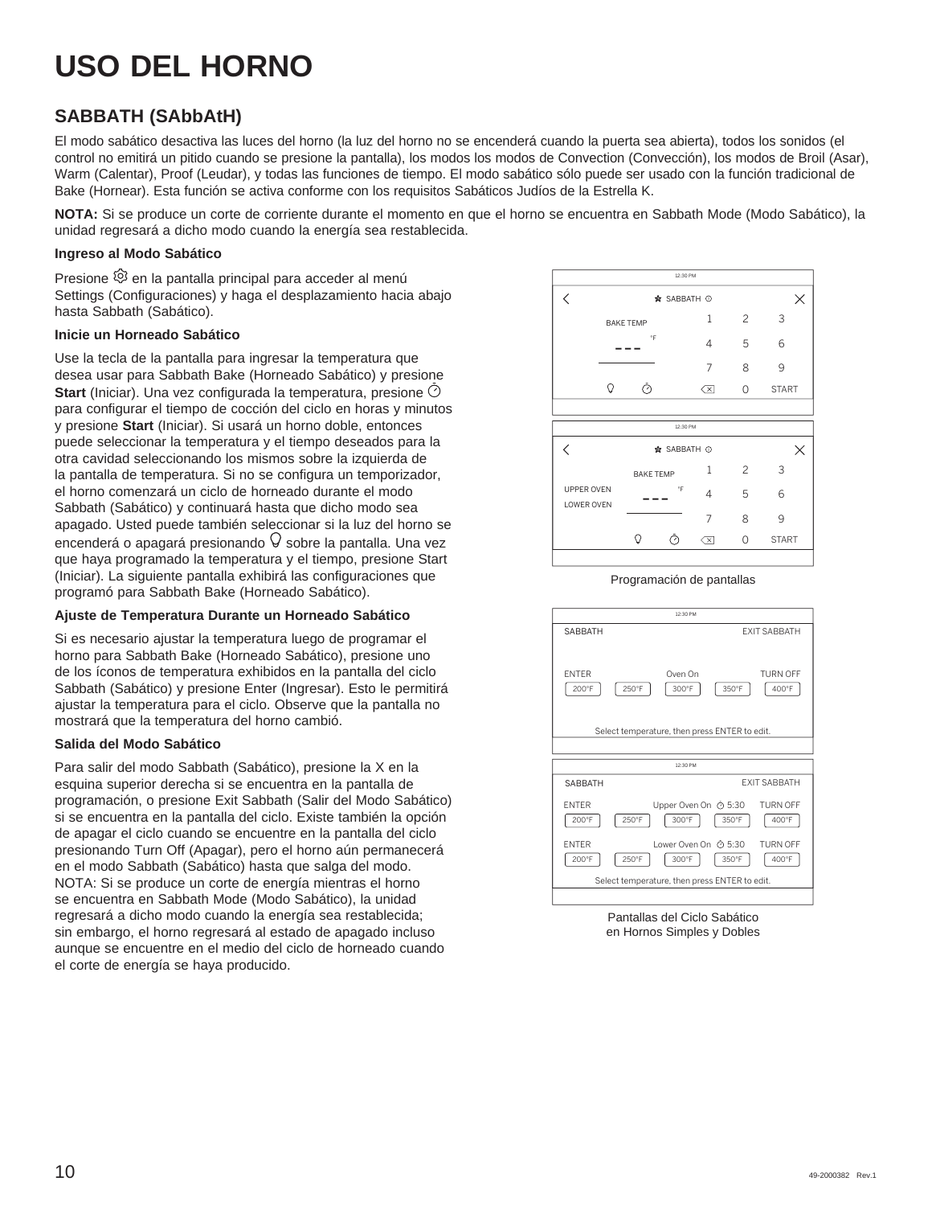# USO DEL HORNO

## SABBATH (SAbbAtH)

El modo sabático desactiva las luces del horno (la luz del horno no se encenderá cuando la puerta sea abierta), todos los sonidos (el control no emitirá un pitido cuando se presione la pantalla), los modos los modos de Convection (Convección), los modos de Broil (Asar), Warm (Calentar), Proof (Leudar), y todas las funciones de tiempo. El modo sabático sólo puede ser usado con la función tradicional de Bake (Hornear). Esta función se activa conforme con los requisitos Sabáticos Judíos de la Estrella K.

**NOTA:** Si se produce un corte de corriente durante el momento en que el horno se encuentra en Sabbath Mode (Modo Sabático), la unidad regresará a dicho modo cuando la energía sea restablecida.

**Ingreso al Modo Sabático**

Presione ⚙ en la pantalla principal para acceder al menú Settings (Configuraciones) y haga el desplazamiento hacia abajo hasta Sabbath (Sabático).

**Inicie un Horneado Sabático**

Use la tecla de la pantalla para ingresar la temperatura que desea usar para Sabbath Bake (Horneado Sabático) y presione **Start** (Iniciar). Una vez configurada la temperatura, presione ⏱ para configurar el tiempo de cocción del ciclo en horas y minutos y presione **Start** (Iniciar). Si usará un horno doble, entonces puede seleccionar la temperatura y el tiempo deseados para la otra cavidad seleccionando los mismos sobre la izquierda de la pantalla de temperatura. Si no se configura un temporizador, el horno comenzará un ciclo de horneado durante el modo Sabbath (Sabático) y continuará hasta que dicho modo sea apagado. Usted puede también seleccionar si la luz del horno se encenderá o apagará presionando 💡 sobre la pantalla. Una vez que haya programado la temperatura y el tiempo, presione Start (Iniciar). La siguiente pantalla exhibirá las configuraciones que programó para Sabbath Bake (Horneado Sabático).

**Ajuste de Temperatura Durante un Horneado Sabático**

Si es necesario ajustar la temperatura luego de programar el horno para Sabbath Bake (Horneado Sabático), presione uno de los íconos de temperatura exhibidos en la pantalla del ciclo Sabbath (Sabático) y presione Enter (Ingresar). Esto le permitirá ajustar la temperatura para el ciclo. Observe que la pantalla no mostrará que la temperatura del horno cambió.

**Salida del Modo Sabático**

Para salir del modo Sabbath (Sabático), presione la X en la esquina superior derecha si se encuentra en la pantalla de programación, o presione Exit Sabbath (Salir del Modo Sabático) si se encuentra en la pantalla del ciclo. Existe también la opción de apagar el ciclo cuando se encuentre en la pantalla del ciclo presionando Turn Off (Apagar), pero el horno aún permanecerá en el modo Sabbath (Sabático) hasta que salga del modo. NOTA: Si se produce un corte de energía mientras el horno se encuentra en Sabbath Mode (Modo Sabático), la unidad regresará a dicho modo cuando la energía sea restablecida; sin embargo, el horno regresará al estado de apagado incluso aunque se encuentre en el medio del ciclo de horneado cuando el corte de energía se haya producido.

Programación de pantallas

Pantallas del Ciclo Sabático en Hornos Simples y Dobles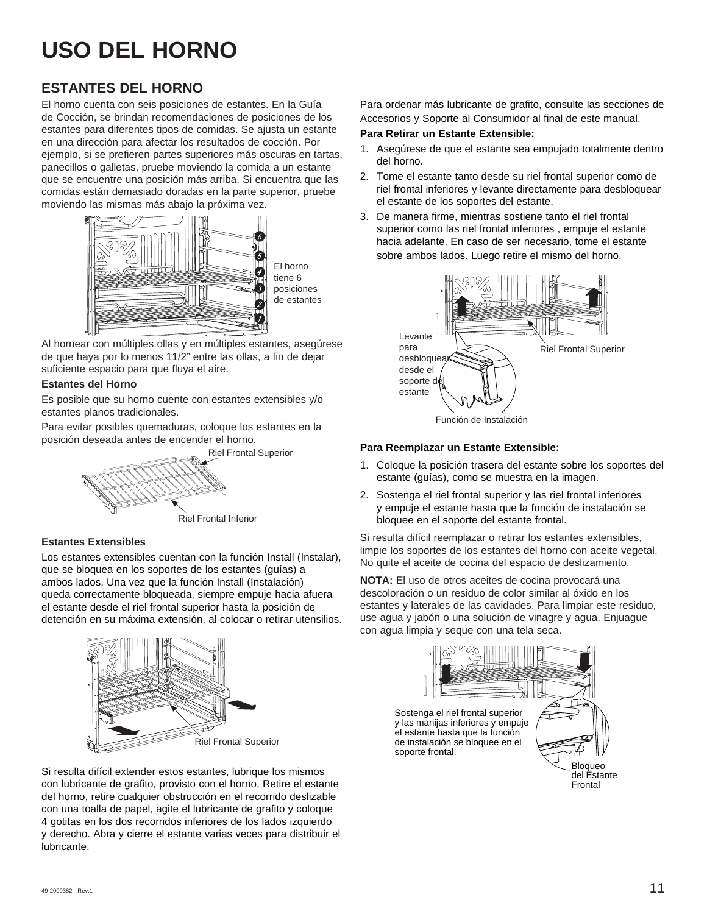# USO DEL HORNO

## ESTANTES DEL HORNO

El horno cuenta con seis posiciones de estantes. En la Guía de Cocción, se brindan recomendaciones de posiciones de los estantes para diferentes tipos de comidas. Se ajusta un estante en una dirección para afectar los resultados de cocción. Por ejemplo, si se prefieren partes superiores más oscuras en tartas, panecillos o galletas, pruebe moviendo la comida a un estante que se encuentre una posición más arriba. Si encuentra que las comidas están demasiado doradas en la parte superior, pruebe moviendo las mismas más abajo la próxima vez.

El horno tiene 6 posiciones de estantes

Al hornear con múltiples ollas y en múltiples estantes, asegúrese de que haya por lo menos 11/2" entre las ollas, a fin de dejar suficiente espacio para que fluya el aire.

**Estantes del Horno**

Es posible que su horno cuente con estantes extensibles y/o estantes planos tradicionales.

Para evitar posibles quemaduras, coloque los estantes en la posición deseada antes de encender el horno.

Riel Frontal Superior

Riel Frontal Inferior

**Estantes Extensibles**

Los estantes extensibles cuentan con la función Install (Instalar), que se bloquea en los soportes de los estantes (guías) a ambos lados. Una vez que la función Install (Instalación) queda correctamente bloqueada, siempre empuje hacia afuera el estante desde el riel frontal superior hasta la posición de detención en su máxima extensión, al colocar o retirar utensilios.

Riel Frontal Superior

Si resulta difícil extender estos estantes, lubrique los mismos con lubricante de grafito, provisto con el horno. Retire el estante del horno, retire cualquier obstrucción en el recorrido deslizable con una toalla de papel, agite el lubricante de grafito y coloque 4 gotitas en los dos recorridos inferiores de los lados izquierdo y derecho. Abra y cierre el estante varias veces para distribuir el lubricante.

Para ordenar más lubricante de grafito, consulte las secciones de Accesorios y Soporte al Consumidor al final de este manual.

**Para Retirar un Estante Extensible:**

1. Asegúrese de que el estante sea empujado totalmente dentro del horno.
2. Tome el estante tanto desde su riel frontal superior como de riel frontal inferiores y levante directamente para desbloquear el estante de los soportes del estante.
3. De manera firme, mientras sostiene tanto el riel frontal superior como las riel frontal inferiores , empuje el estante hacia adelante. En caso de ser necesario, tome el estante sobre ambos lados. Luego retire el mismo del horno.

Levante para desbloquear desde el soporte del estante

Riel Frontal Superior

Función de Instalación

**Para Reemplazar un Estante Extensible:**

1. Coloque la posición trasera del estante sobre los soportes del estante (guías), como se muestra en la imagen.
2. Sostenga el riel frontal superior y las riel frontal inferiores y empuje el estante hasta que la función de instalación se bloquee en el soporte del estante frontal.

Si resulta difícil reemplazar o retirar los estantes extensibles, limpie los soportes de los estantes del horno con aceite vegetal. No quite el aceite de cocina del espacio de deslizamiento.

**NOTA:** El uso de otros aceites de cocina provocará una descoloración o un residuo de color similar al óxido en los estantes y laterales de las cavidades. Para limpiar este residuo, use agua y jabón o una solución de vinagre y agua. Enjuague con agua limpia y seque con una tela seca.

Sostenga el riel frontal superior y las manijas inferiores y empuje el estante hasta que la función de instalación se bloquee en el soporte frontal.

Bloqueo del Estante Frontal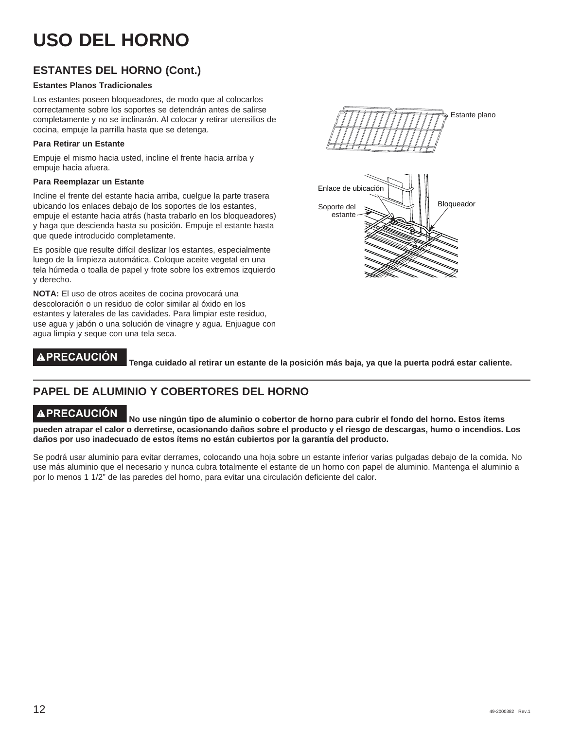# USO DEL HORNO

## ESTANTES DEL HORNO (Cont.)

**Estantes Planos Tradicionales**

Los estantes poseen bloqueadores, de modo que al colocarlos correctamente sobre los soportes se detendrán antes de salirse completamente y no se inclinarán. Al colocar y retirar utensilios de cocina, empuje la parrilla hasta que se detenga.

**Para Retirar un Estante**

Empuje el mismo hacia usted, incline el frente hacia arriba y empuje hacia afuera.

**Para Reemplazar un Estante**

Incline el frente del estante hacia arriba, cuelgue la parte trasera ubicando los enlaces debajo de los soportes de los estantes, empuje el estante hacia atrás (hasta trabarlo en los bloqueadores) y haga que descienda hasta su posición. Empuje el estante hasta que quede introducido completamente.

Es posible que resulte difícil deslizar los estantes, especialmente luego de la limpieza automática. Coloque aceite vegetal en una tela húmeda o toalla de papel y frote sobre los extremos izquierdo y derecho.

**NOTA:** El uso de otros aceites de cocina provocará una descoloración o un residuo de color similar al óxido en los estantes y laterales de las cavidades. Para limpiar este residuo, use agua y jabón o una solución de vinagre y agua. Enjuague con agua limpia y seque con una tela seca.

Estante plano

Enlace de ubicación

Soporte del estante

Bloqueador

**⚠PRECAUCIÓN Tenga cuidado al retirar un estante de la posición más baja, ya que la puerta podrá estar caliente.**

## PAPEL DE ALUMINIO Y COBERTORES DEL HORNO

**⚠PRECAUCIÓN No use ningún tipo de aluminio o cobertor de horno para cubrir el fondo del horno. Estos ítems pueden atrapar el calor o derretirse, ocasionando daños sobre el producto y el riesgo de descargas, humo o incendios. Los daños por uso inadecuado de estos ítems no están cubiertos por la garantía del producto.**

Se podrá usar aluminio para evitar derrames, colocando una hoja sobre un estante inferior varias pulgadas debajo de la comida. No use más aluminio que el necesario y nunca cubra totalmente el estante de un horno con papel de aluminio. Mantenga el aluminio a por lo menos 1 1/2" de las paredes del horno, para evitar una circulación deficiente del calor.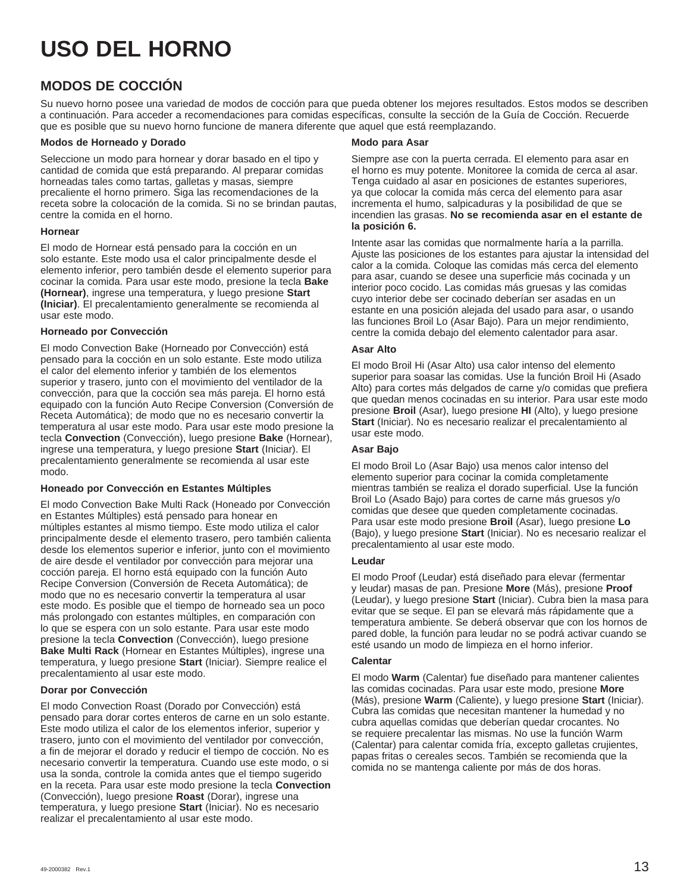# USO DEL HORNO

## MODOS DE COCCIÓN

Su nuevo horno posee una variedad de modos de cocción para que pueda obtener los mejores resultados. Estos modos se describen a continuación. Para acceder a recomendaciones para comidas específicas, consulte la sección de la Guía de Cocción. Recuerde que es posible que su nuevo horno funcione de manera diferente que aquel que está reemplazando.

**Modos de Horneado y Dorado**

Seleccione un modo para hornear y dorar basado en el tipo y cantidad de comida que está preparando. Al preparar comidas horneadas tales como tartas, galletas y masas, siempre precaliente el horno primero. Siga las recomendaciones de la receta sobre la colocación de la comida. Si no se brindan pautas, centre la comida en el horno.

**Hornear**

El modo de Hornear está pensado para la cocción en un solo estante. Este modo usa el calor principalmente desde el elemento inferior, pero también desde el elemento superior para cocinar la comida. Para usar este modo, presione la tecla **Bake (Hornear)**, ingrese una temperatura, y luego presione **Start (Iniciar)**. El precalentamiento generalmente se recomienda al usar este modo.

**Horneado por Convección**

El modo Convection Bake (Horneado por Convección) está pensado para la cocción en un solo estante. Este modo utiliza el calor del elemento inferior y también de los elementos superior y trasero, junto con el movimiento del ventilador de la convección, para que la cocción sea más pareja. El horno está equipado con la función Auto Recipe Conversion (Conversión de Receta Automática); de modo que no es necesario convertir la temperatura al usar este modo. Para usar este modo presione la tecla **Convection** (Convección), luego presione **Bake** (Hornear), ingrese una temperatura, y luego presione **Start** (Iniciar). El precalentamiento generalmente se recomienda al usar este modo.

**Honeado por Convección en Estantes Múltiples**

El modo Convection Bake Multi Rack (Honeado por Convección en Estantes Múltiples) está pensado para honear en múltiples estantes al mismo tiempo. Este modo utiliza el calor principalmente desde el elemento trasero, pero también calienta desde los elementos superior e inferior, junto con el movimiento de aire desde el ventilador por convección para mejorar una cocción pareja. El horno está equipado con la función Auto Recipe Conversion (Conversión de Receta Automática); de modo que no es necesario convertir la temperatura al usar este modo. Es posible que el tiempo de horneado sea un poco más prolongado con estantes múltiples, en comparación con lo que se espera con un solo estante. Para usar este modo presione la tecla **Convection** (Convección), luego presione **Bake Multi Rack** (Hornear en Estantes Múltiples), ingrese una temperatura, y luego presione **Start** (Iniciar). Siempre realice el precalentamiento al usar este modo.

**Dorar por Convección**

El modo Convection Roast (Dorado por Convección) está pensado para dorar cortes enteros de carne en un solo estante. Este modo utiliza el calor de los elementos inferior, superior y trasero, junto con el movimiento del ventilador por convección, a fin de mejorar el dorado y reducir el tiempo de cocción. No es necesario convertir la temperatura. Cuando use este modo, o si usa la sonda, controle la comida antes que el tiempo sugerido en la receta. Para usar este modo presione la tecla **Convection** (Convección), luego presione **Roast** (Dorar), ingrese una temperatura, y luego presione **Start** (Iniciar). No es necesario realizar el precalentamiento al usar este modo.

**Modo para Asar**

Siempre ase con la puerta cerrada. El elemento para asar en el horno es muy potente. Monitoree la comida de cerca al asar. Tenga cuidado al asar en posiciones de estantes superiores, ya que colocar la comida más cerca del elemento para asar incrementa el humo, salpicaduras y la posibilidad de que se incendien las grasas. **No se recomienda asar en el estante de la posición 6.**

Intente asar las comidas que normalmente haría a la parrilla. Ajuste las posiciones de los estantes para ajustar la intensidad del calor a la comida. Coloque las comidas más cerca del elemento para asar, cuando se desee una superficie más cocinada y un interior poco cocido. Las comidas más gruesas y las comidas cuyo interior debe ser cocinado deberían ser asadas en un estante en una posición alejada del usado para asar, o usando las funciones Broil Lo (Asar Bajo). Para un mejor rendimiento, centre la comida debajo del elemento calentador para asar.

**Asar Alto**

El modo Broil Hi (Asar Alto) usa calor intenso del elemento superior para soasar las comidas. Use la función Broil Hi (Asado Alto) para cortes más delgados de carne y/o comidas que prefiera que quedan menos cocinadas en su interior. Para usar este modo presione **Broil** (Asar), luego presione **HI** (Alto), y luego presione **Start** (Iniciar). No es necesario realizar el precalentamiento al usar este modo.

**Asar Bajo**

El modo Broil Lo (Asar Bajo) usa menos calor intenso del elemento superior para cocinar la comida completamente mientras también se realiza el dorado superficial. Use la función Broil Lo (Asado Bajo) para cortes de carne más gruesos y/o comidas que desee que queden completamente cocinadas. Para usar este modo presione **Broil** (Asar), luego presione **Lo** (Bajo), y luego presione **Start** (Iniciar). No es necesario realizar el precalentamiento al usar este modo.

**Leudar**

El modo Proof (Leudar) está diseñado para elevar (fermentar y leudar) masas de pan. Presione **More** (Más), presione **Proof** (Leudar), y luego presione **Start** (Iniciar). Cubra bien la masa para evitar que se seque. El pan se elevará más rápidamente que a temperatura ambiente. Se deberá observar que con los hornos de pared doble, la función para leudar no se podrá activar cuando se esté usando un modo de limpieza en el horno inferior.

**Calentar**

El modo **Warm** (Calentar) fue diseñado para mantener calientes las comidas cocinadas. Para usar este modo, presione **More** (Más), presione **Warm** (Caliente), y luego presione **Start** (Iniciar). Cubra las comidas que necesitan mantener la humedad y no cubra aquellas comidas que deberían quedar crocantes. No se requiere precalentar las mismas. No use la función Warm (Calentar) para calentar comida fría, excepto galletas crujientes, papas fritas o cereales secos. También se recomienda que la comida no se mantenga caliente por más de dos horas.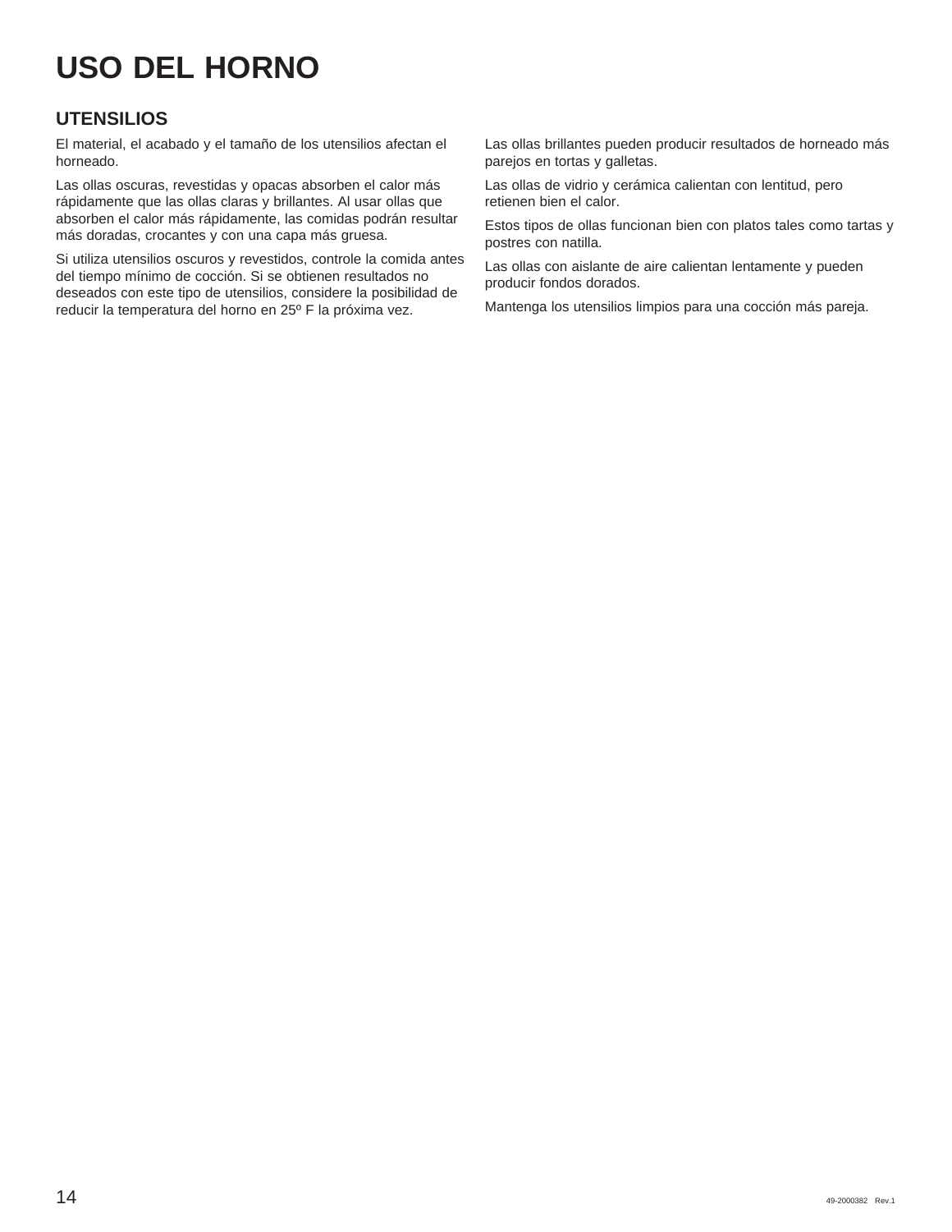# USO DEL HORNO

## UTENSILIOS

El material, el acabado y el tamaño de los utensilios afectan el horneado.

Las ollas oscuras, revestidas y opacas absorben el calor más rápidamente que las ollas claras y brillantes. Al usar ollas que absorben el calor más rápidamente, las comidas podrán resultar más doradas, crocantes y con una capa más gruesa.

Si utiliza utensilios oscuros y revestidos, controle la comida antes del tiempo mínimo de cocción. Si se obtienen resultados no deseados con este tipo de utensilios, considere la posibilidad de reducir la temperatura del horno en 25º F la próxima vez.

Las ollas brillantes pueden producir resultados de horneado más parejos en tortas y galletas.

Las ollas de vidrio y cerámica calientan con lentitud, pero retienen bien el calor.

Estos tipos de ollas funcionan bien con platos tales como tartas y postres con natilla.

Las ollas con aislante de aire calientan lentamente y pueden producir fondos dorados.

Mantenga los utensilios limpios para una cocción más pareja.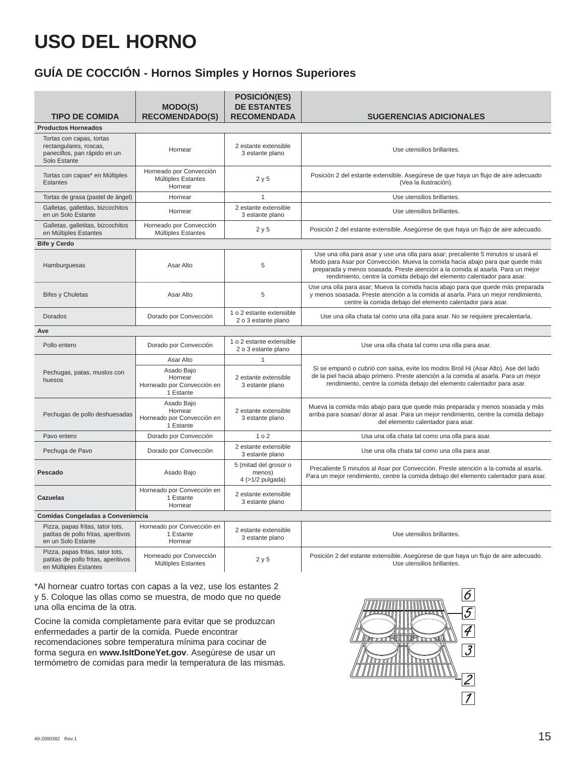# USO DEL HORNO

## GUÍA DE COCCIÓN - Hornos Simples y Hornos Superiores

| TIPO DE COMIDA | MODO(S) RECOMENDADO(S) | POSICIÓN(ES) DE ESTANTES RECOMENDADA | SUGERENCIAS ADICIONALES |
|---|---|---|---|
| **Productos Horneados** | | | |
| Tortas con capas, tortas rectangulares, roscas, panecillos, pan rápido en un Solo Estante | Hornear | 2 estante extensible<br>3 estante plano | Use utensilios brillantes. |
| Tortas con capas* en Múltiples Estantes | Horneado por Convección Múltiples Estantes<br>Hornear | 2 y 5 | Posición 2 del estante extensible. Asegúrese de que haya un flujo de aire adecuado (Vea la ilustración). |
| Tortas de grasa (pastel de ángel) | Hornear | 1 | Use utensilios brillantes. |
| Galletas, galletitas, bizcochitos en un Solo Estante | Hornear | 2 estante extensible<br>3 estante plano | Use utensilios brillantes. |
| Galletas, galletitas, bizcochitos en Múltiples Estantes | Horneado por Convección Múltiples Estantes | 2 y 5 | Posición 2 del estante extensible. Asegúrese de que haya un flujo de aire adecuado. |
| **Bife y Cerdo** | | | |
| Hamburguesas | Asar Alto | 5 | Use una olla para asar y use una olla para asar; precaliente 5 minutos si usará el Modo para Asar por Convección. Mueva la comida hacia abajo para que quede más preparada y menos soasada. Preste atención a la comida al asarla. Para un mejor rendimiento, centre la comida debajo del elemento calentador para asar. |
| Bifes y Chuletas | Asar Alto | 5 | Use una olla para asar; Mueva la comida hacia abajo para que quede más preparada y menos soasada. Preste atención a la comida al asarla. Para un mejor rendimiento, centre la comida debajo del elemento calentador para asar. |
| Dorados | Dorado por Convección | 1 o 2 estante extensible<br>2 o 3 estante plano | Use una olla chata tal como una olla para asar. No se requiere precalentarla. |
| **Ave** | | | |
| Pollo entero | Dorado por Convección | 1 o 2 estante extensible<br>2 o 3 estante plano | Use una olla chata tal como una olla para asar. |
| Pechugas, patas, muslos con huesos | Asar Alto | 1 | Si se empanó o cubrió con salsa, evite los modos Broil Hi (Asar Alto). Ase del lado de la piel hacia abajo primero. Preste atención a la comida al asarla. Para un mejor rendimiento, centre la comida debajo del elemento calentador para asar. |
| | Asado Bajo<br>Hornear<br>Horneado por Convección en 1 Estante | 2 estante extensible<br>3 estante plano | |
| Pechugas de pollo deshuesadas | Asado Bajo<br>Hornear<br>Horneado por Convección en 1 Estante | 2 estante extensible<br>3 estante plano | Mueva la comida más abajo para que quede más preparada y menos soasada y más arriba para soasar/ dorar al asar. Para un mejor rendimiento, centre la comida debajo del elemento calentador para asar. |
| Pavo entero | Dorado por Convección | 1 o 2 | Usa una olla chata tal como una olla para asar. |
| Pechuga de Pavo | Dorado por Convección | 2 estante extensible<br>3 estante plano | Use una olla chata tal como una olla para asar. |
| **Pescado** | Asado Bajo | 5 (mitad del grosor o menos)<br>4 (>1/2 pulgada) | Precaliente 5 minutos al Asar por Convección. Preste atención a la comida al asarla. Para un mejor rendimiento, centre la comida debajo del elemento calentador para asar. |
| **Cazuelas** | Horneado por Convección en 1 Estante<br>Hornear | 2 estante extensible<br>3 estante plano | |
| **Comidas Congeladas a Conveniencia** | | | |
| Pizza, papas fritas, tator tots, patitas de pollo fritas, aperitivos en un Solo Estante | Horneado por Convección en 1 Estante<br>Hornear | 2 estante extensible<br>3 estante plano | Use utensilios brillantes. |
| Pizza, papas fritas, tator tots, patitas de pollo fritas, aperitivos en Múltiples Estantes | Horneado por Convección Múltiples Estantes | 2 y 5 | Posición 2 del estante extensible. Asegúrese de que haya un flujo de aire adecuado. Use utensilios brillantes. |

*Al hornear cuatro tortas con capas a la vez, use los estantes 2 y 5. Coloque las ollas como se muestra, de modo que no quede una olla encima de la otra.

Cocine la comida completamente para evitar que se produzcan enfermedades a partir de la comida. Puede encontrar recomendaciones sobre temperatura mínima para cocinar de forma segura en **www.IsItDoneYet.gov**. Asegúrese de usar un termómetro de comidas para medir la temperatura de las mismas.

6
5
4
3
2
1

49-2000382 Rev.1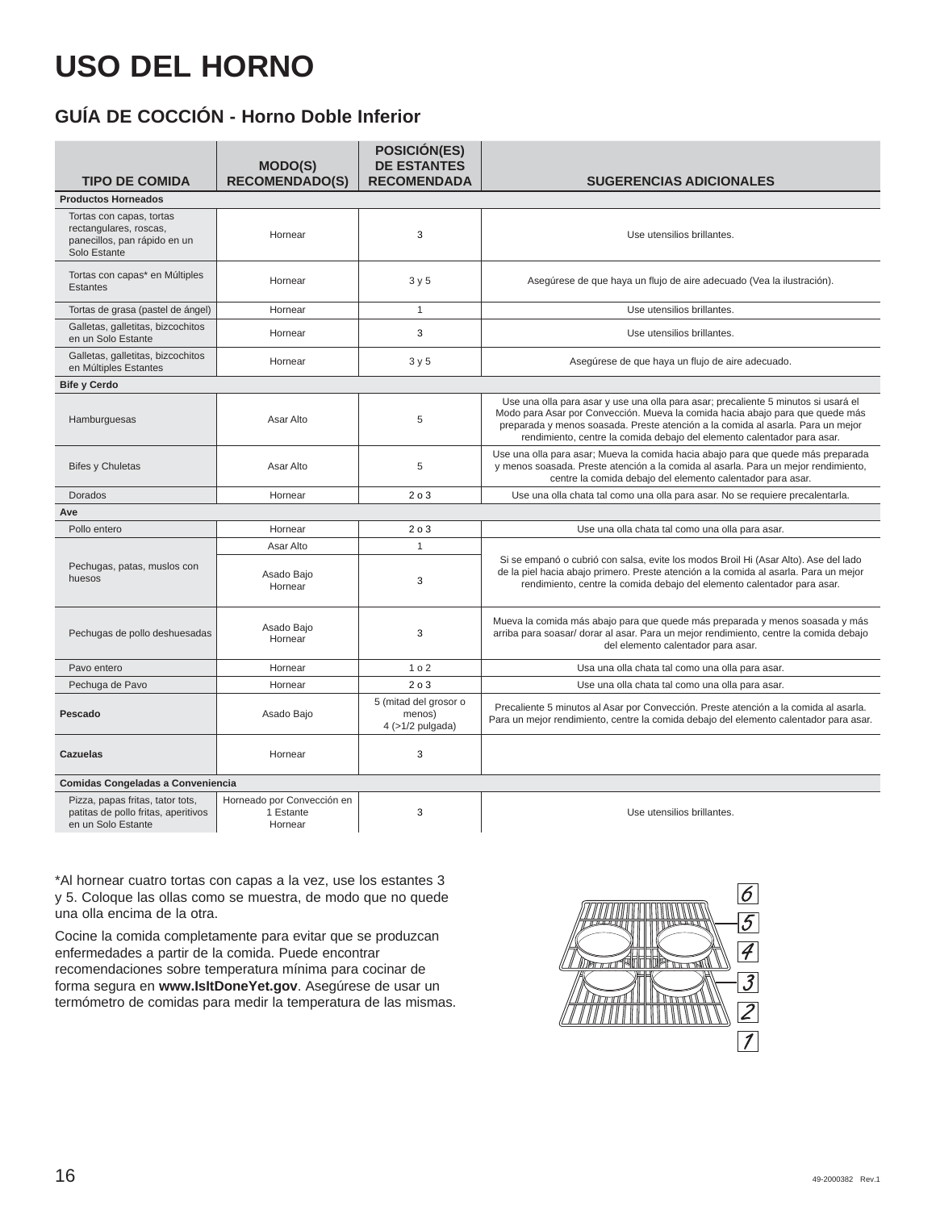# USO DEL HORNO

## GUÍA DE COCCIÓN - Horno Doble Inferior

| TIPO DE COMIDA | MODO(S) RECOMENDADO(S) | POSICIÓN(ES) DE ESTANTES RECOMENDADA | SUGERENCIAS ADICIONALES |
|---|---|---|---|
| **Productos Horneados** | | | |
| Tortas con capas, tortas rectangulares, roscas, panecillos, pan rápido en un Solo Estante | Hornear | 3 | Use utensilios brillantes. |
| Tortas con capas* en Múltiples Estantes | Hornear | 3 y 5 | Asegúrese de que haya un flujo de aire adecuado (Vea la ilustración). |
| Tortas de grasa (pastel de ángel) | Hornear | 1 | Use utensilios brillantes. |
| Galletas, galletitas, bizcochitos en un Solo Estante | Hornear | 3 | Use utensilios brillantes. |
| Galletas, galletitas, bizcochitos en Múltiples Estantes | Hornear | 3 y 5 | Asegúrese de que haya un flujo de aire adecuado. |
| **Bife y Cerdo** | | | |
| Hamburguesas | Asar Alto | 5 | Use una olla para asar y use una olla para asar; precaliente 5 minutos si usará el Modo para Asar por Convección. Mueva la comida hacia abajo para que quede más preparada y menos soasada. Preste atención a la comida al asarla. Para un mejor rendimiento, centre la comida debajo del elemento calentador para asar. |
| Bifes y Chuletas | Asar Alto | 5 | Use una olla para asar; Mueva la comida hacia abajo para que quede más preparada y menos soasada. Preste atención a la comida al asarla. Para un mejor rendimiento, centre la comida debajo del elemento calentador para asar. |
| Dorados | Hornear | 2 o 3 | Use una olla chata tal como una olla para asar. No se requiere precalentarla. |
| **Ave** | | | |
| Pollo entero | Hornear | 2 o 3 | Use una olla chata tal como una olla para asar. |
| Pechugas, patas, muslos con huesos | Asar Alto | 1 | Si se empanó o cubrió con salsa, evite los modos Broil Hi (Asar Alto). Ase del lado de la piel hacia abajo primero. Preste atención a la comida al asarla. Para un mejor rendimiento, centre la comida debajo del elemento calentador para asar. |
| | Asado Bajo<br>Hornear | 3 | |
| Pechugas de pollo deshuesadas | Asado Bajo<br>Hornear | 3 | Mueva la comida más abajo para que quede más preparada y menos soasada y más arriba para soasar/ dorar al asar. Para un mejor rendimiento, centre la comida debajo del elemento calentador para asar. |
| Pavo entero | Hornear | 1 o 2 | Usa una olla chata tal como una olla para asar. |
| Pechuga de Pavo | Hornear | 2 o 3 | Use una olla chata tal como una olla para asar. |
| **Pescado** | Asado Bajo | 5 (mitad del grosor o menos)<br>4 (>1/2 pulgada) | Precaliente 5 minutos al Asar por Convección. Preste atención a la comida al asarla. Para un mejor rendimiento, centre la comida debajo del elemento calentador para asar. |
| **Cazuelas** | Hornear | 3 | |
| **Comidas Congeladas a Conveniencia** | | | |
| Pizza, papas fritas, tator tots, patitas de pollo fritas, aperitivos en un Solo Estante | Horneado por Convección en 1 Estante<br>Hornear | 3 | Use utensilios brillantes. |

*Al hornear cuatro tortas con capas a la vez, use los estantes 3 y 5. Coloque las ollas como se muestra, de modo que no quede una olla encima de la otra.

Cocine la comida completamente para evitar que se produzcan enfermedades a partir de la comida. Puede encontrar recomendaciones sobre temperatura mínima para cocinar de forma segura en **www.IsItDoneYet.gov**. Asegúrese de usar un termómetro de comidas para medir la temperatura de las mismas.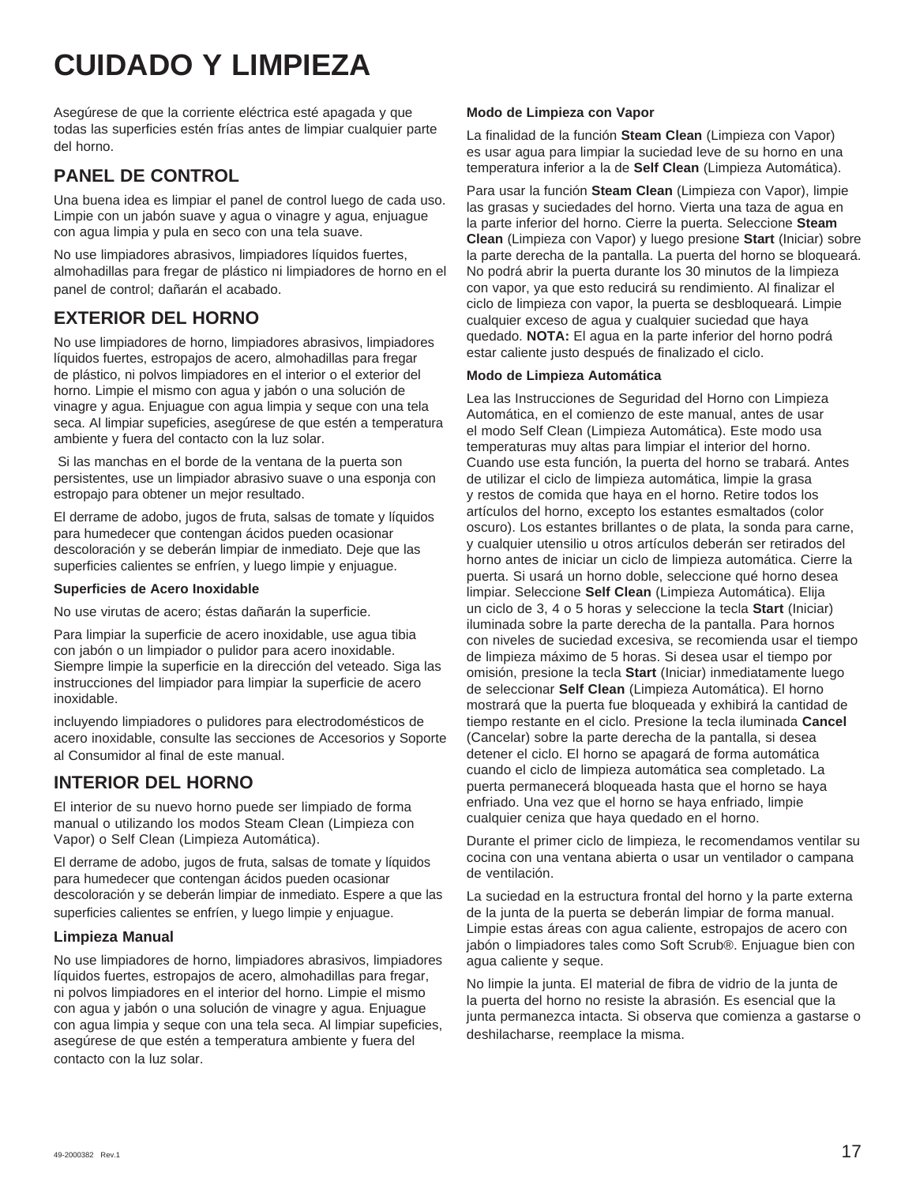# CUIDADO Y LIMPIEZA

Asegúrese de que la corriente eléctrica esté apagada y que todas las superficies estén frías antes de limpiar cualquier parte del horno.

## PANEL DE CONTROL

Una buena idea es limpiar el panel de control luego de cada uso. Limpie con un jabón suave y agua o vinagre y agua, enjuague con agua limpia y pula en seco con una tela suave.

No use limpiadores abrasivos, limpiadores líquidos fuertes, almohadillas para fregar de plástico ni limpiadores de horno en el panel de control; dañarán el acabado.

## EXTERIOR DEL HORNO

No use limpiadores de horno, limpiadores abrasivos, limpiadores líquidos fuertes, estropajos de acero, almohadillas para fregar de plástico, ni polvos limpiadores en el interior o el exterior del horno. Limpie el mismo con agua y jabón o una solución de vinagre y agua. Enjuague con agua limpia y seque con una tela seca. Al limpiar supeficies, asegúrese de que estén a temperatura ambiente y fuera del contacto con la luz solar.

Si las manchas en el borde de la ventana de la puerta son persistentes, use un limpiador abrasivo suave o una esponja con estropajo para obtener un mejor resultado.

El derrame de adobo, jugos de fruta, salsas de tomate y líquidos para humedecer que contengan ácidos pueden ocasionar descoloración y se deberán limpiar de inmediato. Deje que las superficies calientes se enfríen, y luego limpie y enjuague.

**Superficies de Acero Inoxidable**

No use virutas de acero; éstas dañarán la superficie.

Para limpiar la superficie de acero inoxidable, use agua tibia con jabón o un limpiador o pulidor para acero inoxidable. Siempre limpie la superficie en la dirección del veteado. Siga las instrucciones del limpiador para limpiar la superficie de acero inoxidable.

incluyendo limpiadores o pulidores para electrodomésticos de acero inoxidable, consulte las secciones de Accesorios y Soporte al Consumidor al final de este manual.

## INTERIOR DEL HORNO

El interior de su nuevo horno puede ser limpiado de forma manual o utilizando los modos Steam Clean (Limpieza con Vapor) o Self Clean (Limpieza Automática).

El derrame de adobo, jugos de fruta, salsas de tomate y líquidos para humedecer que contengan ácidos pueden ocasionar descoloración y se deberán limpiar de inmediato. Espere a que las superficies calientes se enfríen, y luego limpie y enjuague.

### Limpieza Manual

No use limpiadores de horno, limpiadores abrasivos, limpiadores líquidos fuertes, estropajos de acero, almohadillas para fregar, ni polvos limpiadores en el interior del horno. Limpie el mismo con agua y jabón o una solución de vinagre y agua. Enjuague con agua limpia y seque con una tela seca. Al limpiar supeficies, asegúrese de que estén a temperatura ambiente y fuera del contacto con la luz solar.

**Modo de Limpieza con Vapor**

La finalidad de la función **Steam Clean** (Limpieza con Vapor) es usar agua para limpiar la suciedad leve de su horno en una temperatura inferior a la de **Self Clean** (Limpieza Automática).

Para usar la función **Steam Clean** (Limpieza con Vapor), limpie las grasas y suciedades del horno. Vierta una taza de agua en la parte inferior del horno. Cierre la puerta. Seleccione **Steam Clean** (Limpieza con Vapor) y luego presione **Start** (Iniciar) sobre la parte derecha de la pantalla. La puerta del horno se bloqueará. No podrá abrir la puerta durante los 30 minutos de la limpieza con vapor, ya que esto reducirá su rendimiento. Al finalizar el ciclo de limpieza con vapor, la puerta se desbloqueará. Limpie cualquier exceso de agua y cualquier suciedad que haya quedado. **NOTA:** El agua en la parte inferior del horno podrá estar caliente justo después de finalizado el ciclo.

**Modo de Limpieza Automática**

Lea las Instrucciones de Seguridad del Horno con Limpieza Automática, en el comienzo de este manual, antes de usar el modo Self Clean (Limpieza Automática). Este modo usa temperaturas muy altas para limpiar el interior del horno. Cuando use esta función, la puerta del horno se trabará. Antes de utilizar el ciclo de limpieza automática, limpie la grasa y restos de comida que haya en el horno. Retire todos los artículos del horno, excepto los estantes esmaltados (color oscuro). Los estantes brillantes o de plata, la sonda para carne, y cualquier utensilio u otros artículos deberán ser retirados del horno antes de iniciar un ciclo de limpieza automática. Cierre la puerta. Si usará un horno doble, seleccione qué horno desea limpiar. Seleccione **Self Clean** (Limpieza Automática). Elija un ciclo de 3, 4 o 5 horas y seleccione la tecla **Start** (Iniciar) iluminada sobre la parte derecha de la pantalla. Para hornos con niveles de suciedad excesiva, se recomienda usar el tiempo de limpieza máximo de 5 horas. Si desea usar el tiempo por omisión, presione la tecla **Start** (Iniciar) inmediatamente luego de seleccionar **Self Clean** (Limpieza Automática). El horno mostrará que la puerta fue bloqueada y exhibirá la cantidad de tiempo restante en el ciclo. Presione la tecla iluminada **Cancel** (Cancelar) sobre la parte derecha de la pantalla, si desea detener el ciclo. El horno se apagará de forma automática cuando el ciclo de limpieza automática sea completado. La puerta permanecerá bloqueada hasta que el horno se haya enfriado. Una vez que el horno se haya enfriado, limpie cualquier ceniza que haya quedado en el horno.

Durante el primer ciclo de limpieza, le recomendamos ventilar su cocina con una ventana abierta o usar un ventilador o campana de ventilación.

La suciedad en la estructura frontal del horno y la parte externa de la junta de la puerta se deberán limpiar de forma manual. Limpie estas áreas con agua caliente, estropajos de acero con jabón o limpiadores tales como Soft Scrub®. Enjuague bien con agua caliente y seque.

No limpie la junta. El material de fibra de vidrio de la junta de la puerta del horno no resiste la abrasión. Es esencial que la junta permanezca intacta. Si observa que comienza a gastarse o deshilacharse, reemplace la misma.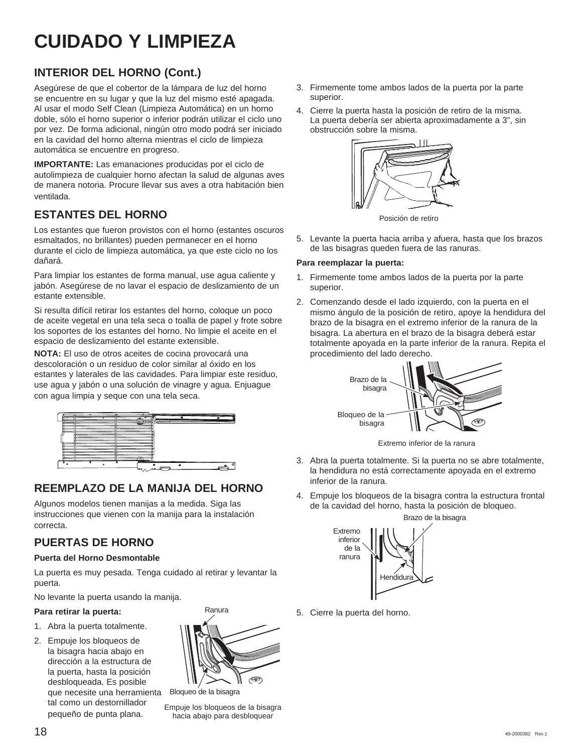# CUIDADO Y LIMPIEZA

## INTERIOR DEL HORNO (Cont.)

Asegúrese de que el cobertor de la lámpara de luz del horno se encuentre en su lugar y que la luz del mismo esté apagada. Al usar el modo Self Clean (Limpieza Automática) en un horno doble, sólo el horno superior o inferior podrán utilizar el ciclo uno por vez. De forma adicional, ningún otro modo podrá ser iniciado en la cavidad del horno alterna mientras el ciclo de limpieza automática se encuentre en progreso.

**IMPORTANTE:** Las emanaciones producidas por el ciclo de autolimpieza de cualquier horno afectan la salud de algunas aves de manera notoria. Procure llevar sus aves a otra habitación bien ventilada.

## ESTANTES DEL HORNO

Los estantes que fueron provistos con el horno (estantes oscuros esmaltados, no brillantes) pueden permanecer en el horno durante el ciclo de limpieza automática, ya que este ciclo no los dañará.

Para limpiar los estantes de forma manual, use agua caliente y jabón. Asegúrese de no lavar el espacio de deslizamiento de un estante extensible.

Si resulta difícil retirar los estantes del horno, coloque un poco de aceite vegetal en una tela seca o toalla de papel y frote sobre los soportes de los estantes del horno. No limpie el aceite en el espacio de deslizamiento del estante extensible.

**NOTA:** El uso de otros aceites de cocina provocará una descoloración o un residuo de color similar al óxido en los estantes y laterales de las cavidades. Para limpiar este residuo, use agua y jabón o una solución de vinagre y agua. Enjuague con agua limpia y seque con una tela seca.

## REEMPLAZO DE LA MANIJA DEL HORNO

Algunos modelos tienen manijas a la medida. Siga las instrucciones que vienen con la manija para la instalación correcta.

## PUERTAS DE HORNO

**Puerta del Horno Desmontable**

La puerta es muy pesada. Tenga cuidado al retirar y levantar la puerta.

No levante la puerta usando la manija.

**Para retirar la puerta:**

1. Abra la puerta totalmente.
2. Empuje los bloqueos de la bisagra hacia abajo en dirección a la estructura de la puerta, hasta la posición desbloqueada. Es posible que necesite una herramienta tal como un destornillador pequeño de punta plana.

Ranura

Bloqueo de la bisagra

Empuje los bloqueos de la bisagra hacia abajo para desbloquear

3. Firmemente tome ambos lados de la puerta por la parte superior.
4. Cierre la puerta hasta la posición de retiro de la misma. La puerta debería ser abierta aproximadamente a 3", sin obstrucción sobre la misma.

Posición de retiro

5. Levante la puerta hacia arriba y afuera, hasta que los brazos de las bisagras queden fuera de las ranuras.

**Para reemplazar la puerta:**

1. Firmemente tome ambos lados de la puerta por la parte superior.
2. Comenzando desde el lado izquierdo, con la puerta en el mismo ángulo de la posición de retiro, apoye la hendidura del brazo de la bisagra en el extremo inferior de la ranura de la bisagra. La abertura en el brazo de la bisagra deberá estar totalmente apoyada en la parte inferior de la ranura. Repita el procedimiento del lado derecho.

Brazo de la bisagra

Bloqueo de la bisagra

Extremo inferior de la ranura

3. Abra la puerta totalmente. Si la puerta no se abre totalmente, la hendidura no está correctamente apoyada en el extremo inferior de la ranura.
4. Empuje los bloqueos de la bisagra contra la estructura frontal de la cavidad del horno, hasta la posición de bloqueo.

Brazo de la bisagra

Extremo inferior de la ranura

Hendidura

5. Cierre la puerta del horno.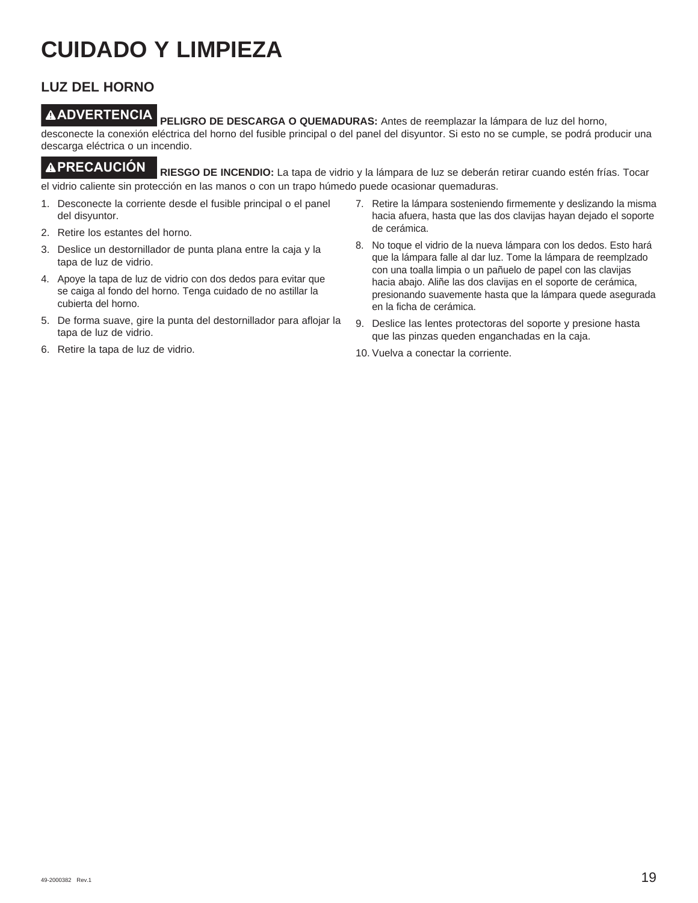# CUIDADO Y LIMPIEZA

## LUZ DEL HORNO

**⚠ADVERTENCIA** **PELIGRO DE DESCARGA O QUEMADURAS:** Antes de reemplazar la lámpara de luz del horno, desconecte la conexión eléctrica del horno del fusible principal o del panel del disyuntor. Si esto no se cumple, se podrá producir una descarga eléctrica o un incendio.

**⚠PRECAUCIÓN** **RIESGO DE INCENDIO:** La tapa de vidrio y la lámpara de luz se deberán retirar cuando estén frías. Tocar el vidrio caliente sin protección en las manos o con un trapo húmedo puede ocasionar quemaduras.

1. Desconecte la corriente desde el fusible principal o el panel del disyuntor.
2. Retire los estantes del horno.
3. Deslice un destornillador de punta plana entre la caja y la tapa de luz de vidrio.
4. Apoye la tapa de luz de vidrio con dos dedos para evitar que se caiga al fondo del horno. Tenga cuidado de no astillar la cubierta del horno.
5. De forma suave, gire la punta del destornillador para aflojar la tapa de luz de vidrio.
6. Retire la tapa de luz de vidrio.
7. Retire la lámpara sosteniendo firmemente y deslizando la misma hacia afuera, hasta que las dos clavijas hayan dejado el soporte de cerámica.
8. No toque el vidrio de la nueva lámpara con los dedos. Esto hará que la lámpara falle al dar luz. Tome la lámpara de reemplzado con una toalla limpia o un pañuelo de papel con las clavijas hacia abajo. Aliñe las dos clavijas en el soporte de cerámica, presionando suavemente hasta que la lámpara quede asegurada en la ficha de cerámica.
9. Deslice las lentes protectoras del soporte y presione hasta que las pinzas queden enganchadas en la caja.
10. Vuelva a conectar la corriente.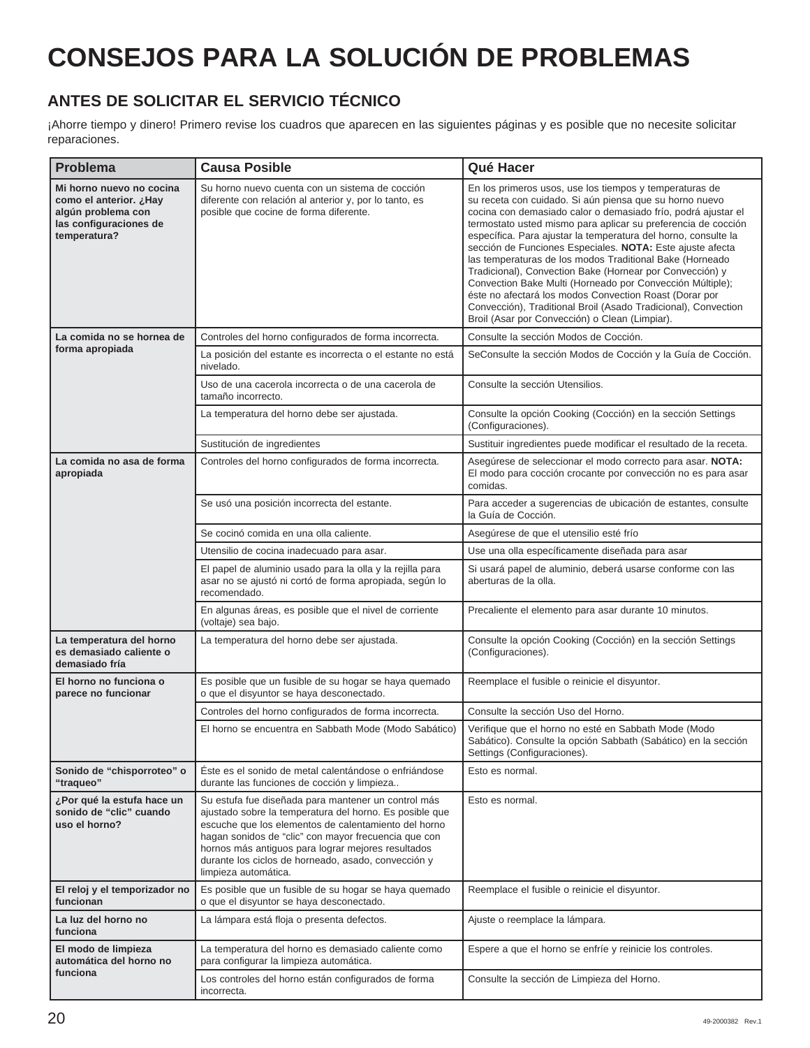# CONSEJOS PARA LA SOLUCIÓN DE PROBLEMAS

## ANTES DE SOLICITAR EL SERVICIO TÉCNICO

¡Ahorre tiempo y dinero! Primero revise los cuadros que aparecen en las siguientes páginas y es posible que no necesite solicitar reparaciones.

| Problema | Causa Posible | Qué Hacer |
|---|---|---|
| **Mi horno nuevo no cocina como el anterior. ¿Hay algún problema con las configuraciones de temperatura?** | Su horno nuevo cuenta con un sistema de cocción diferente con relación al anterior y, por lo tanto, es posible que cocine de forma diferente. | En los primeros usos, use los tiempos y temperaturas de su receta con cuidado. Si aún piensa que su horno nuevo cocina con demasiado calor o demasiado frío, podrá ajustar el termostato usted mismo para aplicar su preferencia de cocción específica. Para ajustar la temperatura del horno, consulte la sección de Funciones Especiales. **NOTA:** Este ajuste afecta las temperaturas de los modos Traditional Bake (Horneado Tradicional), Convection Bake (Hornear por Convección) y Convection Bake Multi (Horneado por Convección Múltiple); éste no afectará los modos Convection Roast (Dorar por Convección), Traditional Broil (Asado Tradicional), Convection Broil (Asar por Convección) o Clean (Limpiar). |
| **La comida no se hornea de forma apropiada** | Controles del horno configurados de forma incorrecta. | Consulte la sección Modos de Cocción. |
| | La posición del estante es incorrecta o el estante no está nivelado. | SeConsulte la sección Modos de Cocción y la Guía de Cocción. |
| | Uso de una cacerola incorrecta o de una cacerola de tamaño incorrecto. | Consulte la sección Utensilios. |
| | La temperatura del horno debe ser ajustada. | Consulte la opción Cooking (Cocción) en la sección Settings (Configuraciones). |
| | Sustitución de ingredientes | Sustituir ingredientes puede modificar el resultado de la receta. |
| **La comida no asa de forma apropiada** | Controles del horno configurados de forma incorrecta. | Asegúrese de seleccionar el modo correcto para asar. **NOTA:** El modo para cocción crocante por convección no es para asar comidas. |
| | Se usó una posición incorrecta del estante. | Para acceder a sugerencias de ubicación de estantes, consulte la Guía de Cocción. |
| | Se cocinó comida en una olla caliente. | Asegúrese de que el utensilio esté frío |
| | Utensilio de cocina inadecuado para asar. | Use una olla específicamente diseñada para asar |
| | El papel de aluminio usado para la olla y la rejilla para asar no se ajustó ni cortó de forma apropiada, según lo recomendado. | Si usará papel de aluminio, deberá usarse conforme con las aberturas de la olla. |
| | En algunas áreas, es posible que el nivel de corriente (voltaje) sea bajo. | Precaliente el elemento para asar durante 10 minutos. |
| **La temperatura del horno es demasiado caliente o demasiado fría** | La temperatura del horno debe ser ajustada. | Consulte la opción Cooking (Cocción) en la sección Settings (Configuraciones). |
| **El horno no funciona o parece no funcionar** | Es posible que un fusible de su hogar se haya quemado o que el disyuntor se haya desconectado. | Reemplace el fusible o reinicie el disyuntor. |
| | Controles del horno configurados de forma incorrecta. | Consulte la sección Uso del Horno. |
| | El horno se encuentra en Sabbath Mode (Modo Sabático) | Verifique que el horno no esté en Sabbath Mode (Modo Sabático). Consulte la opción Sabbath (Sabático) en la sección Settings (Configuraciones). |
| **Sonido de "chisporroteo" o "traqueo"** | Éste es el sonido de metal calentándose o enfriándose durante las funciones de cocción y limpieza.. | Esto es normal. |
| **¿Por qué la estufa hace un sonido de "clic" cuando uso el horno?** | Su estufa fue diseñada para mantener un control más ajustado sobre la temperatura del horno. Es posible que escuche que los elementos de calentamiento del horno hagan sonidos de "clic" con mayor frecuencia que con hornos más antiguos para lograr mejores resultados durante los ciclos de horneado, asado, convección y limpieza automática. | Esto es normal. |
| **El reloj y el temporizador no funcionan** | Es posible que un fusible de su hogar se haya quemado o que el disyuntor se haya desconectado. | Reemplace el fusible o reinicie el disyuntor. |
| **La luz del horno no funciona** | La lámpara está floja o presenta defectos. | Ajuste o reemplace la lámpara. |
| **El modo de limpieza automática del horno no funciona** | La temperatura del horno es demasiado caliente como para configurar la limpieza automática. | Espere a que el horno se enfríe y reinicie los controles. |
| | Los controles del horno están configurados de forma incorrecta. | Consulte la sección de Limpieza del Horno. |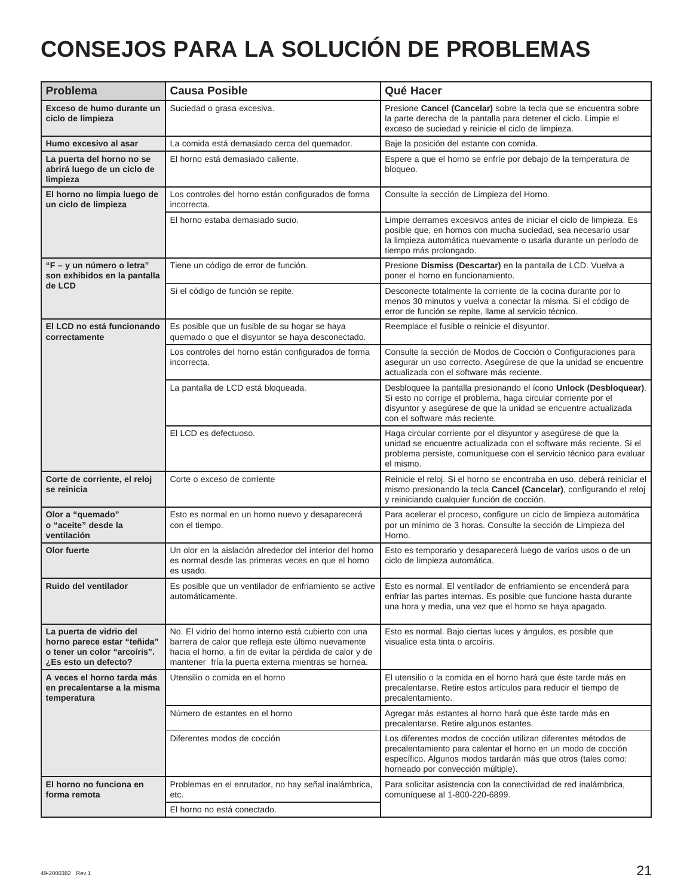# CONSEJOS PARA LA SOLUCIÓN DE PROBLEMAS

| Problema | Causa Posible | Qué Hacer |
|---|---|---|
| **Exceso de humo durante un ciclo de limpieza** | Suciedad o grasa excesiva. | Presione **Cancel (Cancelar)** sobre la tecla que se encuentra sobre la parte derecha de la pantalla para detener el ciclo. Limpie el exceso de suciedad y reinicie el ciclo de limpieza. |
| **Humo excesivo al asar** | La comida está demasiado cerca del quemador. | Baje la posición del estante con comida. |
| **La puerta del horno no se abrirá luego de un ciclo de limpieza** | El horno está demasiado caliente. | Espere a que el horno se enfríe por debajo de la temperatura de bloqueo. |
| **El horno no limpia luego de un ciclo de limpieza** | Los controles del horno están configurados de forma incorrecta. | Consulte la sección de Limpieza del Horno. |
| | El horno estaba demasiado sucio. | Limpie derrames excesivos antes de iniciar el ciclo de limpieza. Es posible que, en hornos con mucha suciedad, sea necesario usar la limpieza automática nuevamente o usarla durante un período de tiempo más prolongado. |
| **“F – y un número o letra” son exhibidos en la pantalla de LCD** | Tiene un código de error de función. | Presione **Dismiss (Descartar)** en la pantalla de LCD. Vuelva a poner el horno en funcionamiento. |
| | Si el código de función se repite. | Desconecte totalmente la corriente de la cocina durante por lo menos 30 minutos y vuelva a conectar la misma. Si el código de error de función se repite, llame al servicio técnico. |
| **El LCD no está funcionando correctamente** | Es posible que un fusible de su hogar se haya quemado o que el disyuntor se haya desconectado. | Reemplace el fusible o reinicie el disyuntor. |
| | Los controles del horno están configurados de forma incorrecta. | Consulte la sección de Modos de Cocción o Configuraciones para asegurar un uso correcto. Asegúrese de que la unidad se encuentre actualizada con el software más reciente. |
| | La pantalla de LCD está bloqueada. | Desbloquee la pantalla presionando el ícono **Unlock (Desbloquear)**. Si esto no corrige el problema, haga circular corriente por el disyuntor y asegúrese de que la unidad se encuentre actualizada con el software más reciente. |
| | El LCD es defectuoso. | Haga circular corriente por el disyuntor y asegúrese de que la unidad se encuentre actualizada con el software más reciente. Si el problema persiste, comuníquese con el servicio técnico para evaluar el mismo. |
| **Corte de corriente, el reloj se reinicia** | Corte o exceso de corriente | Reinicie el reloj. Si el horno se encontraba en uso, deberá reiniciar el mismo presionando la tecla **Cancel (Cancelar)**, configurando el reloj y reiniciando cualquier función de cocción. |
| **Olor a “quemado” o “aceite” desde la ventilación** | Esto es normal en un horno nuevo y desaparecerá con el tiempo. | Para acelerar el proceso, configure un ciclo de limpieza automática por un mínimo de 3 horas. Consulte la sección de Limpieza del Horno. |
| **Olor fuerte** | Un olor en la aislación alrededor del interior del horno es normal desde las primeras veces en que el horno es usado. | Esto es temporario y desaparecerá luego de varios usos o de un ciclo de limpieza automática. |
| **Ruido del ventilador** | Es posible que un ventilador de enfriamiento se active automáticamente. | Esto es normal. El ventilador de enfriamiento se encenderá para enfriar las partes internas. Es posible que funcione hasta durante una hora y media, una vez que el horno se haya apagado. |
| **La puerta de vidrio del horno parece estar “teñida” o tener un color “arcoíris”. ¿Es esto un defecto?** | No. El vidrio del horno interno está cubierto con una barrera de calor que refleja este último nuevamente hacia el horno, a fin de evitar la pérdida de calor y de mantener fría la puerta externa mientras se hornea. | Esto es normal. Bajo ciertas luces y ángulos, es posible que visualice esta tinta o arcoíris. |
| **A veces el horno tarda más en precalentarse a la misma temperatura** | Utensilio o comida en el horno | El utensilio o la comida en el horno hará que éste tarde más en precalentarse. Retire estos artículos para reducir el tiempo de precalentamiento. |
| | Número de estantes en el horno | Agregar más estantes al horno hará que éste tarde más en precalentarse. Retire algunos estantes. |
| | Diferentes modos de cocción | Los diferentes modos de cocción utilizan diferentes métodos de precalentamiento para calentar el horno en un modo de cocción específico. Algunos modos tardarán más que otros (tales como: horneado por convección múltiple). |
| **El horno no funciona en forma remota** | Problemas en el enrutador, no hay señal inalámbrica, etc. | Para solicitar asistencia con la conectividad de red inalámbrica, comuníquese al 1-800-220-6899. |
| | El horno no está conectado. | |

49-2000382 Rev.1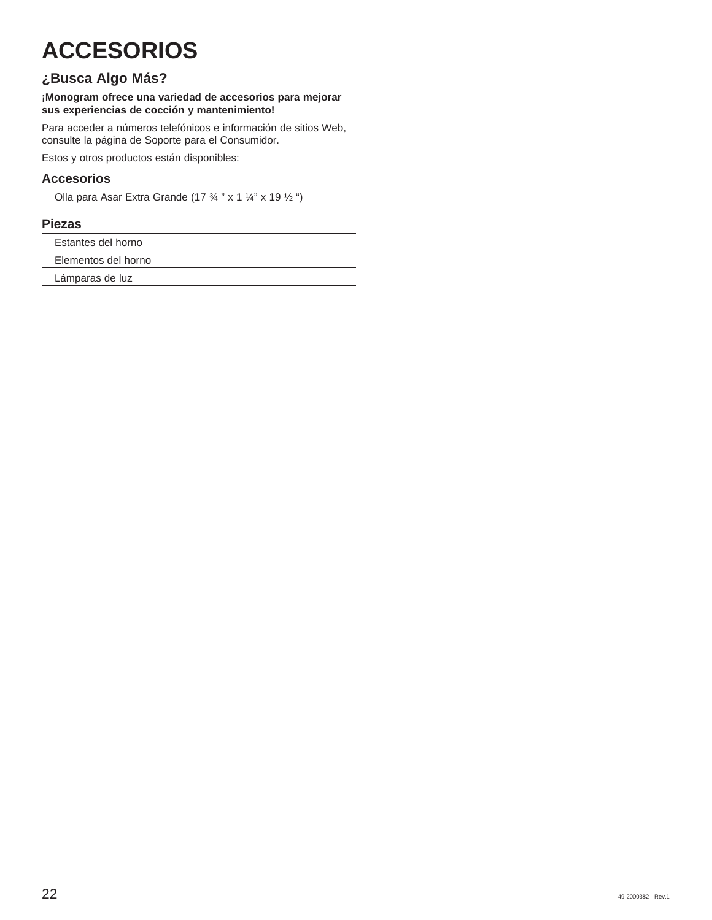# ACCESORIOS

## ¿Busca Algo Más?

**¡Monogram ofrece una variedad de accesorios para mejorar sus experiencias de cocción y mantenimiento!**

Para acceder a números telefónicos e información de sitios Web, consulte la página de Soporte para el Consumidor.

Estos y otros productos están disponibles:

### Accesorios

- Olla para Asar Extra Grande (17 ¾ " x 1 ¼" x 19 ½ ")

### Piezas

- Estantes del horno
- Elementos del horno
- Lámparas de luz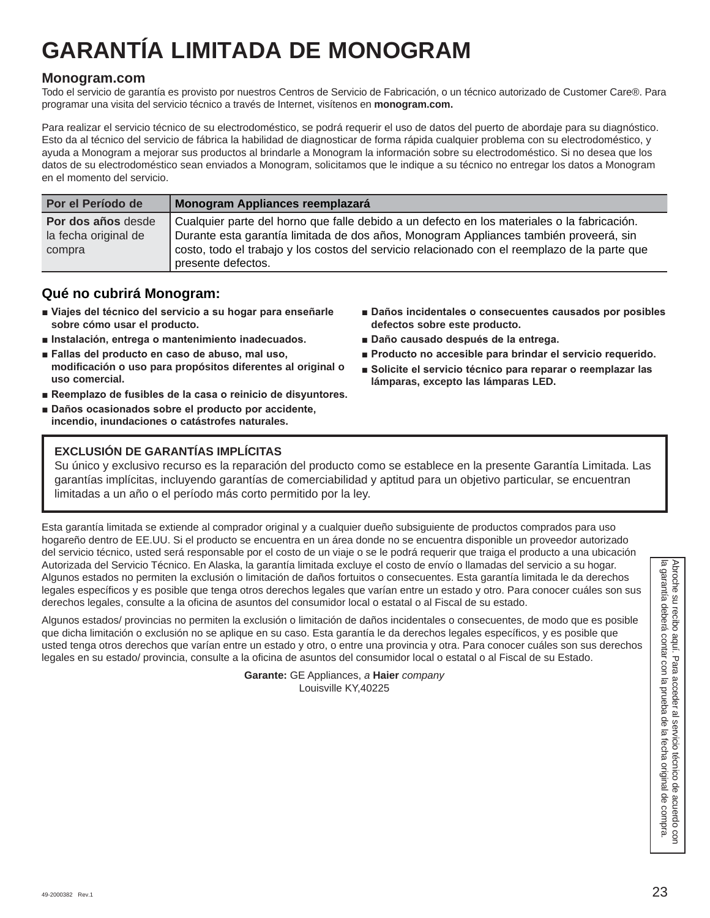# GARANTÍA LIMITADA DE MONOGRAM

**Monogram.com**

Todo el servicio de garantía es provisto por nuestros Centros de Servicio de Fabricación, o un técnico autorizado de Customer Care®. Para programar una visita del servicio técnico a través de Internet, visítenos en **monogram.com.**

Para realizar el servicio técnico de su electrodoméstico, se podrá requerir el uso de datos del puerto de abordaje para su diagnóstico. Esto da al técnico del servicio de fábrica la habilidad de diagnosticar de forma rápida cualquier problema con su electrodoméstico, y ayuda a Monogram a mejorar sus productos al brindarle a Monogram la información sobre su electrodoméstico. Si no desea que los datos de su electrodoméstico sean enviados a Monogram, solicitamos que le indique a su técnico no entregar los datos a Monogram en el momento del servicio.

| Por el Período de | Monogram Appliances reemplazará |
|---|---|
| **Por dos años** desde la fecha original de compra | Cualquier parte del horno que falle debido a un defecto en los materiales o la fabricación. Durante esta garantía limitada de dos años, Monogram Appliances también proveerá, sin costo, todo el trabajo y los costos del servicio relacionado con el reemplazo de la parte que presente defectos. |

## Qué no cubrirá Monogram:

- **Viajes del técnico del servicio a su hogar para enseñarle sobre cómo usar el producto.**
- **Instalación, entrega o mantenimiento inadecuados.**
- **Fallas del producto en caso de abuso, mal uso, modificación o uso para propósitos diferentes al original o uso comercial.**
- **Reemplazo de fusibles de la casa o reinicio de disyuntores.**
- **Daños ocasionados sobre el producto por accidente, incendio, inundaciones o catástrofes naturales.**
- **Daños incidentales o consecuentes causados por posibles defectos sobre este producto.**
- **Daño causado después de la entrega.**
- **Producto no accesible para brindar el servicio requerido.**
- **Solicite el servicio técnico para reparar o reemplazar las lámparas, excepto las lámparas LED.**

**EXCLUSIÓN DE GARANTÍAS IMPLÍCITAS**
Su único y exclusivo recurso es la reparación del producto como se establece en la presente Garantía Limitada. Las garantías implícitas, incluyendo garantías de comerciabilidad y aptitud para un objetivo particular, se encuentran limitadas a un año o el período más corto permitido por la ley.

Esta garantía limitada se extiende al comprador original y a cualquier dueño subsiguiente de productos comprados para uso hogareño dentro de EE.UU. Si el producto se encuentra en un área donde no se encuentra disponible un proveedor autorizado del servicio técnico, usted será responsable por el costo de un viaje o se le podrá requerir que traiga el producto a una ubicación Autorizada del Servicio Técnico. En Alaska, la garantía limitada excluye el costo de envío o llamadas del servicio a su hogar. Algunos estados no permiten la exclusión o limitación de daños fortuitos o consecuentes. Esta garantía limitada le da derechos legales específicos y es posible que tenga otros derechos legales que varían entre un estado y otro. Para conocer cuáles son sus derechos legales, consulte a la oficina de asuntos del consumidor local o estatal o al Fiscal de su estado.

Algunos estados/ provincias no permiten la exclusión o limitación de daños incidentales o consecuentes, de modo que es posible que dicha limitación o exclusión no se aplique en su caso. Esta garantía le da derechos legales específicos, y es posible que usted tenga otros derechos que varían entre un estado y otro, o entre una provincia y otra. Para conocer cuáles son sus derechos legales en su estado/ provincia, consulte a la oficina de asuntos del consumidor local o estatal o al Fiscal de su Estado.

**Garante:** GE Appliances, *a* **Haier** *company*
Louisville KY,40225

Abroche su recibo aquí. Para acceder al servicio técnico de acuerdo con la garantía deberá contar con la prueba de la fecha original de compra.

49-2000382 Rev.1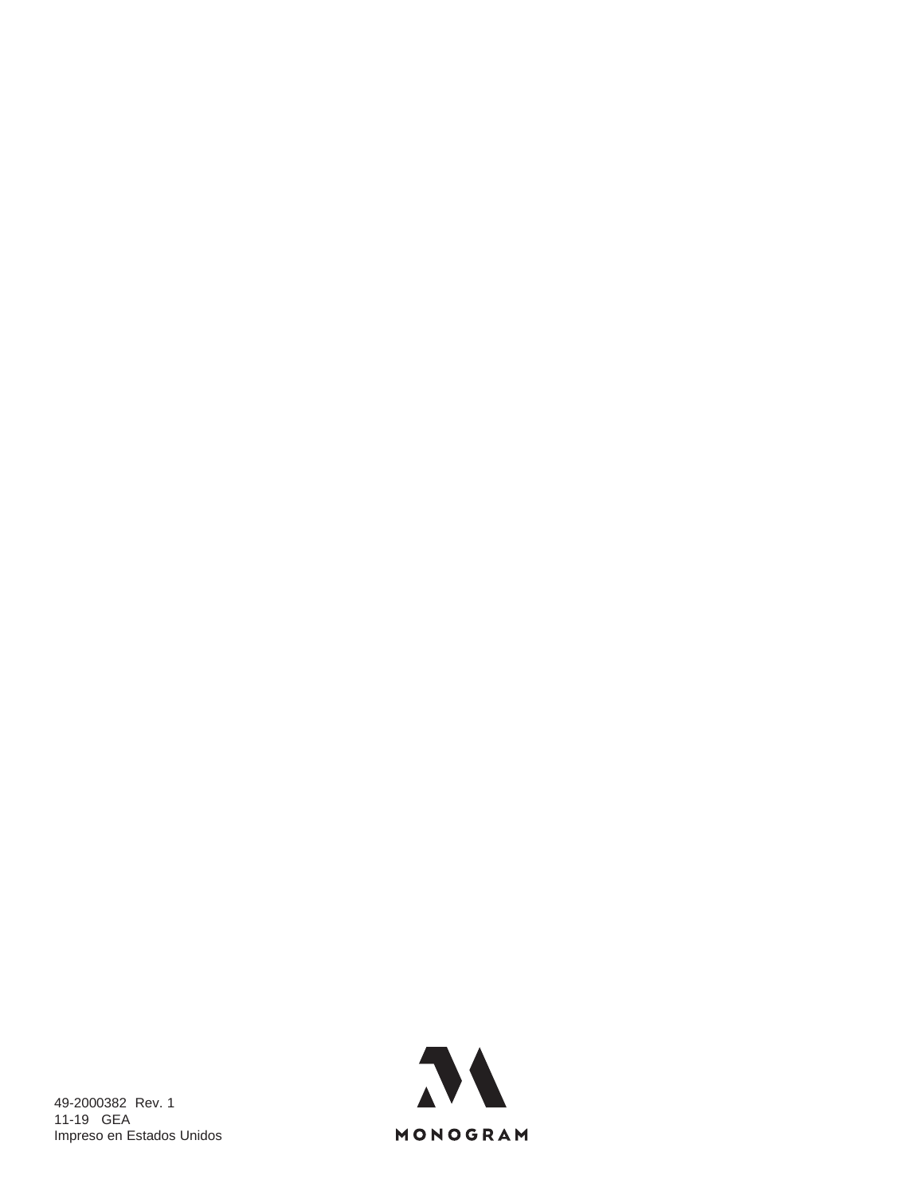49-2000382 Rev. 1
11-19 GEA
Impreso en Estados Unidos

MONOGRAM